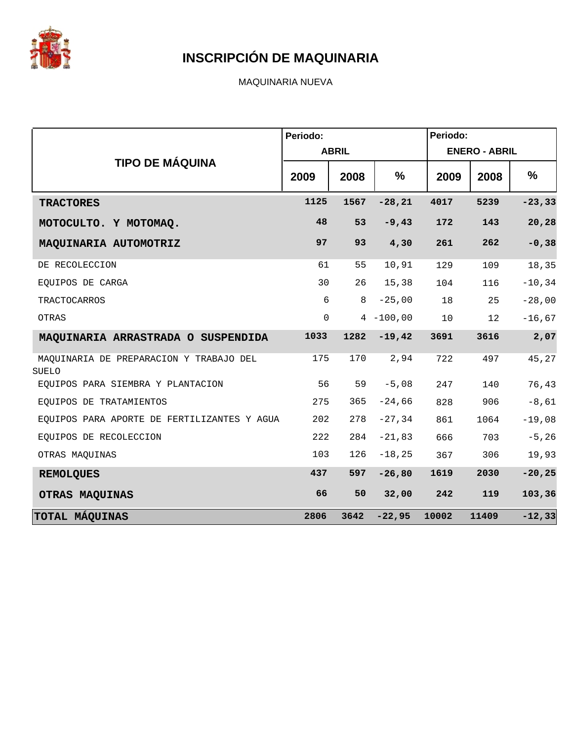# INSCRIPCIÓN DE MAQUINARIA

MAQUINARIA NUEVA

| TIPO DE MÁQUINA | Periodo: ABRIL | | | Periodo: ENERO - ABRIL | | |
|---|---|---|---|---|---|---|
| | 2009 | 2008 | % | 2009 | 2008 | % |
| **TRACTORES** | **1125** | **1567** | **-28,21** | **4017** | **5239** | **-23,33** |
| **MOTOCULTO. Y MOTOMAQ.** | **48** | **53** | **-9,43** | **172** | **143** | **20,28** |
| **MAQUINARIA AUTOMOTRIZ** | **97** | **93** | **4,30** | **261** | **262** | **-0,38** |
| DE RECOLECCION | 61 | 55 | 10,91 | 129 | 109 | 18,35 |
| EQUIPOS DE CARGA | 30 | 26 | 15,38 | 104 | 116 | -10,34 |
| TRACTOCARROS | 6 | 8 | -25,00 | 18 | 25 | -28,00 |
| OTRAS | 0 | 4 | -100,00 | 10 | 12 | -16,67 |
| **MAQUINARIA ARRASTRADA O SUSPENDIDA** | **1033** | **1282** | **-19,42** | **3691** | **3616** | **2,07** |
| MAQUINARIA DE PREPARACION Y TRABAJO DEL SUELO | 175 | 170 | 2,94 | 722 | 497 | 45,27 |
| EQUIPOS PARA SIEMBRA Y PLANTACION | 56 | 59 | -5,08 | 247 | 140 | 76,43 |
| EQUIPOS DE TRATAMIENTOS | 275 | 365 | -24,66 | 828 | 906 | -8,61 |
| EQUIPOS PARA APORTE DE FERTILIZANTES Y AGUA | 202 | 278 | -27,34 | 861 | 1064 | -19,08 |
| EQUIPOS DE RECOLECCION | 222 | 284 | -21,83 | 666 | 703 | -5,26 |
| OTRAS MAQUINAS | 103 | 126 | -18,25 | 367 | 306 | 19,93 |
| **REMOLQUES** | **437** | **597** | **-26,80** | **1619** | **2030** | **-20,25** |
| **OTRAS MAQUINAS** | **66** | **50** | **32,00** | **242** | **119** | **103,36** |
| **TOTAL MÁQUINAS** | **2806** | **3642** | **-22,95** | **10002** | **11409** | **-12,33** |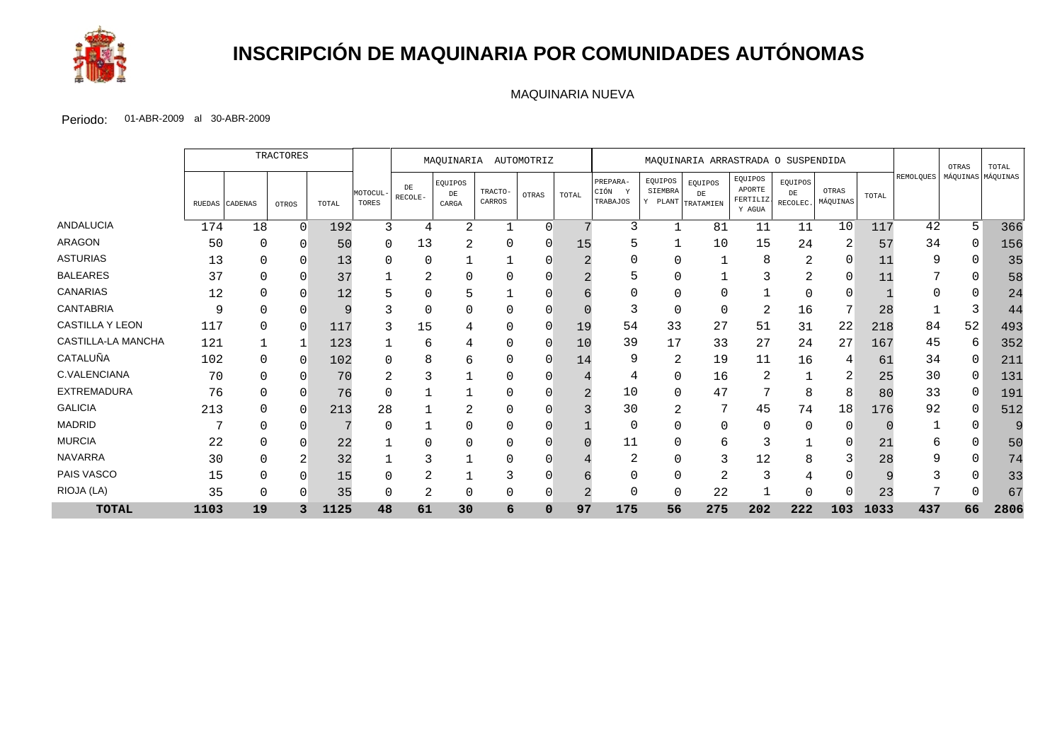# INSCRIPCIÓN DE MAQUINARIA POR COMUNIDADES AUTÓNOMAS

MAQUINARIA NUEVA

Periodo: 01-ABR-2009 al 30-ABR-2009

| | TRACTORES | | | | | MAQUINARIA AUTOMOTRIZ | | | | | MAQUINARIA ARRASTRADA O SUSPENDIDA | | | | | | | | | |
|---|---|---|---|---|---|---|---|---|---|---|---|---|---|---|---|---|---|---|---|---|
| | RUEDAS | CADENAS | OTROS | TOTAL | MOTOCUL-TORES | DE RECOLE- | EQUIPOS DE CARGA | TRACTO-CARROS | OTRAS | TOTAL | PREPARA-CIÓN Y TRABAJOS | EQUIPOS SIEMBRA Y PLANT | EQUIPOS DE TRATAMIEN | EQUIPOS APORTE FERTILIZ Y AGUA | EQUIPOS DE RECOLEC. | OTRAS MÁQUINAS | TOTAL | REMOLQUES | OTRAS MÁQUINAS | TOTAL MÁQUINAS |
| ANDALUCIA | 174 | 18 | 0 | 192 | 3 | 4 | 2 | 1 | 0 | 7 | 3 | 1 | 81 | 11 | 11 | 10 | 117 | 42 | 5 | 366 |
| ARAGON | 50 | 0 | 0 | 50 | 0 | 13 | 2 | 0 | 0 | 15 | 5 | 1 | 10 | 15 | 24 | 2 | 57 | 34 | 0 | 156 |
| ASTURIAS | 13 | 0 | 0 | 13 | 0 | 0 | 1 | 1 | 0 | 2 | 0 | 0 | 1 | 8 | 2 | 0 | 11 | 9 | 0 | 35 |
| BALEARES | 37 | 0 | 0 | 37 | 1 | 2 | 0 | 0 | 0 | 2 | 5 | 0 | 1 | 3 | 2 | 0 | 11 | 7 | 0 | 58 |
| CANARIAS | 12 | 0 | 0 | 12 | 5 | 0 | 5 | 1 | 0 | 6 | 0 | 0 | 0 | 1 | 0 | 0 | 1 | 0 | 0 | 24 |
| CANTABRIA | 9 | 0 | 0 | 9 | 3 | 0 | 0 | 0 | 0 | 0 | 3 | 0 | 0 | 2 | 16 | 7 | 28 | 1 | 3 | 44 |
| CASTILLA Y LEON | 117 | 0 | 0 | 117 | 3 | 15 | 4 | 0 | 0 | 19 | 54 | 33 | 27 | 51 | 31 | 22 | 218 | 84 | 52 | 493 |
| CASTILLA-LA MANCHA | 121 | 1 | 1 | 123 | 1 | 6 | 4 | 0 | 0 | 10 | 39 | 17 | 33 | 27 | 24 | 27 | 167 | 45 | 6 | 352 |
| CATALUÑA | 102 | 0 | 0 | 102 | 0 | 8 | 6 | 0 | 0 | 14 | 9 | 2 | 19 | 11 | 16 | 4 | 61 | 34 | 0 | 211 |
| C.VALENCIANA | 70 | 0 | 0 | 70 | 2 | 3 | 1 | 0 | 0 | 4 | 4 | 0 | 16 | 2 | 1 | 2 | 25 | 30 | 0 | 131 |
| EXTREMADURA | 76 | 0 | 0 | 76 | 0 | 1 | 1 | 0 | 0 | 2 | 10 | 0 | 47 | 7 | 8 | 8 | 80 | 33 | 0 | 191 |
| GALICIA | 213 | 0 | 0 | 213 | 28 | 1 | 2 | 0 | 0 | 3 | 30 | 2 | 7 | 45 | 74 | 18 | 176 | 92 | 0 | 512 |
| MADRID | 7 | 0 | 0 | 7 | 0 | 1 | 0 | 0 | 0 | 1 | 0 | 0 | 0 | 0 | 0 | 0 | 0 | 1 | 0 | 9 |
| MURCIA | 22 | 0 | 0 | 22 | 1 | 0 | 0 | 0 | 0 | 0 | 11 | 0 | 6 | 3 | 1 | 0 | 21 | 6 | 0 | 50 |
| NAVARRA | 30 | 0 | 2 | 32 | 1 | 3 | 1 | 0 | 0 | 4 | 2 | 0 | 3 | 12 | 8 | 3 | 28 | 9 | 0 | 74 |
| PAIS VASCO | 15 | 0 | 0 | 15 | 0 | 2 | 1 | 3 | 0 | 6 | 0 | 0 | 2 | 3 | 4 | 0 | 9 | 3 | 0 | 33 |
| RIOJA (LA) | 35 | 0 | 0 | 35 | 0 | 2 | 0 | 0 | 0 | 2 | 0 | 0 | 22 | 1 | 0 | 0 | 23 | 7 | 0 | 67 |
| **TOTAL** | **1103** | **19** | **3** | **1125** | **48** | **61** | **30** | **6** | **0** | **97** | **175** | **56** | **275** | **202** | **222** | **103** | **1033** | **437** | **66** | **2806** |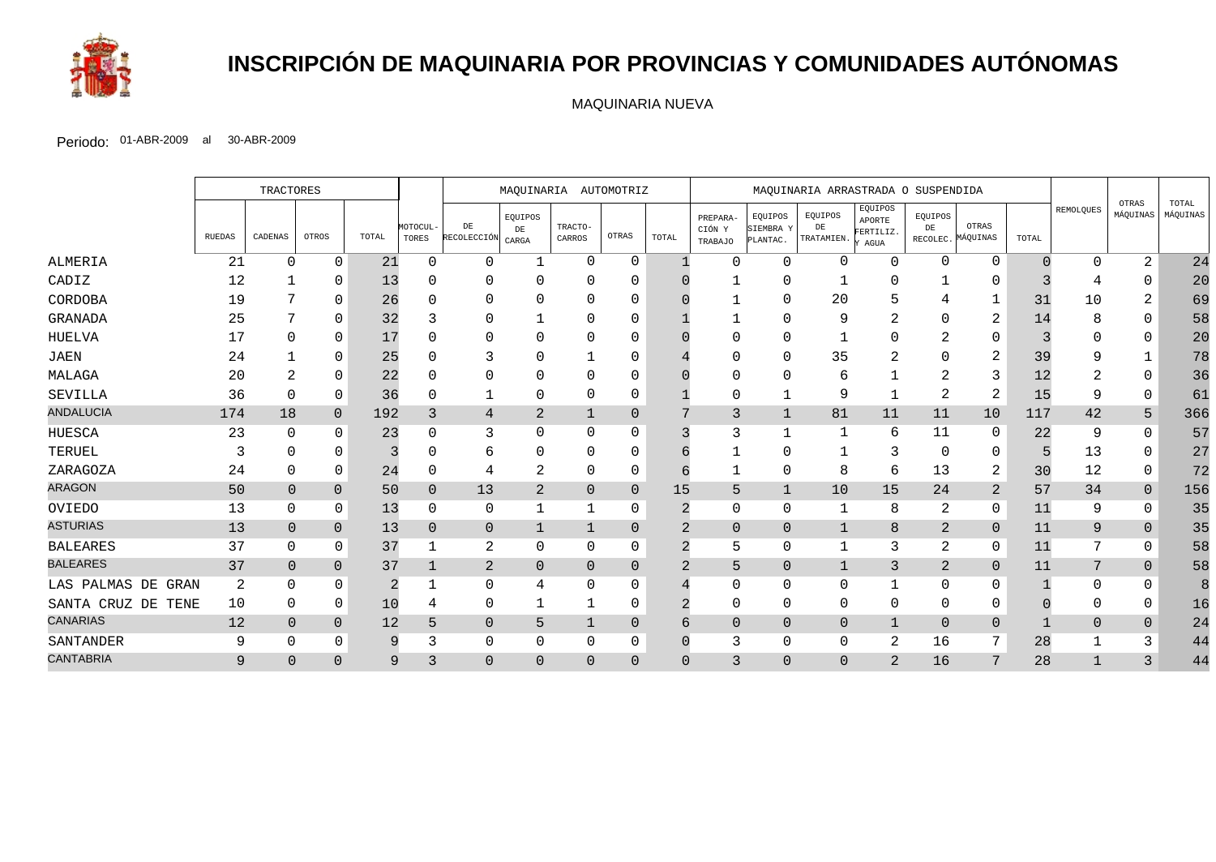# INSCRIPCIÓN DE MAQUINARIA POR PROVINCIAS Y COMUNIDADES AUTÓNOMAS

MAQUINARIA NUEVA

Periodo: 01-ABR-2009 al 30-ABR-2009

| | TRACTORES | | | | | MAQUINARIA AUTOMOTRIZ | | | | | MAQUINARIA ARRASTRADA O SUSPENDIDA | | | | | | | | | |
|---|---|---|---|---|---|---|---|---|---|---|---|---|---|---|---|---|---|---|---|---|
| | RUEDAS | CADENAS | OTROS | TOTAL | MOTOCULTORES | DE RECOLECCIÓN | EQUIPOS DE CARGA | TRACTOCARROS | OTRAS | TOTAL | PREPARACIÓN Y TRABAJO | EQUIPOS SIEMBRA Y PLANTAC. | EQUIPOS DE TRATAMIEN. | EQUIPOS APORTE FERTILIZ. Y AGUA | EQUIPOS DE RECOLEC. | OTRAS MÁQUINAS | TOTAL | REMOLQUES | OTRAS MÁQUINAS | TOTAL MÁQUINAS |
| ALMERIA | 21 | 0 | 0 | 21 | 0 | 0 | 1 | 0 | 0 | 1 | 0 | 0 | 0 | 0 | 0 | 0 | 0 | 0 | 2 | 24 |
| CADIZ | 12 | 1 | 0 | 13 | 0 | 0 | 0 | 0 | 0 | 0 | 1 | 0 | 1 | 0 | 1 | 0 | 3 | 4 | 0 | 20 |
| CORDOBA | 19 | 7 | 0 | 26 | 0 | 0 | 0 | 0 | 0 | 0 | 1 | 0 | 20 | 5 | 4 | 1 | 31 | 10 | 2 | 69 |
| GRANADA | 25 | 7 | 0 | 32 | 3 | 0 | 1 | 0 | 0 | 1 | 1 | 0 | 9 | 2 | 0 | 2 | 14 | 8 | 0 | 58 |
| HUELVA | 17 | 0 | 0 | 17 | 0 | 0 | 0 | 0 | 0 | 0 | 0 | 0 | 1 | 0 | 2 | 0 | 3 | 0 | 0 | 20 |
| JAEN | 24 | 1 | 0 | 25 | 0 | 3 | 0 | 1 | 0 | 4 | 0 | 0 | 35 | 2 | 0 | 2 | 39 | 9 | 1 | 78 |
| MALAGA | 20 | 2 | 0 | 22 | 0 | 0 | 0 | 0 | 0 | 0 | 0 | 0 | 6 | 1 | 2 | 3 | 12 | 2 | 0 | 36 |
| SEVILLA | 36 | 0 | 0 | 36 | 0 | 1 | 0 | 0 | 0 | 1 | 0 | 1 | 9 | 1 | 2 | 2 | 15 | 9 | 0 | 61 |
| ANDALUCIA | 174 | 18 | 0 | 192 | 3 | 4 | 2 | 1 | 0 | 7 | 3 | 1 | 81 | 11 | 11 | 10 | 117 | 42 | 5 | 366 |
| HUESCA | 23 | 0 | 0 | 23 | 0 | 3 | 0 | 0 | 0 | 3 | 3 | 1 | 1 | 6 | 11 | 0 | 22 | 9 | 0 | 57 |
| TERUEL | 3 | 0 | 0 | 3 | 0 | 6 | 0 | 0 | 0 | 6 | 1 | 0 | 1 | 3 | 0 | 0 | 5 | 13 | 0 | 27 |
| ZARAGOZA | 24 | 0 | 0 | 24 | 0 | 4 | 2 | 0 | 0 | 6 | 1 | 0 | 8 | 6 | 13 | 2 | 30 | 12 | 0 | 72 |
| ARAGON | 50 | 0 | 0 | 50 | 0 | 13 | 2 | 0 | 0 | 15 | 5 | 1 | 10 | 15 | 24 | 2 | 57 | 34 | 0 | 156 |
| OVIEDO | 13 | 0 | 0 | 13 | 0 | 0 | 1 | 1 | 0 | 2 | 0 | 0 | 1 | 8 | 2 | 0 | 11 | 9 | 0 | 35 |
| ASTURIAS | 13 | 0 | 0 | 13 | 0 | 0 | 1 | 1 | 0 | 2 | 0 | 0 | 1 | 8 | 2 | 0 | 11 | 9 | 0 | 35 |
| BALEARES | 37 | 0 | 0 | 37 | 1 | 2 | 0 | 0 | 0 | 2 | 5 | 0 | 1 | 3 | 2 | 0 | 11 | 7 | 0 | 58 |
| BALEARES | 37 | 0 | 0 | 37 | 1 | 2 | 0 | 0 | 0 | 2 | 5 | 0 | 1 | 3 | 2 | 0 | 11 | 7 | 0 | 58 |
| LAS PALMAS DE GRAN | 2 | 0 | 0 | 2 | 1 | 0 | 4 | 0 | 0 | 4 | 0 | 0 | 0 | 1 | 0 | 0 | 1 | 0 | 0 | 8 |
| SANTA CRUZ DE TENE | 10 | 0 | 0 | 10 | 4 | 0 | 1 | 1 | 0 | 2 | 0 | 0 | 0 | 0 | 0 | 0 | 0 | 0 | 0 | 16 |
| CANARIAS | 12 | 0 | 0 | 12 | 5 | 0 | 5 | 1 | 0 | 6 | 0 | 0 | 0 | 1 | 0 | 0 | 1 | 0 | 0 | 24 |
| SANTANDER | 9 | 0 | 0 | 9 | 3 | 0 | 0 | 0 | 0 | 0 | 3 | 0 | 0 | 2 | 16 | 7 | 28 | 1 | 3 | 44 |
| CANTABRIA | 9 | 0 | 0 | 9 | 3 | 0 | 0 | 0 | 0 | 0 | 3 | 0 | 0 | 2 | 16 | 7 | 28 | 1 | 3 | 44 |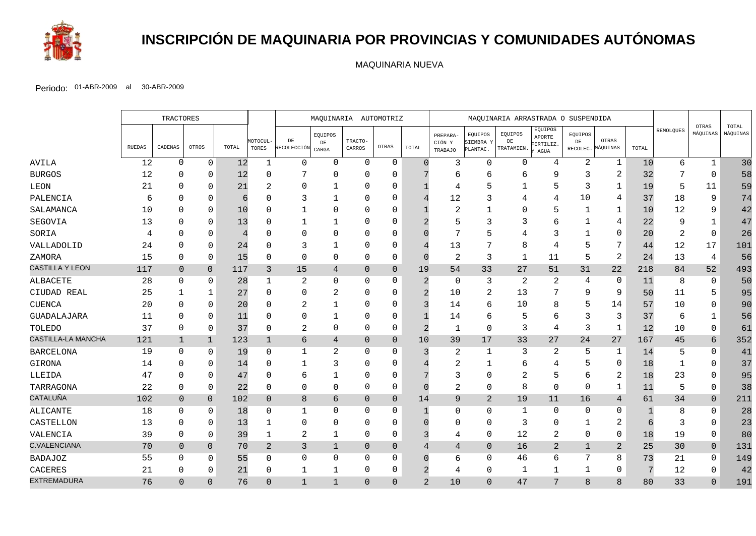# INSCRIPCIÓN DE MAQUINARIA POR PROVINCIAS Y COMUNIDADES AUTÓNOMAS

MAQUINARIA NUEVA

Periodo: 01-ABR-2009 al 30-ABR-2009

| | TRACTORES | | | | | MAQUINARIA AUTOMOTRIZ | | | | | MAQUINARIA ARRASTRADA O SUSPENDIDA | | | | | | | REMOLQUES | OTRAS MÁQUINAS | TOTAL MÁQUINAS |
|---|---|---|---|---|---|---|---|---|---|---|---|---|---|---|---|---|---|---|---|---|
| | RUEDAS | CADENAS | OTROS | TOTAL | MOTOCULTORES | DE RECOLECCIÓN | EQUIPOS DE CARGA | TRACTOCARROS | OTRAS | TOTAL | PREPARACIÓN Y TRABAJO | EQUIPOS SIEMBRA Y PLANTAC. | EQUIPOS DE TRATAMIEN. | EQUIPOS APORTE FERTILIZ. Y AGUA | EQUIPOS DE RECOLEC. | OTRAS MÁQUINAS | TOTAL | | | |
| AVILA | 12 | 0 | 0 | 12 | 1 | 0 | 0 | 0 | 0 | 0 | 3 | 0 | 0 | 4 | 2 | 1 | 10 | 6 | 1 | 30 |
| BURGOS | 12 | 0 | 0 | 12 | 0 | 7 | 0 | 0 | 0 | 7 | 6 | 6 | 6 | 9 | 3 | 2 | 32 | 7 | 0 | 58 |
| LEON | 21 | 0 | 0 | 21 | 2 | 0 | 1 | 0 | 0 | 1 | 4 | 5 | 1 | 5 | 3 | 1 | 19 | 5 | 11 | 59 |
| PALENCIA | 6 | 0 | 0 | 6 | 0 | 3 | 1 | 0 | 0 | 4 | 12 | 3 | 4 | 4 | 10 | 4 | 37 | 18 | 9 | 74 |
| SALAMANCA | 10 | 0 | 0 | 10 | 0 | 1 | 0 | 0 | 0 | 1 | 2 | 1 | 0 | 5 | 1 | 1 | 10 | 12 | 9 | 42 |
| SEGOVIA | 13 | 0 | 0 | 13 | 0 | 1 | 1 | 0 | 0 | 2 | 5 | 3 | 3 | 6 | 1 | 4 | 22 | 9 | 1 | 47 |
| SORIA | 4 | 0 | 0 | 4 | 0 | 0 | 0 | 0 | 0 | 0 | 7 | 5 | 4 | 3 | 1 | 0 | 20 | 2 | 0 | 26 |
| VALLADOLID | 24 | 0 | 0 | 24 | 0 | 3 | 1 | 0 | 0 | 4 | 13 | 7 | 8 | 4 | 5 | 7 | 44 | 12 | 17 | 101 |
| ZAMORA | 15 | 0 | 0 | 15 | 0 | 0 | 0 | 0 | 0 | 0 | 2 | 3 | 1 | 11 | 5 | 2 | 24 | 13 | 4 | 56 |
| CASTILLA Y LEON | 117 | 0 | 0 | 117 | 3 | 15 | 4 | 0 | 0 | 19 | 54 | 33 | 27 | 51 | 31 | 22 | 218 | 84 | 52 | 493 |
| ALBACETE | 28 | 0 | 0 | 28 | 1 | 2 | 0 | 0 | 0 | 2 | 0 | 3 | 2 | 2 | 4 | 0 | 11 | 8 | 0 | 50 |
| CIUDAD REAL | 25 | 1 | 1 | 27 | 0 | 0 | 2 | 0 | 0 | 2 | 10 | 2 | 13 | 7 | 9 | 9 | 50 | 11 | 5 | 95 |
| CUENCA | 20 | 0 | 0 | 20 | 0 | 2 | 1 | 0 | 0 | 3 | 14 | 6 | 10 | 8 | 5 | 14 | 57 | 10 | 0 | 90 |
| GUADALAJARA | 11 | 0 | 0 | 11 | 0 | 0 | 1 | 0 | 0 | 1 | 14 | 6 | 5 | 6 | 3 | 3 | 37 | 6 | 1 | 56 |
| TOLEDO | 37 | 0 | 0 | 37 | 0 | 2 | 0 | 0 | 0 | 2 | 1 | 0 | 3 | 4 | 3 | 1 | 12 | 10 | 0 | 61 |
| CASTILLA-LA MANCHA | 121 | 1 | 1 | 123 | 1 | 6 | 4 | 0 | 0 | 10 | 39 | 17 | 33 | 27 | 24 | 27 | 167 | 45 | 6 | 352 |
| BARCELONA | 19 | 0 | 0 | 19 | 0 | 1 | 2 | 0 | 0 | 3 | 2 | 1 | 3 | 2 | 5 | 1 | 14 | 5 | 0 | 41 |
| GIRONA | 14 | 0 | 0 | 14 | 0 | 1 | 3 | 0 | 0 | 4 | 2 | 1 | 6 | 4 | 5 | 0 | 18 | 1 | 0 | 37 |
| LLEIDA | 47 | 0 | 0 | 47 | 0 | 6 | 1 | 0 | 0 | 7 | 3 | 0 | 2 | 5 | 6 | 2 | 18 | 23 | 0 | 95 |
| TARRAGONA | 22 | 0 | 0 | 22 | 0 | 0 | 0 | 0 | 0 | 0 | 2 | 0 | 8 | 0 | 0 | 1 | 11 | 5 | 0 | 38 |
| CATALUÑA | 102 | 0 | 0 | 102 | 0 | 8 | 6 | 0 | 0 | 14 | 9 | 2 | 19 | 11 | 16 | 4 | 61 | 34 | 0 | 211 |
| ALICANTE | 18 | 0 | 0 | 18 | 0 | 1 | 0 | 0 | 0 | 1 | 0 | 0 | 1 | 0 | 0 | 0 | 1 | 8 | 0 | 28 |
| CASTELLON | 13 | 0 | 0 | 13 | 1 | 0 | 0 | 0 | 0 | 0 | 0 | 0 | 3 | 0 | 1 | 2 | 6 | 3 | 0 | 23 |
| VALENCIA | 39 | 0 | 0 | 39 | 1 | 2 | 1 | 0 | 0 | 3 | 4 | 0 | 12 | 2 | 0 | 0 | 18 | 19 | 0 | 80 |
| C.VALENCIANA | 70 | 0 | 0 | 70 | 2 | 3 | 1 | 0 | 0 | 4 | 4 | 0 | 16 | 2 | 1 | 2 | 25 | 30 | 0 | 131 |
| BADAJOZ | 55 | 0 | 0 | 55 | 0 | 0 | 0 | 0 | 0 | 0 | 6 | 0 | 46 | 6 | 7 | 8 | 73 | 21 | 0 | 149 |
| CACERES | 21 | 0 | 0 | 21 | 0 | 1 | 1 | 0 | 0 | 2 | 4 | 0 | 1 | 1 | 1 | 0 | 7 | 12 | 0 | 42 |
| EXTREMADURA | 76 | 0 | 0 | 76 | 0 | 1 | 1 | 0 | 0 | 2 | 10 | 0 | 47 | 7 | 8 | 8 | 80 | 33 | 0 | 191 |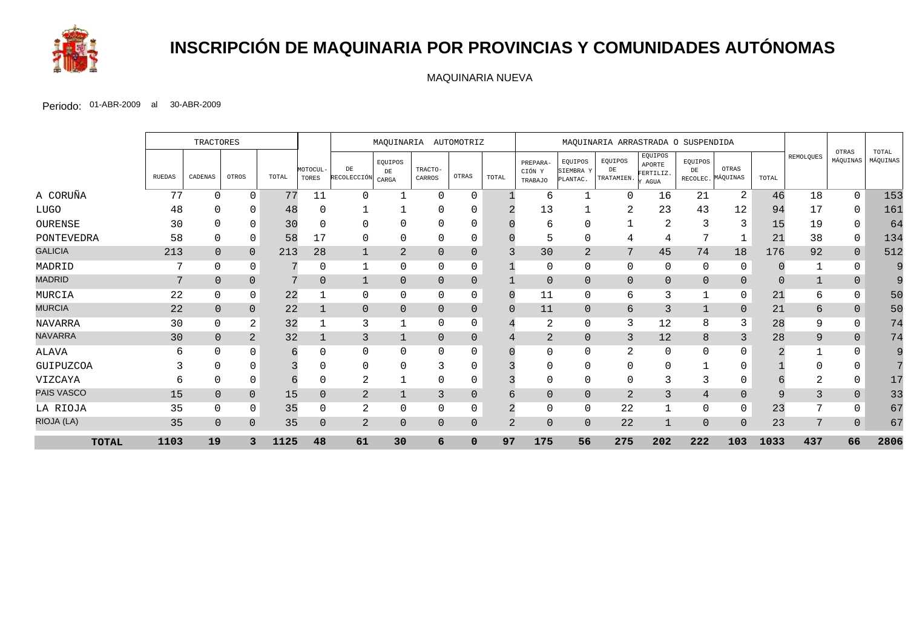# INSCRIPCIÓN DE MAQUINARIA POR PROVINCIAS Y COMUNIDADES AUTÓNOMAS

MAQUINARIA NUEVA

Periodo: 01-ABR-2009 al 30-ABR-2009

| | TRACTORES | | | | | MAQUINARIA AUTOMOTRIZ | | | | | MAQUINARIA ARRASTRADA O SUSPENDIDA | | | | | | | | | |
|---|---|---|---|---|---|---|---|---|---|---|---|---|---|---|---|---|---|---|---|---|
| | RUEDAS | CADENAS | OTROS | TOTAL | MOTOCULTORES | DE RECOLECCIÓN | EQUIPOS DE CARGA | TRACTOCARROS | OTRAS | TOTAL | PREPARACIÓN Y TRABAJO | EQUIPOS SIEMBRA Y PLANTAC. | EQUIPOS DE TRATAMIEN. | EQUIPOS APORTE FERTILIZ. Y AGUA | EQUIPOS DE RECOLEC. | OTRAS MÁQUINAS | TOTAL | REMOLQUES | OTRAS MÁQUINAS | TOTAL MÁQUINAS |
| A CORUÑA | 77 | 0 | 0 | 77 | 11 | 0 | 1 | 0 | 0 | 1 | 6 | 1 | 0 | 16 | 21 | 2 | 46 | 18 | 0 | 153 |
| LUGO | 48 | 0 | 0 | 48 | 0 | 1 | 1 | 0 | 0 | 2 | 13 | 1 | 2 | 23 | 43 | 12 | 94 | 17 | 0 | 161 |
| OURENSE | 30 | 0 | 0 | 30 | 0 | 0 | 0 | 0 | 0 | 0 | 6 | 0 | 1 | 2 | 3 | 3 | 15 | 19 | 0 | 64 |
| PONTEVEDRA | 58 | 0 | 0 | 58 | 17 | 0 | 0 | 0 | 0 | 0 | 5 | 0 | 4 | 4 | 7 | 1 | 21 | 38 | 0 | 134 |
| GALICIA | 213 | 0 | 0 | 213 | 28 | 1 | 2 | 0 | 0 | 3 | 30 | 2 | 7 | 45 | 74 | 18 | 176 | 92 | 0 | 512 |
| MADRID | 7 | 0 | 0 | 7 | 0 | 1 | 0 | 0 | 0 | 1 | 0 | 0 | 0 | 0 | 0 | 0 | 0 | 1 | 0 | 9 |
| MADRID | 7 | 0 | 0 | 7 | 0 | 1 | 0 | 0 | 0 | 1 | 0 | 0 | 0 | 0 | 0 | 0 | 0 | 1 | 0 | 9 |
| MURCIA | 22 | 0 | 0 | 22 | 1 | 0 | 0 | 0 | 0 | 0 | 11 | 0 | 6 | 3 | 1 | 0 | 21 | 6 | 0 | 50 |
| MURCIA | 22 | 0 | 0 | 22 | 1 | 0 | 0 | 0 | 0 | 0 | 11 | 0 | 6 | 3 | 1 | 0 | 21 | 6 | 0 | 50 |
| NAVARRA | 30 | 0 | 2 | 32 | 1 | 3 | 1 | 0 | 0 | 4 | 2 | 0 | 3 | 12 | 8 | 3 | 28 | 9 | 0 | 74 |
| NAVARRA | 30 | 0 | 2 | 32 | 1 | 3 | 1 | 0 | 0 | 4 | 2 | 0 | 3 | 12 | 8 | 3 | 28 | 9 | 0 | 74 |
| ALAVA | 6 | 0 | 0 | 6 | 0 | 0 | 0 | 0 | 0 | 0 | 0 | 0 | 2 | 0 | 0 | 0 | 2 | 1 | 0 | 9 |
| GUIPUZCOA | 3 | 0 | 0 | 3 | 0 | 0 | 0 | 3 | 0 | 3 | 0 | 0 | 0 | 0 | 1 | 0 | 1 | 0 | 0 | 7 |
| VIZCAYA | 6 | 0 | 0 | 6 | 0 | 2 | 1 | 0 | 0 | 3 | 0 | 0 | 0 | 3 | 3 | 0 | 6 | 2 | 0 | 17 |
| PAIS VASCO | 15 | 0 | 0 | 15 | 0 | 2 | 1 | 3 | 0 | 6 | 0 | 0 | 2 | 3 | 4 | 0 | 9 | 3 | 0 | 33 |
| LA RIOJA | 35 | 0 | 0 | 35 | 0 | 2 | 0 | 0 | 0 | 2 | 0 | 0 | 22 | 1 | 0 | 0 | 23 | 7 | 0 | 67 |
| RIOJA (LA) | 35 | 0 | 0 | 35 | 0 | 2 | 0 | 0 | 0 | 2 | 0 | 0 | 22 | 1 | 0 | 0 | 23 | 7 | 0 | 67 |
| **TOTAL** | **1103** | **19** | **3** | **1125** | **48** | **61** | **30** | **6** | **0** | **97** | **175** | **56** | **275** | **202** | **222** | **103** | **1033** | **437** | **66** | **2806** |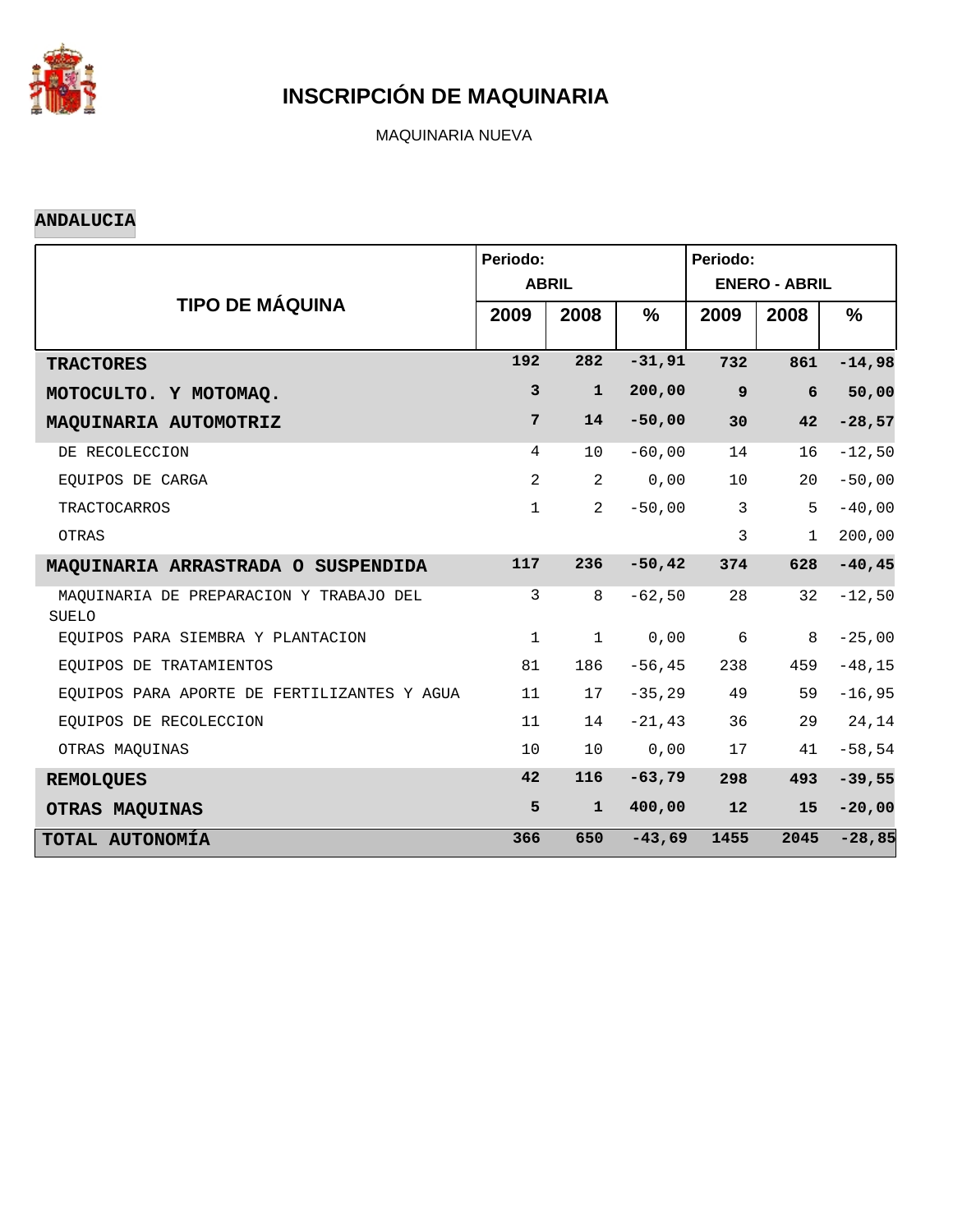# INSCRIPCIÓN DE MAQUINARIA

MAQUINARIA NUEVA

**ANDALUCIA**

| TIPO DE MÁQUINA | Periodo: ABRIL | | | Periodo: ENERO - ABRIL | | |
|---|---|---|---|---|---|---|
| | 2009 | 2008 | % | 2009 | 2008 | % |
| **TRACTORES** | **192** | **282** | **-31,91** | **732** | **861** | **-14,98** |
| **MOTOCULTO. Y MOTOMAQ.** | **3** | **1** | **200,00** | **9** | **6** | **50,00** |
| **MAQUINARIA AUTOMOTRIZ** | **7** | **14** | **-50,00** | **30** | **42** | **-28,57** |
| DE RECOLECCION | 4 | 10 | -60,00 | 14 | 16 | -12,50 |
| EQUIPOS DE CARGA | 2 | 2 | 0,00 | 10 | 20 | -50,00 |
| TRACTOCARROS | 1 | 2 | -50,00 | 3 | 5 | -40,00 |
| OTRAS | | | | 3 | 1 | 200,00 |
| **MAQUINARIA ARRASTRADA O SUSPENDIDA** | **117** | **236** | **-50,42** | **374** | **628** | **-40,45** |
| MAQUINARIA DE PREPARACION Y TRABAJO DEL SUELO | 3 | 8 | -62,50 | 28 | 32 | -12,50 |
| EQUIPOS PARA SIEMBRA Y PLANTACION | 1 | 1 | 0,00 | 6 | 8 | -25,00 |
| EQUIPOS DE TRATAMIENTOS | 81 | 186 | -56,45 | 238 | 459 | -48,15 |
| EQUIPOS PARA APORTE DE FERTILIZANTES Y AGUA | 11 | 17 | -35,29 | 49 | 59 | -16,95 |
| EQUIPOS DE RECOLECCION | 11 | 14 | -21,43 | 36 | 29 | 24,14 |
| OTRAS MAQUINAS | 10 | 10 | 0,00 | 17 | 41 | -58,54 |
| **REMOLQUES** | **42** | **116** | **-63,79** | **298** | **493** | **-39,55** |
| **OTRAS MAQUINAS** | **5** | **1** | **400,00** | **12** | **15** | **-20,00** |
| **TOTAL AUTONOMÍA** | **366** | **650** | **-43,69** | **1455** | **2045** | **-28,85** |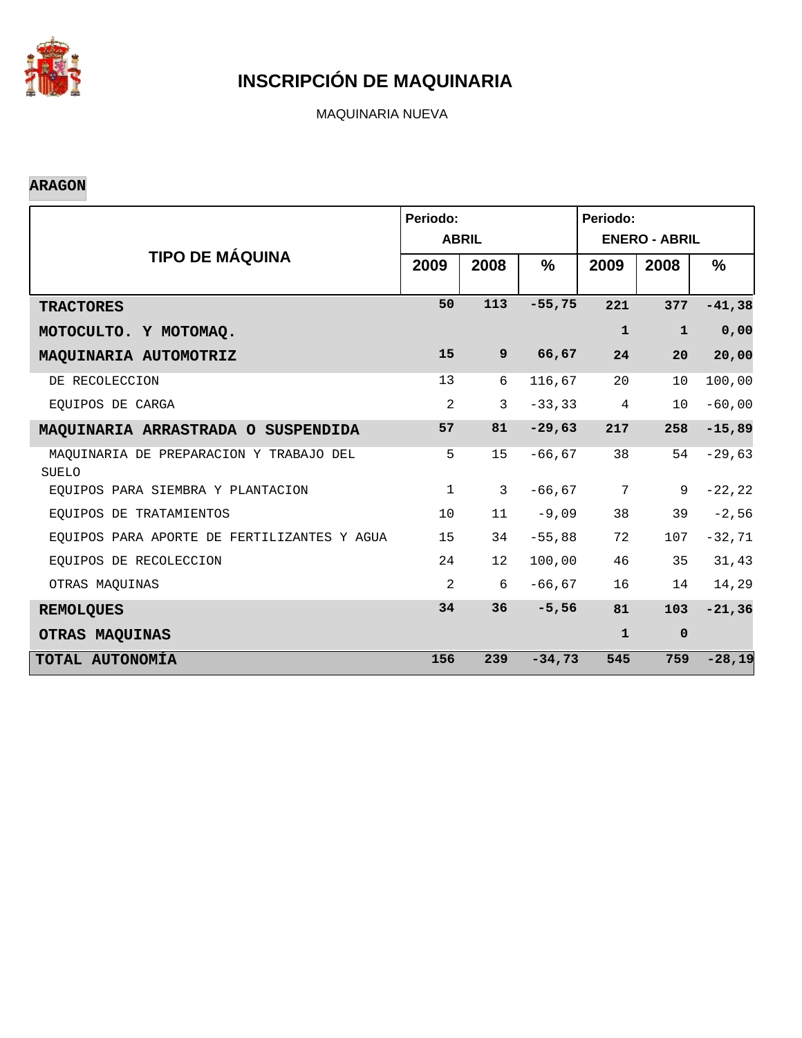# INSCRIPCIÓN DE MAQUINARIA

MAQUINARIA NUEVA

**ARAGON**

| TIPO DE MÁQUINA | Periodo: ABRIL | | | Periodo: ENERO - ABRIL | | |
|---|---|---|---|---|---|---|
| | 2009 | 2008 | % | 2009 | 2008 | % |
| **TRACTORES** | **50** | **113** | **-55,75** | **221** | **377** | **-41,38** |
| **MOTOCULTO. Y MOTOMAQ.** | | | | **1** | **1** | **0,00** |
| **MAQUINARIA AUTOMOTRIZ** | **15** | **9** | **66,67** | **24** | **20** | **20,00** |
| DE RECOLECCION | 13 | 6 | 116,67 | 20 | 10 | 100,00 |
| EQUIPOS DE CARGA | 2 | 3 | -33,33 | 4 | 10 | -60,00 |
| **MAQUINARIA ARRASTRADA O SUSPENDIDA** | **57** | **81** | **-29,63** | **217** | **258** | **-15,89** |
| MAQUINARIA DE PREPARACION Y TRABAJO DEL SUELO | 5 | 15 | -66,67 | 38 | 54 | -29,63 |
| EQUIPOS PARA SIEMBRA Y PLANTACION | 1 | 3 | -66,67 | 7 | 9 | -22,22 |
| EQUIPOS DE TRATAMIENTOS | 10 | 11 | -9,09 | 38 | 39 | -2,56 |
| EQUIPOS PARA APORTE DE FERTILIZANTES Y AGUA | 15 | 34 | -55,88 | 72 | 107 | -32,71 |
| EQUIPOS DE RECOLECCION | 24 | 12 | 100,00 | 46 | 35 | 31,43 |
| OTRAS MAQUINAS | 2 | 6 | -66,67 | 16 | 14 | 14,29 |
| **REMOLQUES** | **34** | **36** | **-5,56** | **81** | **103** | **-21,36** |
| **OTRAS MAQUINAS** | | | | **1** | **0** | |
| **TOTAL AUTONOMÍA** | **156** | **239** | **-34,73** | **545** | **759** | **-28,19** |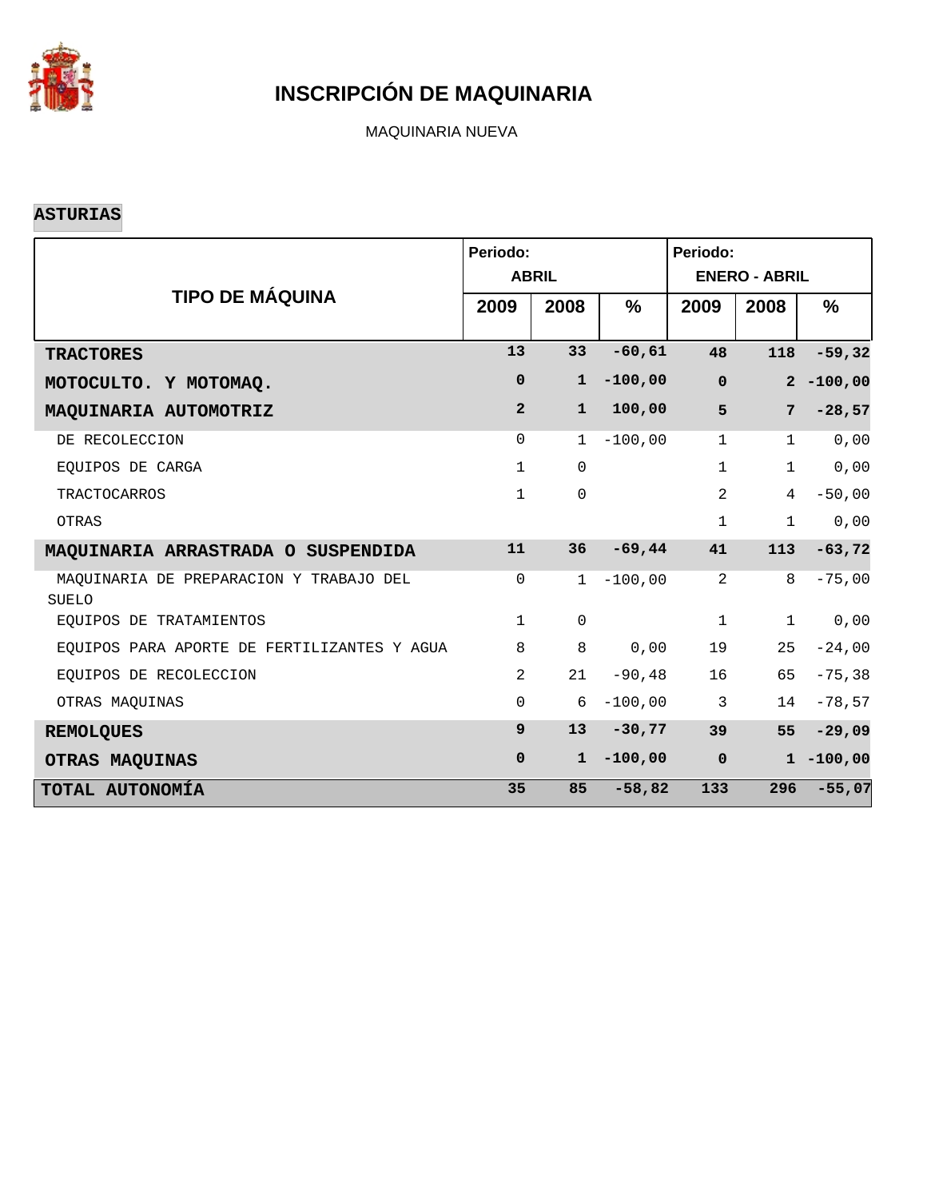# INSCRIPCIÓN DE MAQUINARIA

MAQUINARIA NUEVA

**ASTURIAS**

| TIPO DE MÁQUINA | Periodo: ABRIL | | | Periodo: ENERO - ABRIL | | |
|---|---|---|---|---|---|---|
| | 2009 | 2008 | % | 2009 | 2008 | % |
| **TRACTORES** | **13** | **33** | **-60,61** | **48** | **118** | **-59,32** |
| **MOTOCULTO. Y MOTOMAQ.** | **0** | **1** | **-100,00** | **0** | **2** | **-100,00** |
| **MAQUINARIA AUTOMOTRIZ** | **2** | **1** | **100,00** | **5** | **7** | **-28,57** |
| DE RECOLECCION | 0 | 1 | -100,00 | 1 | 1 | 0,00 |
| EQUIPOS DE CARGA | 1 | 0 | | 1 | 1 | 0,00 |
| TRACTOCARROS | 1 | 0 | | 2 | 4 | -50,00 |
| OTRAS | | | | 1 | 1 | 0,00 |
| **MAQUINARIA ARRASTRADA O SUSPENDIDA** | **11** | **36** | **-69,44** | **41** | **113** | **-63,72** |
| MAQUINARIA DE PREPARACION Y TRABAJO DEL SUELO | 0 | 1 | -100,00 | 2 | 8 | -75,00 |
| EQUIPOS DE TRATAMIENTOS | 1 | 0 | | 1 | 1 | 0,00 |
| EQUIPOS PARA APORTE DE FERTILIZANTES Y AGUA | 8 | 8 | 0,00 | 19 | 25 | -24,00 |
| EQUIPOS DE RECOLECCION | 2 | 21 | -90,48 | 16 | 65 | -75,38 |
| OTRAS MAQUINAS | 0 | 6 | -100,00 | 3 | 14 | -78,57 |
| **REMOLQUES** | **9** | **13** | **-30,77** | **39** | **55** | **-29,09** |
| **OTRAS MAQUINAS** | **0** | **1** | **-100,00** | **0** | **1** | **-100,00** |
| **TOTAL AUTONOMÍA** | **35** | **85** | **-58,82** | **133** | **296** | **-55,07** |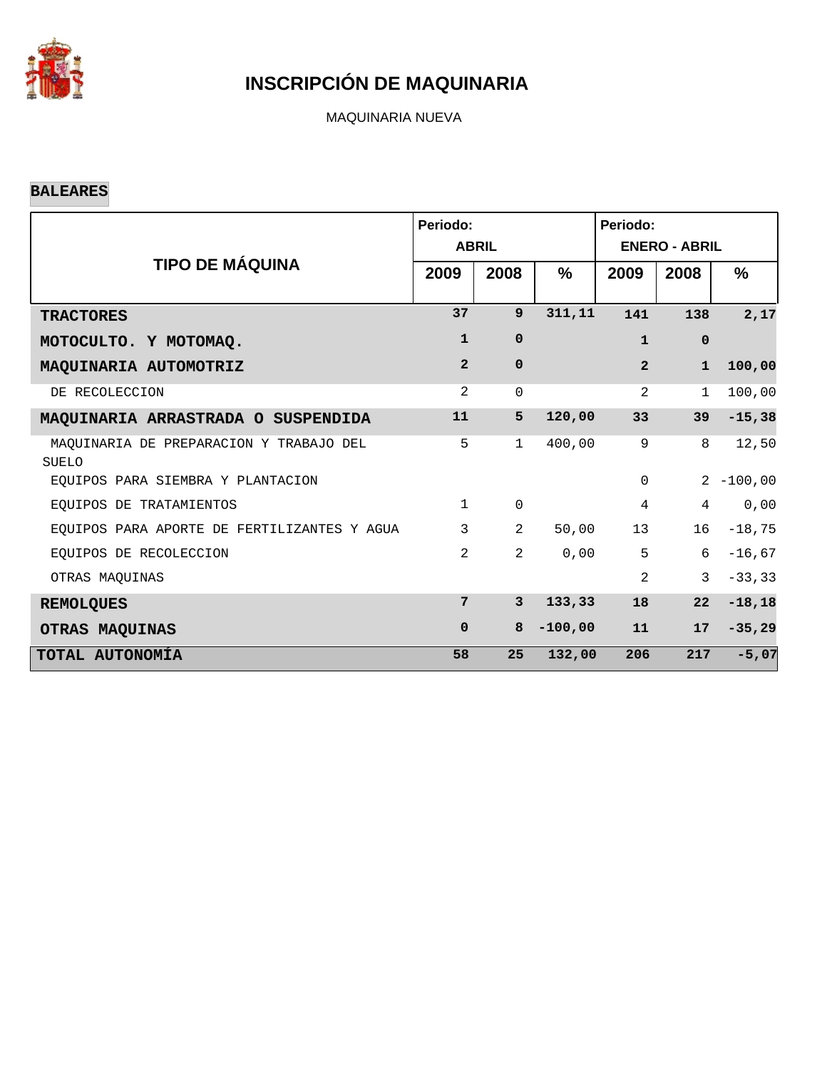# INSCRIPCIÓN DE MAQUINARIA

MAQUINARIA NUEVA

**BALEARES**

| TIPO DE MÁQUINA | Periodo: ABRIL | | | Periodo: ENERO - ABRIL | | |
|---|---|---|---|---|---|---|
| | 2009 | 2008 | % | 2009 | 2008 | % |
| **TRACTORES** | **37** | **9** | **311,11** | **141** | **138** | **2,17** |
| **MOTOCULTO. Y MOTOMAQ.** | **1** | **0** | | **1** | **0** | |
| **MAQUINARIA AUTOMOTRIZ** | **2** | **0** | | **2** | **1** | **100,00** |
| DE RECOLECCION | 2 | 0 | | 2 | 1 | 100,00 |
| **MAQUINARIA ARRASTRADA O SUSPENDIDA** | **11** | **5** | **120,00** | **33** | **39** | **-15,38** |
| MAQUINARIA DE PREPARACION Y TRABAJO DEL SUELO | 5 | 1 | 400,00 | 9 | 8 | 12,50 |
| EQUIPOS PARA SIEMBRA Y PLANTACION | | | | 0 | 2 | -100,00 |
| EQUIPOS DE TRATAMIENTOS | 1 | 0 | | 4 | 4 | 0,00 |
| EQUIPOS PARA APORTE DE FERTILIZANTES Y AGUA | 3 | 2 | 50,00 | 13 | 16 | -18,75 |
| EQUIPOS DE RECOLECCION | 2 | 2 | 0,00 | 5 | 6 | -16,67 |
| OTRAS MAQUINAS | | | | 2 | 3 | -33,33 |
| **REMOLQUES** | **7** | **3** | **133,33** | **18** | **22** | **-18,18** |
| **OTRAS MAQUINAS** | **0** | **8** | **-100,00** | **11** | **17** | **-35,29** |
| **TOTAL AUTONOMÍA** | **58** | **25** | **132,00** | **206** | **217** | **-5,07** |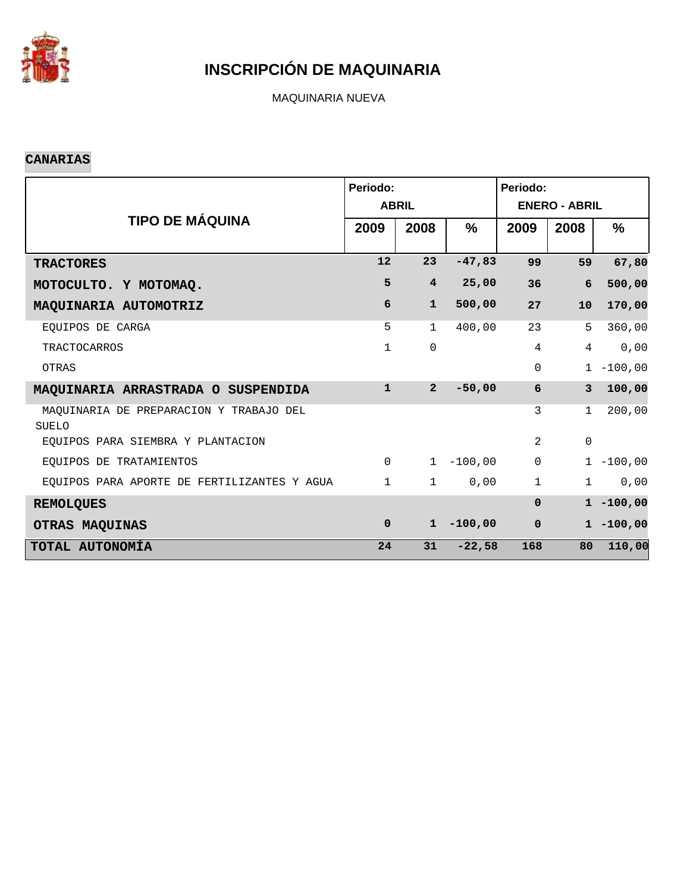# INSCRIPCIÓN DE MAQUINARIA

MAQUINARIA NUEVA

**CANARIAS**

| TIPO DE MÁQUINA | Periodo: ABRIL | | | Periodo: ENERO - ABRIL | | |
|---|---|---|---|---|---|---|
| | 2009 | 2008 | % | 2009 | 2008 | % |
| **TRACTORES** | **12** | **23** | **-47,83** | **99** | **59** | **67,80** |
| **MOTOCULTO. Y MOTOMAQ.** | **5** | **4** | **25,00** | **36** | **6** | **500,00** |
| **MAQUINARIA AUTOMOTRIZ** | **6** | **1** | **500,00** | **27** | **10** | **170,00** |
| EQUIPOS DE CARGA | 5 | 1 | 400,00 | 23 | 5 | 360,00 |
| TRACTOCARROS | 1 | 0 | | 4 | 4 | 0,00 |
| OTRAS | | | | 0 | 1 | -100,00 |
| **MAQUINARIA ARRASTRADA O SUSPENDIDA** | **1** | **2** | **-50,00** | **6** | **3** | **100,00** |
| MAQUINARIA DE PREPARACION Y TRABAJO DEL SUELO | | | | 3 | 1 | 200,00 |
| EQUIPOS PARA SIEMBRA Y PLANTACION | | | | 2 | 0 | |
| EQUIPOS DE TRATAMIENTOS | 0 | 1 | -100,00 | 0 | 1 | -100,00 |
| EQUIPOS PARA APORTE DE FERTILIZANTES Y AGUA | 1 | 1 | 0,00 | 1 | 1 | 0,00 |
| **REMOLQUES** | | | | **0** | **1** | **-100,00** |
| **OTRAS MAQUINAS** | **0** | **1** | **-100,00** | **0** | **1** | **-100,00** |
| **TOTAL AUTONOMÍA** | **24** | **31** | **-22,58** | **168** | **80** | **110,00** |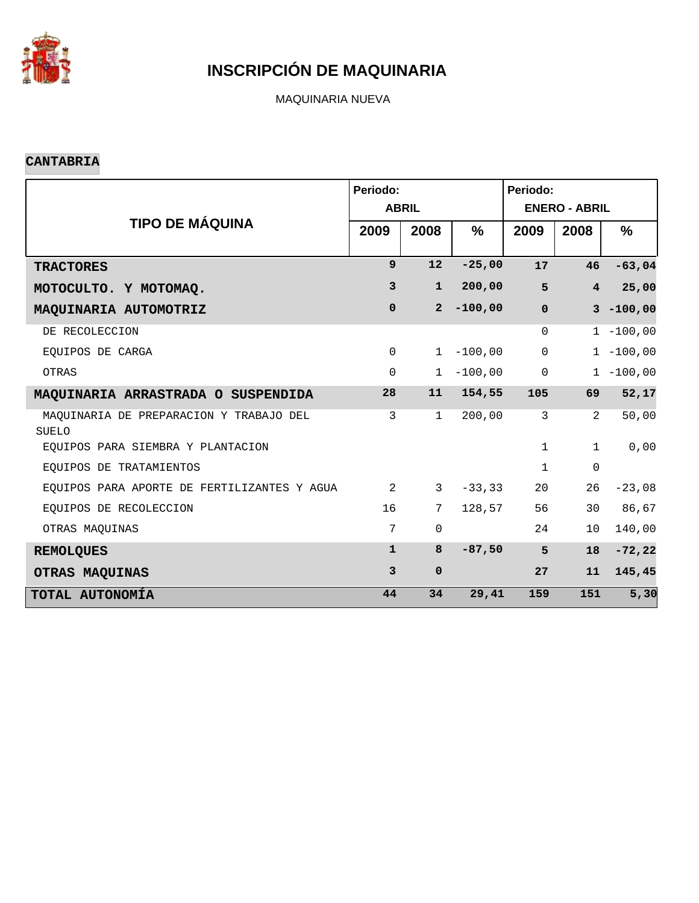# INSCRIPCIÓN DE MAQUINARIA

MAQUINARIA NUEVA

**CANTABRIA**

| TIPO DE MÁQUINA | Periodo: ABRIL | | | Periodo: ENERO - ABRIL | | |
|---|---|---|---|---|---|---|
| | 2009 | 2008 | % | 2009 | 2008 | % |
| **TRACTORES** | **9** | **12** | **-25,00** | **17** | **46** | **-63,04** |
| **MOTOCULTO. Y MOTOMAQ.** | **3** | **1** | **200,00** | **5** | **4** | **25,00** |
| **MAQUINARIA AUTOMOTRIZ** | **0** | **2** | **-100,00** | **0** | **3** | **-100,00** |
| DE RECOLECCION | | | | 0 | 1 | -100,00 |
| EQUIPOS DE CARGA | 0 | 1 | -100,00 | 0 | 1 | -100,00 |
| OTRAS | 0 | 1 | -100,00 | 0 | 1 | -100,00 |
| **MAQUINARIA ARRASTRADA O SUSPENDIDA** | **28** | **11** | **154,55** | **105** | **69** | **52,17** |
| MAQUINARIA DE PREPARACION Y TRABAJO DEL SUELO | 3 | 1 | 200,00 | 3 | 2 | 50,00 |
| EQUIPOS PARA SIEMBRA Y PLANTACION | | | | 1 | 1 | 0,00 |
| EQUIPOS DE TRATAMIENTOS | | | | 1 | 0 | |
| EQUIPOS PARA APORTE DE FERTILIZANTES Y AGUA | 2 | 3 | -33,33 | 20 | 26 | -23,08 |
| EQUIPOS DE RECOLECCION | 16 | 7 | 128,57 | 56 | 30 | 86,67 |
| OTRAS MAQUINAS | 7 | 0 | | 24 | 10 | 140,00 |
| **REMOLQUES** | **1** | **8** | **-87,50** | **5** | **18** | **-72,22** |
| **OTRAS MAQUINAS** | **3** | **0** | | **27** | **11** | **145,45** |
| **TOTAL AUTONOMÍA** | **44** | **34** | **29,41** | **159** | **151** | **5,30** |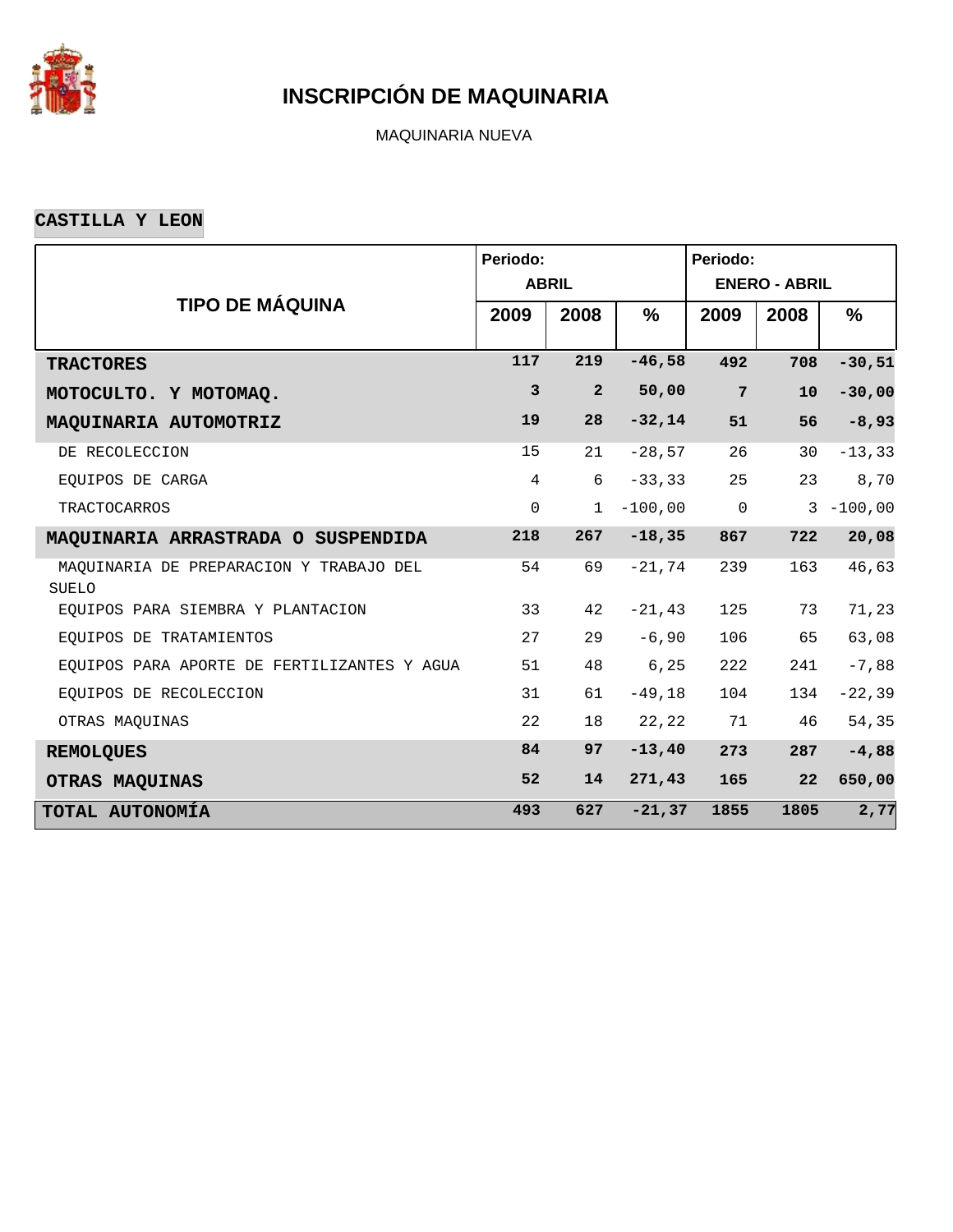# INSCRIPCIÓN DE MAQUINARIA

MAQUINARIA NUEVA

## CASTILLA Y LEON

| TIPO DE MÁQUINA | Periodo: ABRIL | | | Periodo: ENERO - ABRIL | | |
|---|---|---|---|---|---|---|
| | 2009 | 2008 | % | 2009 | 2008 | % |
| **TRACTORES** | **117** | **219** | **-46,58** | **492** | **708** | **-30,51** |
| **MOTOCULTO. Y MOTOMAQ.** | **3** | **2** | **50,00** | **7** | **10** | **-30,00** |
| **MAQUINARIA AUTOMOTRIZ** | **19** | **28** | **-32,14** | **51** | **56** | **-8,93** |
| DE RECOLECCION | 15 | 21 | -28,57 | 26 | 30 | -13,33 |
| EQUIPOS DE CARGA | 4 | 6 | -33,33 | 25 | 23 | 8,70 |
| TRACTOCARROS | 0 | 1 | -100,00 | 0 | 3 | -100,00 |
| **MAQUINARIA ARRASTRADA O SUSPENDIDA** | **218** | **267** | **-18,35** | **867** | **722** | **20,08** |
| MAQUINARIA DE PREPARACION Y TRABAJO DEL SUELO | 54 | 69 | -21,74 | 239 | 163 | 46,63 |
| EQUIPOS PARA SIEMBRA Y PLANTACION | 33 | 42 | -21,43 | 125 | 73 | 71,23 |
| EQUIPOS DE TRATAMIENTOS | 27 | 29 | -6,90 | 106 | 65 | 63,08 |
| EQUIPOS PARA APORTE DE FERTILIZANTES Y AGUA | 51 | 48 | 6,25 | 222 | 241 | -7,88 |
| EQUIPOS DE RECOLECCION | 31 | 61 | -49,18 | 104 | 134 | -22,39 |
| OTRAS MAQUINAS | 22 | 18 | 22,22 | 71 | 46 | 54,35 |
| **REMOLQUES** | **84** | **97** | **-13,40** | **273** | **287** | **-4,88** |
| **OTRAS MAQUINAS** | **52** | **14** | **271,43** | **165** | **22** | **650,00** |
| **TOTAL AUTONOMÍA** | **493** | **627** | **-21,37** | **1855** | **1805** | **2,77** |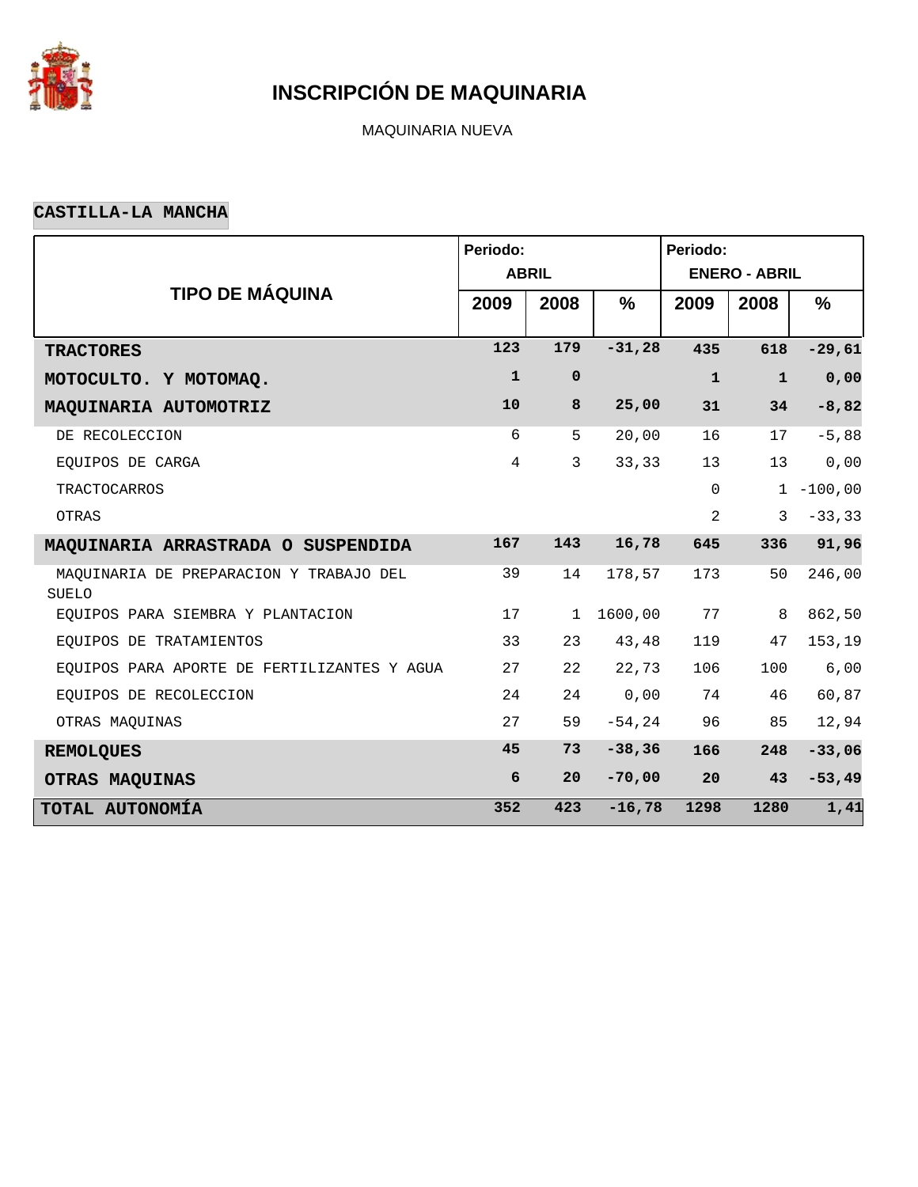# INSCRIPCIÓN DE MAQUINARIA

MAQUINARIA NUEVA

## CASTILLA-LA MANCHA

| TIPO DE MÁQUINA | Periodo: ABRIL | | | Periodo: ENERO - ABRIL | | |
|---|---|---|---|---|---|---|
| | 2009 | 2008 | % | 2009 | 2008 | % |
| **TRACTORES** | **123** | **179** | **-31,28** | **435** | **618** | **-29,61** |
| **MOTOCULTO. Y MOTOMAQ.** | **1** | **0** | | **1** | **1** | **0,00** |
| **MAQUINARIA AUTOMOTRIZ** | **10** | **8** | **25,00** | **31** | **34** | **-8,82** |
| DE RECOLECCION | 6 | 5 | 20,00 | 16 | 17 | -5,88 |
| EQUIPOS DE CARGA | 4 | 3 | 33,33 | 13 | 13 | 0,00 |
| TRACTOCARROS | | | | 0 | 1 | -100,00 |
| OTRAS | | | | 2 | 3 | -33,33 |
| **MAQUINARIA ARRASTRADA O SUSPENDIDA** | **167** | **143** | **16,78** | **645** | **336** | **91,96** |
| MAQUINARIA DE PREPARACION Y TRABAJO DEL SUELO | 39 | 14 | 178,57 | 173 | 50 | 246,00 |
| EQUIPOS PARA SIEMBRA Y PLANTACION | 17 | 1 | 1600,00 | 77 | 8 | 862,50 |
| EQUIPOS DE TRATAMIENTOS | 33 | 23 | 43,48 | 119 | 47 | 153,19 |
| EQUIPOS PARA APORTE DE FERTILIZANTES Y AGUA | 27 | 22 | 22,73 | 106 | 100 | 6,00 |
| EQUIPOS DE RECOLECCION | 24 | 24 | 0,00 | 74 | 46 | 60,87 |
| OTRAS MAQUINAS | 27 | 59 | -54,24 | 96 | 85 | 12,94 |
| **REMOLQUES** | **45** | **73** | **-38,36** | **166** | **248** | **-33,06** |
| **OTRAS MAQUINAS** | **6** | **20** | **-70,00** | **20** | **43** | **-53,49** |
| **TOTAL AUTONOMÍA** | **352** | **423** | **-16,78** | **1298** | **1280** | **1,41** |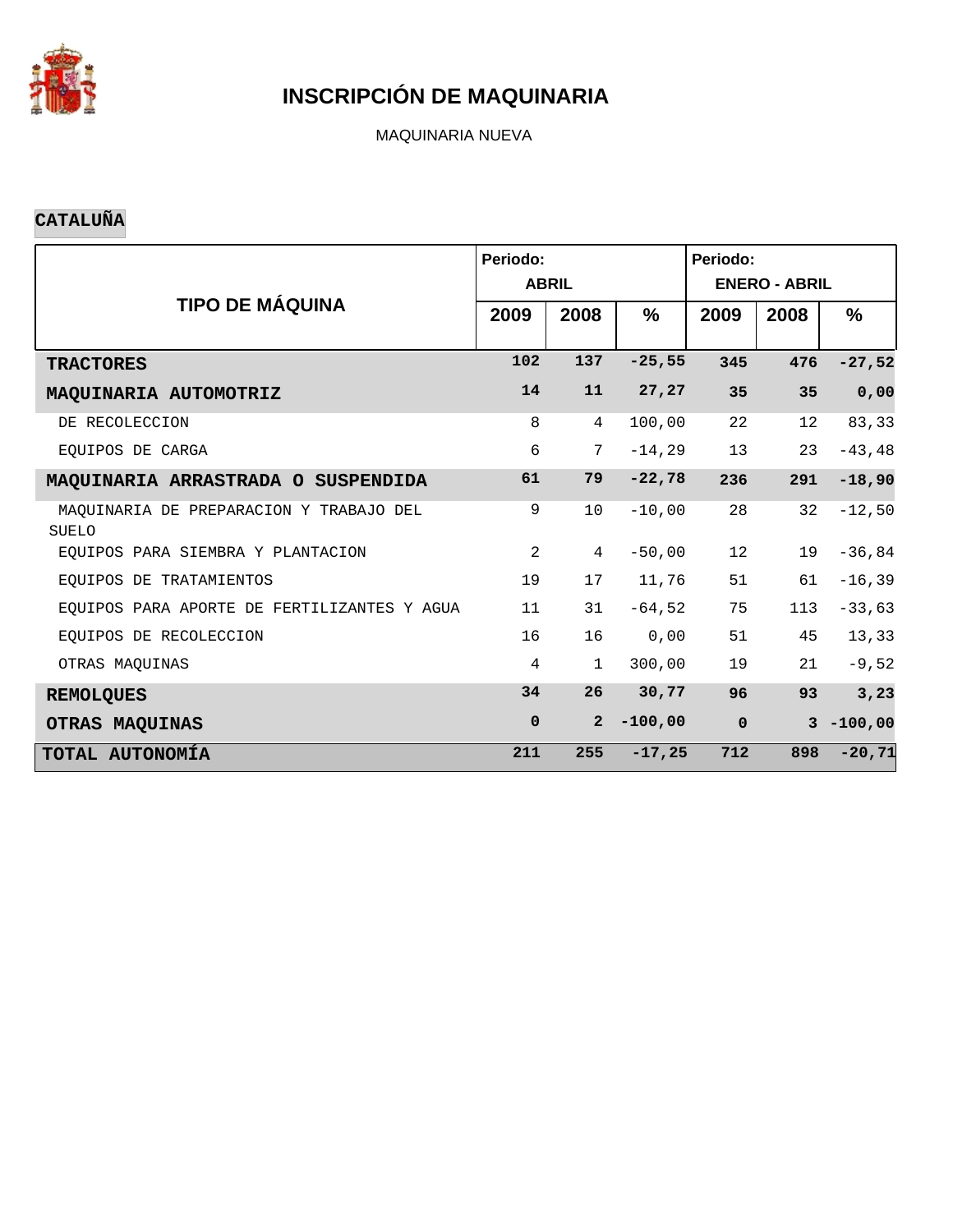# INSCRIPCIÓN DE MAQUINARIA

MAQUINARIA NUEVA

**CATALUÑA**

| TIPO DE MÁQUINA | Periodo: ABRIL | | | Periodo: ENERO - ABRIL | | |
|---|---|---|---|---|---|---|
| | 2009 | 2008 | % | 2009 | 2008 | % |
| **TRACTORES** | **102** | **137** | **-25,55** | **345** | **476** | **-27,52** |
| **MAQUINARIA AUTOMOTRIZ** | **14** | **11** | **27,27** | **35** | **35** | **0,00** |
| DE RECOLECCION | 8 | 4 | 100,00 | 22 | 12 | 83,33 |
| EQUIPOS DE CARGA | 6 | 7 | -14,29 | 13 | 23 | -43,48 |
| **MAQUINARIA ARRASTRADA O SUSPENDIDA** | **61** | **79** | **-22,78** | **236** | **291** | **-18,90** |
| MAQUINARIA DE PREPARACION Y TRABAJO DEL SUELO | 9 | 10 | -10,00 | 28 | 32 | -12,50 |
| EQUIPOS PARA SIEMBRA Y PLANTACION | 2 | 4 | -50,00 | 12 | 19 | -36,84 |
| EQUIPOS DE TRATAMIENTOS | 19 | 17 | 11,76 | 51 | 61 | -16,39 |
| EQUIPOS PARA APORTE DE FERTILIZANTES Y AGUA | 11 | 31 | -64,52 | 75 | 113 | -33,63 |
| EQUIPOS DE RECOLECCION | 16 | 16 | 0,00 | 51 | 45 | 13,33 |
| OTRAS MAQUINAS | 4 | 1 | 300,00 | 19 | 21 | -9,52 |
| **REMOLQUES** | **34** | **26** | **30,77** | **96** | **93** | **3,23** |
| **OTRAS MAQUINAS** | **0** | **2** | **-100,00** | **0** | **3** | **-100,00** |
| **TOTAL AUTONOMÍA** | **211** | **255** | **-17,25** | **712** | **898** | **-20,71** |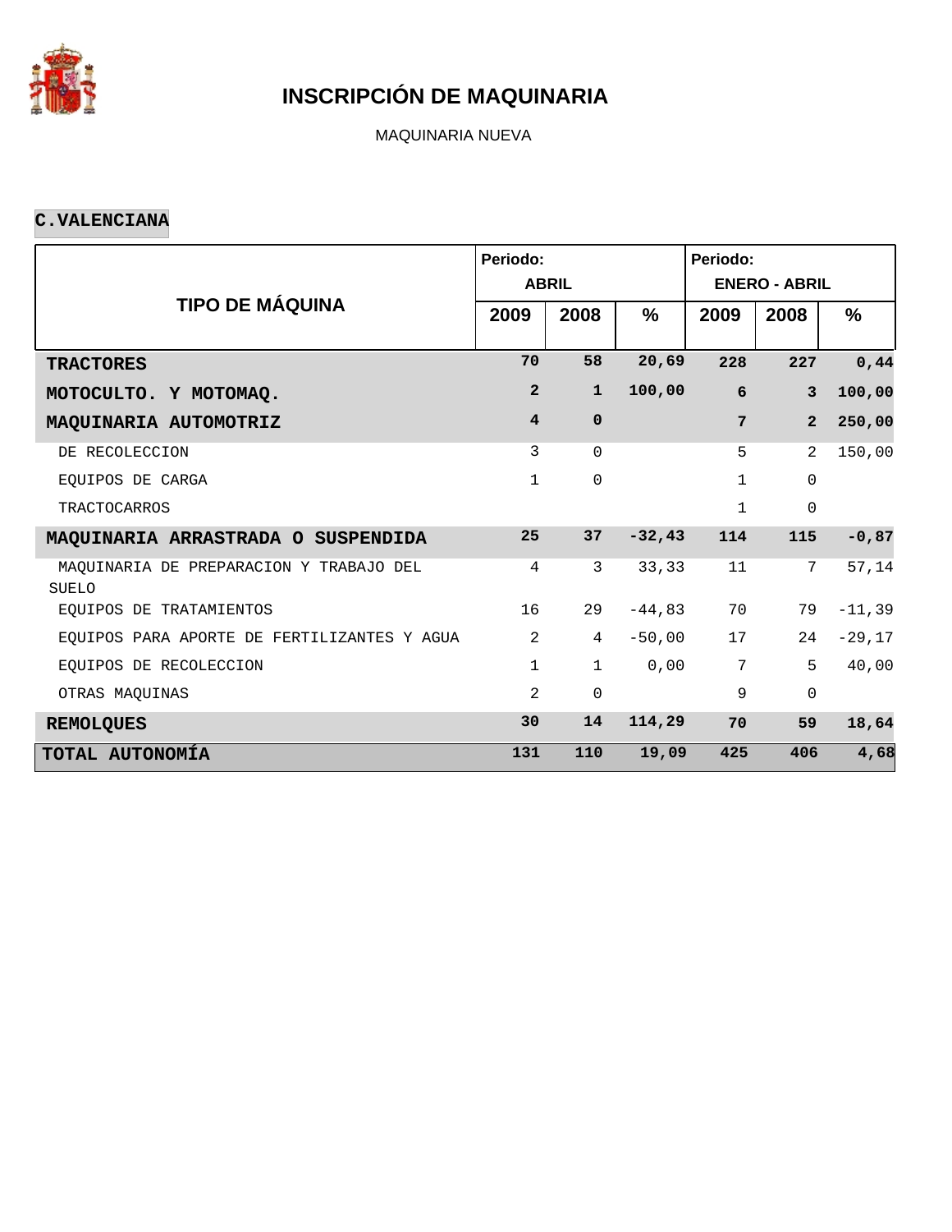# INSCRIPCIÓN DE MAQUINARIA

MAQUINARIA NUEVA

**C.VALENCIANA**

| TIPO DE MÁQUINA | Periodo: ABRIL | | | Periodo: ENERO - ABRIL | | |
|---|---|---|---|---|---|---|
| | 2009 | 2008 | % | 2009 | 2008 | % |
| **TRACTORES** | **70** | **58** | **20,69** | **228** | **227** | **0,44** |
| **MOTOCULTO. Y MOTOMAQ.** | **2** | **1** | **100,00** | **6** | **3** | **100,00** |
| **MAQUINARIA AUTOMOTRIZ** | **4** | **0** | | **7** | **2** | **250,00** |
| DE RECOLECCION | 3 | 0 | | 5 | 2 | 150,00 |
| EQUIPOS DE CARGA | 1 | 0 | | 1 | 0 | |
| TRACTOCARROS | | | | 1 | 0 | |
| **MAQUINARIA ARRASTRADA O SUSPENDIDA** | **25** | **37** | **-32,43** | **114** | **115** | **-0,87** |
| MAQUINARIA DE PREPARACION Y TRABAJO DEL SUELO | 4 | 3 | 33,33 | 11 | 7 | 57,14 |
| EQUIPOS DE TRATAMIENTOS | 16 | 29 | -44,83 | 70 | 79 | -11,39 |
| EQUIPOS PARA APORTE DE FERTILIZANTES Y AGUA | 2 | 4 | -50,00 | 17 | 24 | -29,17 |
| EQUIPOS DE RECOLECCION | 1 | 1 | 0,00 | 7 | 5 | 40,00 |
| OTRAS MAQUINAS | 2 | 0 | | 9 | 0 | |
| **REMOLQUES** | **30** | **14** | **114,29** | **70** | **59** | **18,64** |
| **TOTAL AUTONOMÍA** | **131** | **110** | **19,09** | **425** | **406** | **4,68** |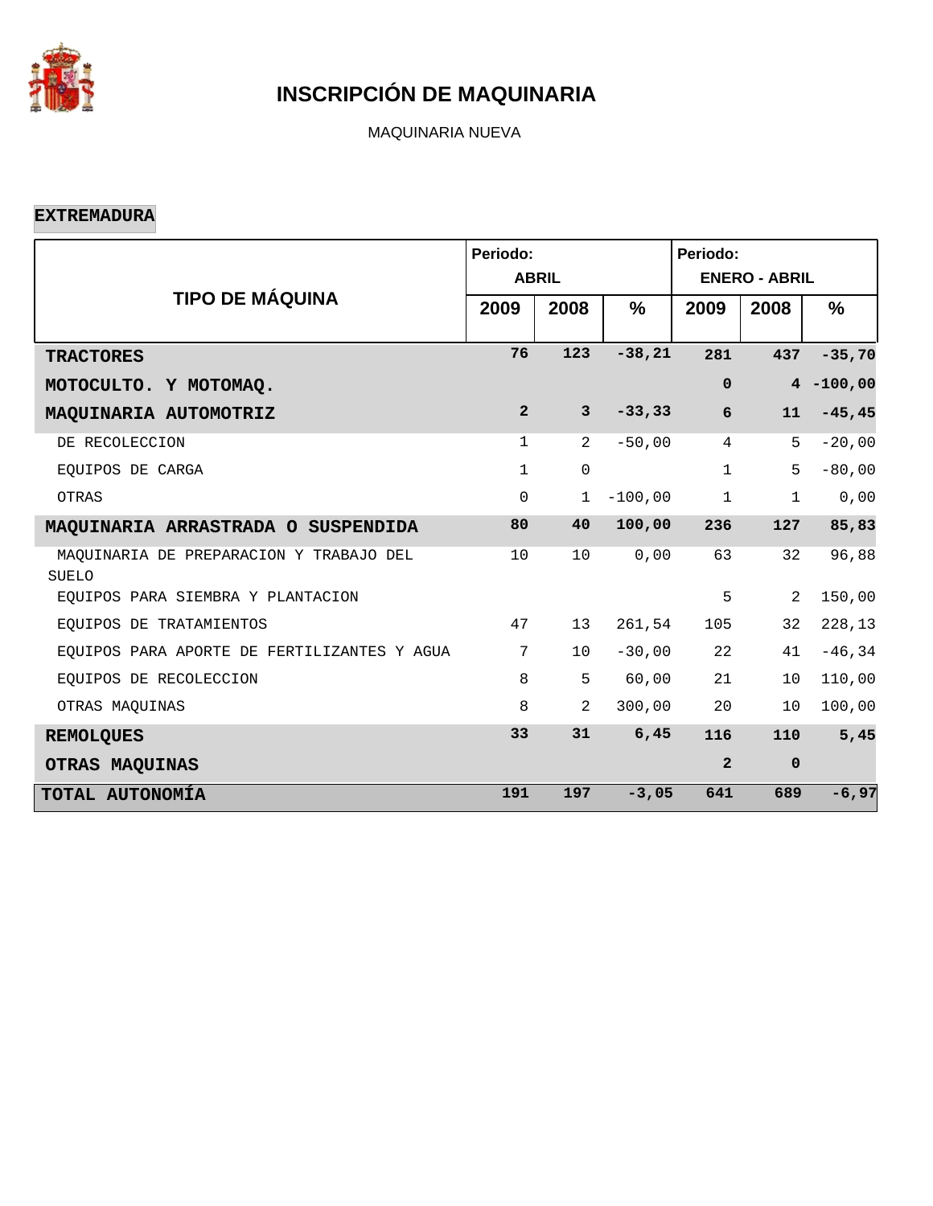# INSCRIPCIÓN DE MAQUINARIA

MAQUINARIA NUEVA

**EXTREMADURA**

| TIPO DE MÁQUINA | Periodo: ABRIL | | | Periodo: ENERO - ABRIL | | |
|---|---|---|---|---|---|---|
| | 2009 | 2008 | % | 2009 | 2008 | % |
| **TRACTORES** | **76** | **123** | **-38,21** | **281** | **437** | **-35,70** |
| **MOTOCULTO. Y MOTOMAQ.** | | | | **0** | **4** | **-100,00** |
| **MAQUINARIA AUTOMOTRIZ** | **2** | **3** | **-33,33** | **6** | **11** | **-45,45** |
| DE RECOLECCION | 1 | 2 | -50,00 | 4 | 5 | -20,00 |
| EQUIPOS DE CARGA | 1 | 0 | | 1 | 5 | -80,00 |
| OTRAS | 0 | 1 | -100,00 | 1 | 1 | 0,00 |
| **MAQUINARIA ARRASTRADA O SUSPENDIDA** | **80** | **40** | **100,00** | **236** | **127** | **85,83** |
| MAQUINARIA DE PREPARACION Y TRABAJO DEL SUELO | 10 | 10 | 0,00 | 63 | 32 | 96,88 |
| EQUIPOS PARA SIEMBRA Y PLANTACION | | | | 5 | 2 | 150,00 |
| EQUIPOS DE TRATAMIENTOS | 47 | 13 | 261,54 | 105 | 32 | 228,13 |
| EQUIPOS PARA APORTE DE FERTILIZANTES Y AGUA | 7 | 10 | -30,00 | 22 | 41 | -46,34 |
| EQUIPOS DE RECOLECCION | 8 | 5 | 60,00 | 21 | 10 | 110,00 |
| OTRAS MAQUINAS | 8 | 2 | 300,00 | 20 | 10 | 100,00 |
| **REMOLQUES** | **33** | **31** | **6,45** | **116** | **110** | **5,45** |
| **OTRAS MAQUINAS** | | | | **2** | **0** | |
| **TOTAL AUTONOMÍA** | **191** | **197** | **-3,05** | **641** | **689** | **-6,97** |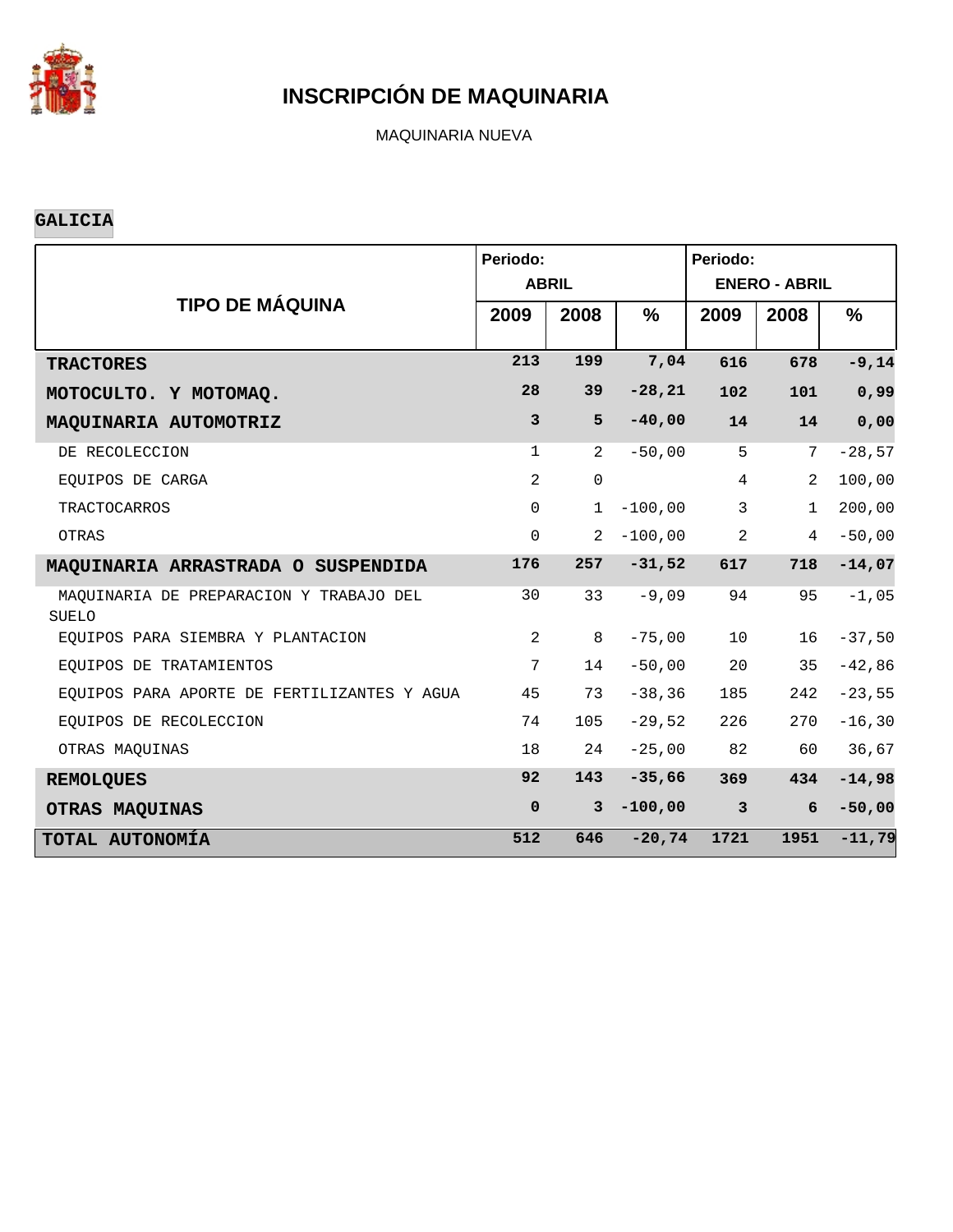# INSCRIPCIÓN DE MAQUINARIA

MAQUINARIA NUEVA

**GALICIA**

| TIPO DE MÁQUINA | Periodo: ABRIL | | | Periodo: ENERO - ABRIL | | |
|---|---|---|---|---|---|---|
| | 2009 | 2008 | % | 2009 | 2008 | % |
| **TRACTORES** | **213** | **199** | **7,04** | **616** | **678** | **-9,14** |
| **MOTOCULTO. Y MOTOMAQ.** | **28** | **39** | **-28,21** | **102** | **101** | **0,99** |
| **MAQUINARIA AUTOMOTRIZ** | **3** | **5** | **-40,00** | **14** | **14** | **0,00** |
| DE RECOLECCION | 1 | 2 | -50,00 | 5 | 7 | -28,57 |
| EQUIPOS DE CARGA | 2 | 0 | | 4 | 2 | 100,00 |
| TRACTOCARROS | 0 | 1 | -100,00 | 3 | 1 | 200,00 |
| OTRAS | 0 | 2 | -100,00 | 2 | 4 | -50,00 |
| **MAQUINARIA ARRASTRADA O SUSPENDIDA** | **176** | **257** | **-31,52** | **617** | **718** | **-14,07** |
| MAQUINARIA DE PREPARACION Y TRABAJO DEL SUELO | 30 | 33 | -9,09 | 94 | 95 | -1,05 |
| EQUIPOS PARA SIEMBRA Y PLANTACION | 2 | 8 | -75,00 | 10 | 16 | -37,50 |
| EQUIPOS DE TRATAMIENTOS | 7 | 14 | -50,00 | 20 | 35 | -42,86 |
| EQUIPOS PARA APORTE DE FERTILIZANTES Y AGUA | 45 | 73 | -38,36 | 185 | 242 | -23,55 |
| EQUIPOS DE RECOLECCION | 74 | 105 | -29,52 | 226 | 270 | -16,30 |
| OTRAS MAQUINAS | 18 | 24 | -25,00 | 82 | 60 | 36,67 |
| **REMOLQUES** | **92** | **143** | **-35,66** | **369** | **434** | **-14,98** |
| **OTRAS MAQUINAS** | **0** | **3** | **-100,00** | **3** | **6** | **-50,00** |
| **TOTAL AUTONOMÍA** | **512** | **646** | **-20,74** | **1721** | **1951** | **-11,79** |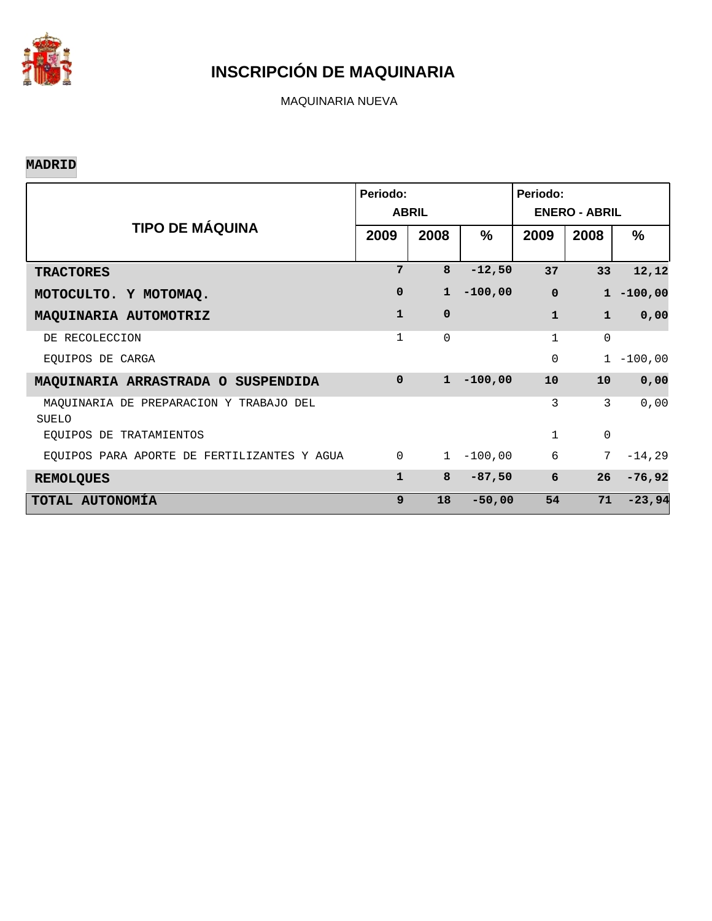# INSCRIPCIÓN DE MAQUINARIA

MAQUINARIA NUEVA

**MADRID**

| TIPO DE MÁQUINA | Periodo: ABRIL | | | Periodo: ENERO - ABRIL | | |
|---|---|---|---|---|---|---|
| | 2009 | 2008 | % | 2009 | 2008 | % |
| **TRACTORES** | **7** | **8** | **-12,50** | **37** | **33** | **12,12** |
| **MOTOCULTO. Y MOTOMAQ.** | **0** | **1** | **-100,00** | **0** | **1** | **-100,00** |
| **MAQUINARIA AUTOMOTRIZ** | **1** | **0** | | **1** | **1** | **0,00** |
| DE RECOLECCION | 1 | 0 | | 1 | 0 | |
| EQUIPOS DE CARGA | | | | 0 | 1 | -100,00 |
| **MAQUINARIA ARRASTRADA O SUSPENDIDA** | **0** | **1** | **-100,00** | **10** | **10** | **0,00** |
| MAQUINARIA DE PREPARACION Y TRABAJO DEL SUELO | | | | 3 | 3 | 0,00 |
| EQUIPOS DE TRATAMIENTOS | | | | 1 | 0 | |
| EQUIPOS PARA APORTE DE FERTILIZANTES Y AGUA | 0 | 1 | -100,00 | 6 | 7 | -14,29 |
| **REMOLQUES** | **1** | **8** | **-87,50** | **6** | **26** | **-76,92** |
| **TOTAL AUTONOMÍA** | **9** | **18** | **-50,00** | **54** | **71** | **-23,94** |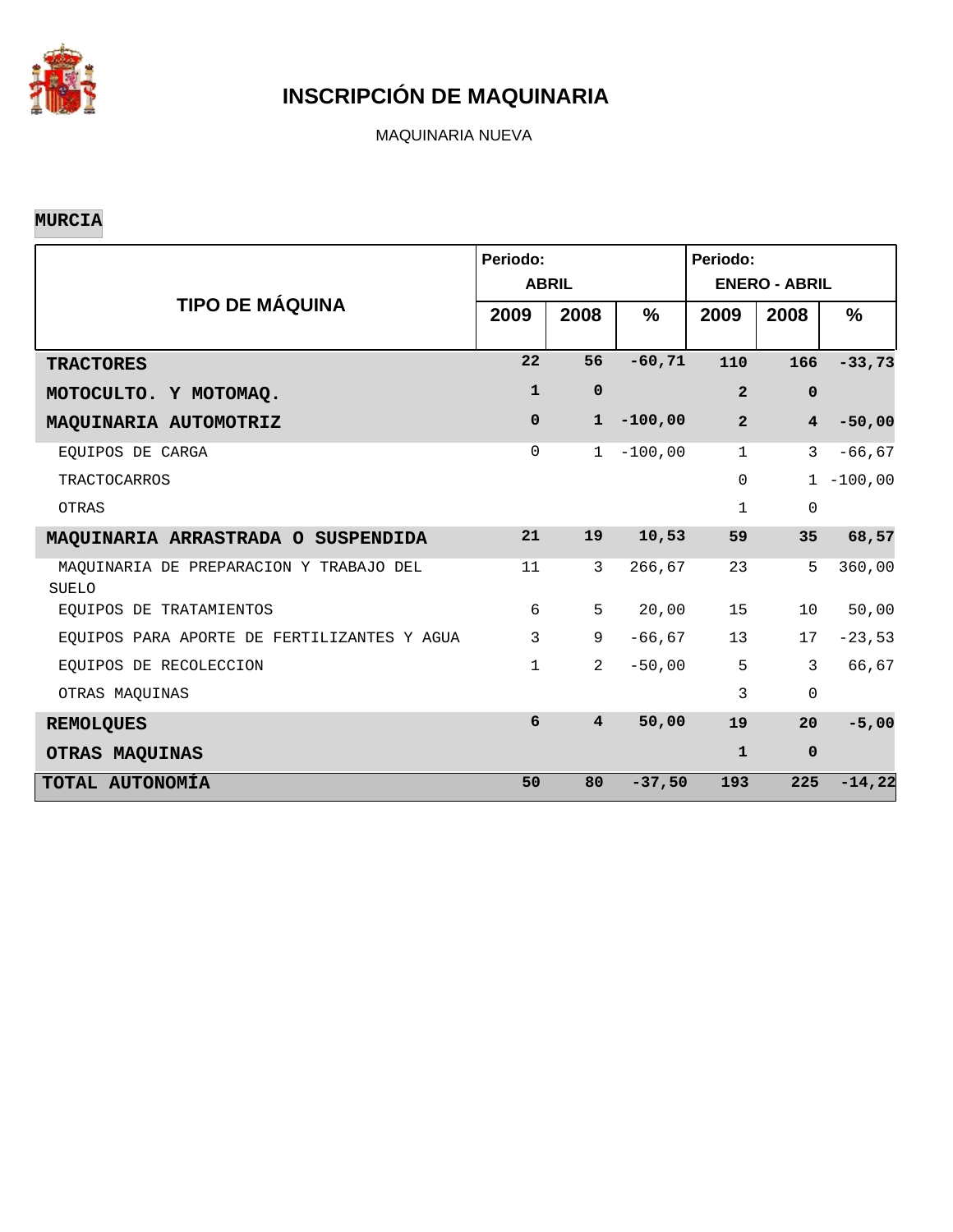# INSCRIPCIÓN DE MAQUINARIA

MAQUINARIA NUEVA

**MURCIA**

| TIPO DE MÁQUINA | Periodo: ABRIL | | | Periodo: ENERO - ABRIL | | |
|---|---|---|---|---|---|---|
| | 2009 | 2008 | % | 2009 | 2008 | % |
| **TRACTORES** | **22** | **56** | **-60,71** | **110** | **166** | **-33,73** |
| **MOTOCULTO. Y MOTOMAQ.** | **1** | **0** | | **2** | **0** | |
| **MAQUINARIA AUTOMOTRIZ** | **0** | **1** | **-100,00** | **2** | **4** | **-50,00** |
| EQUIPOS DE CARGA | 0 | 1 | -100,00 | 1 | 3 | -66,67 |
| TRACTOCARROS | | | | 0 | 1 | -100,00 |
| OTRAS | | | | 1 | 0 | |
| **MAQUINARIA ARRASTRADA O SUSPENDIDA** | **21** | **19** | **10,53** | **59** | **35** | **68,57** |
| MAQUINARIA DE PREPARACION Y TRABAJO DEL SUELO | 11 | 3 | 266,67 | 23 | 5 | 360,00 |
| EQUIPOS DE TRATAMIENTOS | 6 | 5 | 20,00 | 15 | 10 | 50,00 |
| EQUIPOS PARA APORTE DE FERTILIZANTES Y AGUA | 3 | 9 | -66,67 | 13 | 17 | -23,53 |
| EQUIPOS DE RECOLECCION | 1 | 2 | -50,00 | 5 | 3 | 66,67 |
| OTRAS MAQUINAS | | | | 3 | 0 | |
| **REMOLQUES** | **6** | **4** | **50,00** | **19** | **20** | **-5,00** |
| **OTRAS MAQUINAS** | | | | **1** | **0** | |
| **TOTAL AUTONOMÍA** | **50** | **80** | **-37,50** | **193** | **225** | **-14,22** |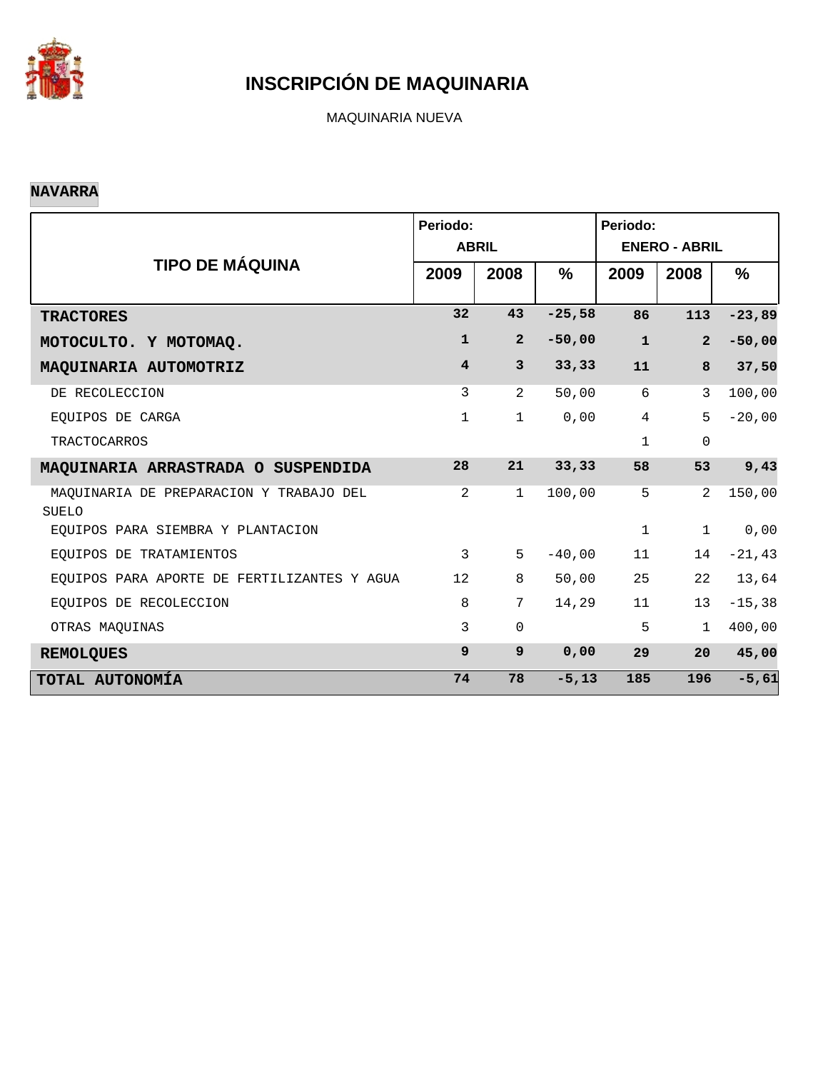# INSCRIPCIÓN DE MAQUINARIA

MAQUINARIA NUEVA

**NAVARRA**

| TIPO DE MÁQUINA | Periodo: ABRIL | | | Periodo: ENERO - ABRIL | | |
|---|---|---|---|---|---|---|
| | 2009 | 2008 | % | 2009 | 2008 | % |
| **TRACTORES** | **32** | **43** | **-25,58** | **86** | **113** | **-23,89** |
| **MOTOCULTO. Y MOTOMAQ.** | **1** | **2** | **-50,00** | **1** | **2** | **-50,00** |
| **MAQUINARIA AUTOMOTRIZ** | **4** | **3** | **33,33** | **11** | **8** | **37,50** |
| DE RECOLECCION | 3 | 2 | 50,00 | 6 | 3 | 100,00 |
| EQUIPOS DE CARGA | 1 | 1 | 0,00 | 4 | 5 | -20,00 |
| TRACTOCARROS | | | | 1 | 0 | |
| **MAQUINARIA ARRASTRADA O SUSPENDIDA** | **28** | **21** | **33,33** | **58** | **53** | **9,43** |
| MAQUINARIA DE PREPARACION Y TRABAJO DEL SUELO | 2 | 1 | 100,00 | 5 | 2 | 150,00 |
| EQUIPOS PARA SIEMBRA Y PLANTACION | | | | 1 | 1 | 0,00 |
| EQUIPOS DE TRATAMIENTOS | 3 | 5 | -40,00 | 11 | 14 | -21,43 |
| EQUIPOS PARA APORTE DE FERTILIZANTES Y AGUA | 12 | 8 | 50,00 | 25 | 22 | 13,64 |
| EQUIPOS DE RECOLECCION | 8 | 7 | 14,29 | 11 | 13 | -15,38 |
| OTRAS MAQUINAS | 3 | 0 | | 5 | 1 | 400,00 |
| **REMOLQUES** | **9** | **9** | **0,00** | **29** | **20** | **45,00** |
| **TOTAL AUTONOMÍA** | **74** | **78** | **-5,13** | **185** | **196** | **-5,61** |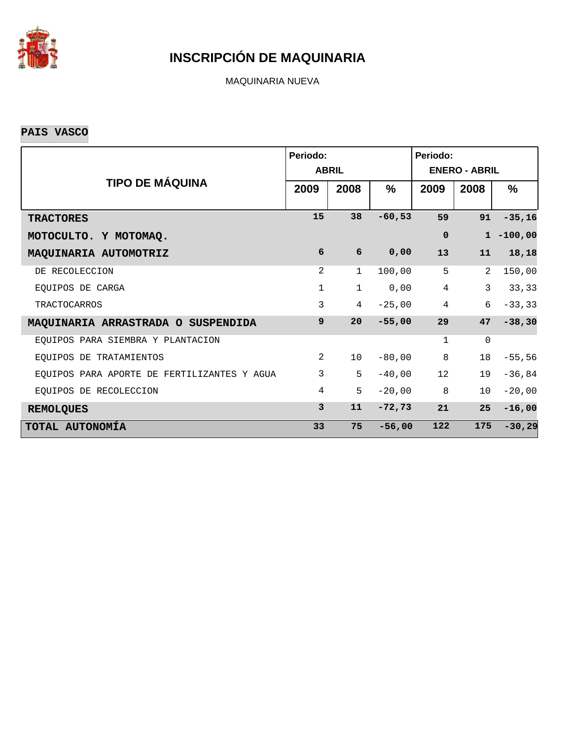# INSCRIPCIÓN DE MAQUINARIA

MAQUINARIA NUEVA

**PAIS VASCO**

| TIPO DE MÁQUINA | Periodo: ABRIL | | | Periodo: ENERO - ABRIL | | |
|---|---|---|---|---|---|---|
| | 2009 | 2008 | % | 2009 | 2008 | % |
| **TRACTORES** | **15** | **38** | **-60,53** | **59** | **91** | **-35,16** |
| **MOTOCULTO. Y MOTOMAQ.** | | | | **0** | **1** | **-100,00** |
| **MAQUINARIA AUTOMOTRIZ** | **6** | **6** | **0,00** | **13** | **11** | **18,18** |
| DE RECOLECCION | 2 | 1 | 100,00 | 5 | 2 | 150,00 |
| EQUIPOS DE CARGA | 1 | 1 | 0,00 | 4 | 3 | 33,33 |
| TRACTOCARROS | 3 | 4 | -25,00 | 4 | 6 | -33,33 |
| **MAQUINARIA ARRASTRADA O SUSPENDIDA** | **9** | **20** | **-55,00** | **29** | **47** | **-38,30** |
| EQUIPOS PARA SIEMBRA Y PLANTACION | | | | 1 | 0 | |
| EQUIPOS DE TRATAMIENTOS | 2 | 10 | -80,00 | 8 | 18 | -55,56 |
| EQUIPOS PARA APORTE DE FERTILIZANTES Y AGUA | 3 | 5 | -40,00 | 12 | 19 | -36,84 |
| EQUIPOS DE RECOLECCION | 4 | 5 | -20,00 | 8 | 10 | -20,00 |
| **REMOLQUES** | **3** | **11** | **-72,73** | **21** | **25** | **-16,00** |
| **TOTAL AUTONOMÍA** | **33** | **75** | **-56,00** | **122** | **175** | **-30,29** |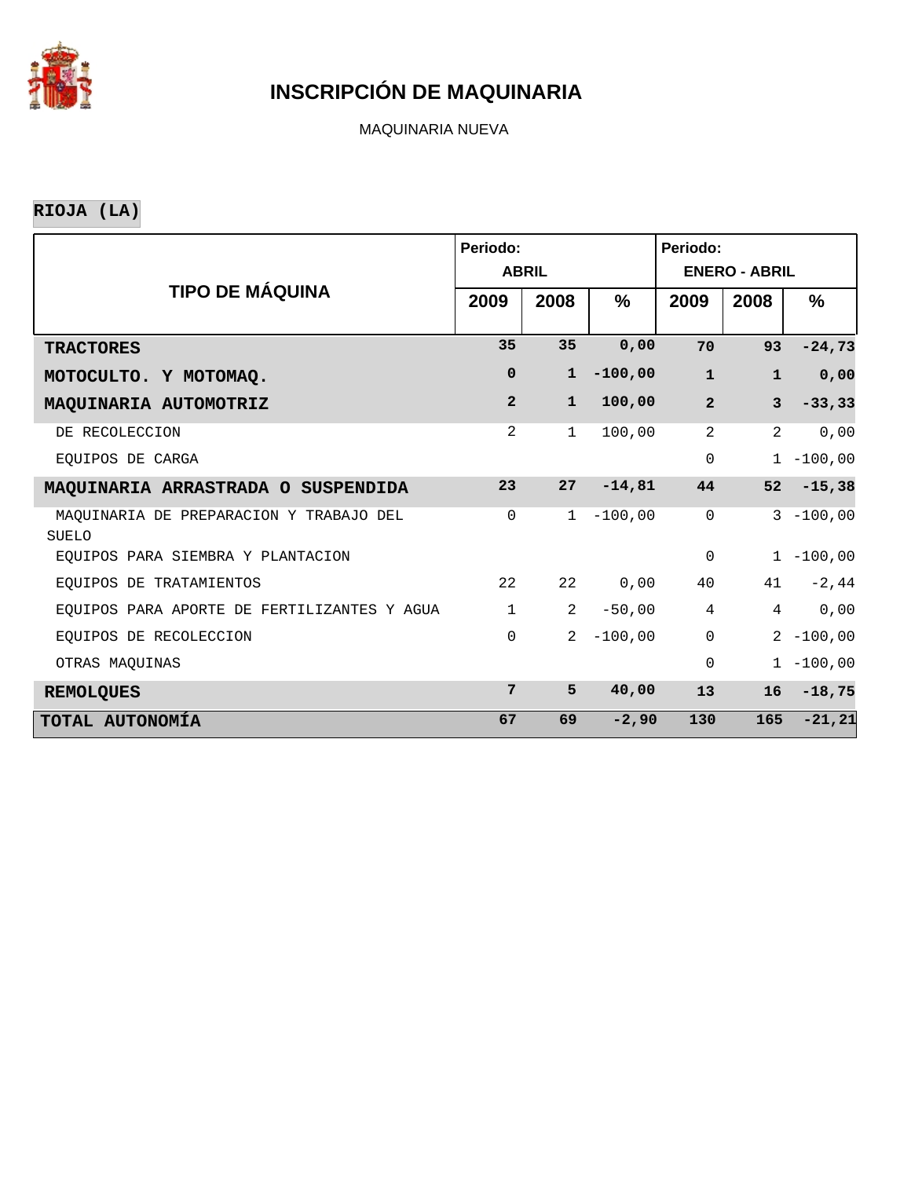# INSCRIPCIÓN DE MAQUINARIA

MAQUINARIA NUEVA

**RIOJA (LA)**

| TIPO DE MÁQUINA | Periodo: ABRIL | | | Periodo: ENERO - ABRIL | | |
|---|---|---|---|---|---|---|
| | 2009 | 2008 | % | 2009 | 2008 | % |
| **TRACTORES** | **35** | **35** | **0,00** | **70** | **93** | **-24,73** |
| **MOTOCULTO. Y MOTOMAQ.** | **0** | **1** | **-100,00** | **1** | **1** | **0,00** |
| **MAQUINARIA AUTOMOTRIZ** | **2** | **1** | **100,00** | **2** | **3** | **-33,33** |
| DE RECOLECCION | 2 | 1 | 100,00 | 2 | 2 | 0,00 |
| EQUIPOS DE CARGA | | | | 0 | 1 | -100,00 |
| **MAQUINARIA ARRASTRADA O SUSPENDIDA** | **23** | **27** | **-14,81** | **44** | **52** | **-15,38** |
| MAQUINARIA DE PREPARACION Y TRABAJO DEL SUELO | 0 | 1 | -100,00 | 0 | 3 | -100,00 |
| EQUIPOS PARA SIEMBRA Y PLANTACION | | | | 0 | 1 | -100,00 |
| EQUIPOS DE TRATAMIENTOS | 22 | 22 | 0,00 | 40 | 41 | -2,44 |
| EQUIPOS PARA APORTE DE FERTILIZANTES Y AGUA | 1 | 2 | -50,00 | 4 | 4 | 0,00 |
| EQUIPOS DE RECOLECCION | 0 | 2 | -100,00 | 0 | 2 | -100,00 |
| OTRAS MAQUINAS | | | | 0 | 1 | -100,00 |
| **REMOLQUES** | **7** | **5** | **40,00** | **13** | **16** | **-18,75** |
| **TOTAL AUTONOMÍA** | **67** | **69** | **-2,90** | **130** | **165** | **-21,21** |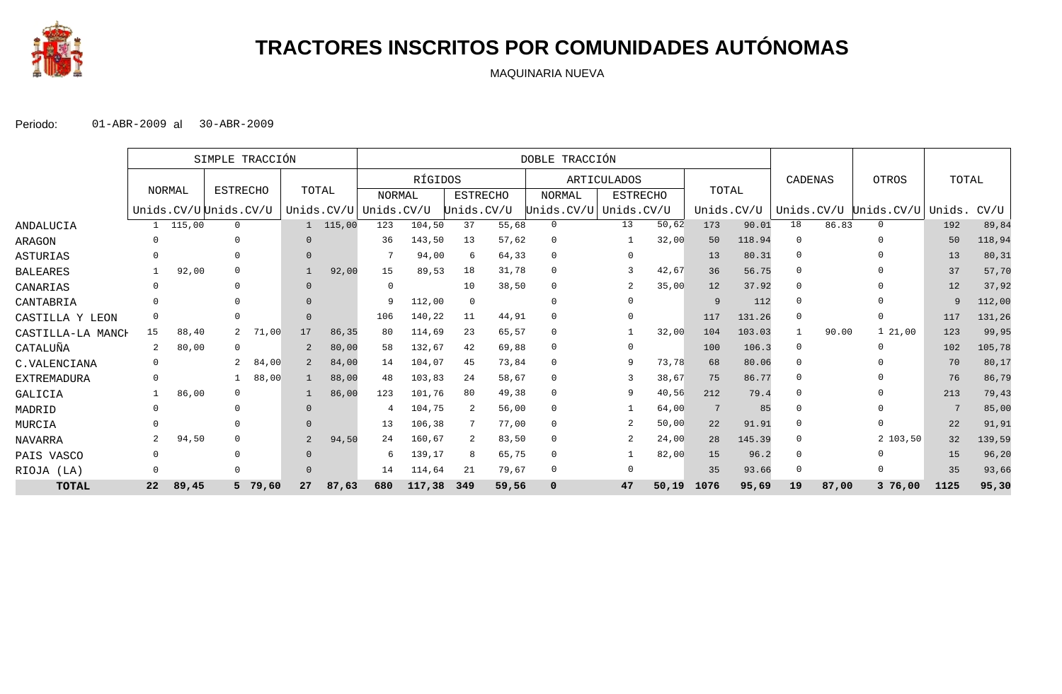# TRACTORES INSCRITOS POR COMUNIDADES AUTÓNOMAS

MAQUINARIA NUEVA

Periodo: 01-ABR-2009 al 30-ABR-2009

| | SIMPLE TRACCIÓN | | | | | | DOBLE TRACCIÓN | | | | | | | | | | | | | | | |
|---|---|---|---|---|---|---|---|---|---|---|---|---|---|---|---|---|---|---|---|---|---|---|
| | NORMAL | | ESTRECHO | | TOTAL | | RÍGIDOS | | | | ARTICULADOS | | | | TOTAL | | CADENAS | | OTROS | | TOTAL | |
| | | | | | | | NORMAL | | ESTRECHO | | NORMAL | | ESTRECHO | | | | | | | | | |
| | Unids. | CV/U | Unids. | CV/U | Unids. | CV/U | Unids. | CV/U | Unids. | CV/U | Unids. | CV/U | Unids. | CV/U | Unids. | CV/U | Unids. | CV/U | Unids. | CV/U | Unids. | CV/U |
| ANDALUCIA | 1 | 115,00 | 0 | | 1 | 115,00 | 123 | 104,50 | 37 | 55,68 | 0 | | 13 | 50,62 | 173 | 90.01 | 18 | 86.83 | 0 | | 192 | 89,84 |
| ARAGON | 0 | | 0 | | 0 | | 36 | 143,50 | 13 | 57,62 | 0 | | 1 | 32,00 | 50 | 118.94 | 0 | | 0 | | 50 | 118,94 |
| ASTURIAS | 0 | | 0 | | 0 | | 7 | 94,00 | 6 | 64,33 | 0 | | 0 | | 13 | 80.31 | 0 | | 0 | | 13 | 80,31 |
| BALEARES | 1 | 92,00 | 0 | | 1 | 92,00 | 15 | 89,53 | 18 | 31,78 | 0 | | 3 | 42,67 | 36 | 56.75 | 0 | | 0 | | 37 | 57,70 |
| CANARIAS | 0 | | 0 | | 0 | | 0 | | 10 | 38,50 | 0 | | 2 | 35,00 | 12 | 37.92 | 0 | | 0 | | 12 | 37,92 |
| CANTABRIA | 0 | | 0 | | 0 | | 9 | 112,00 | 0 | | 0 | | 0 | | 9 | 112 | 0 | | 0 | | 9 | 112,00 |
| CASTILLA Y LEON | 0 | | 0 | | 0 | | 106 | 140,22 | 11 | 44,91 | 0 | | 0 | | 117 | 131.26 | 0 | | 0 | | 117 | 131,26 |
| CASTILLA-LA MANCH | 15 | 88,40 | 2 | 71,00 | 17 | 86,35 | 80 | 114,69 | 23 | 65,57 | 0 | | 1 | 32,00 | 104 | 103.03 | 1 | 90.00 | 1 | 21,00 | 123 | 99,95 |
| CATALUÑA | 2 | 80,00 | 0 | | 2 | 80,00 | 58 | 132,67 | 42 | 69,88 | 0 | | 0 | | 100 | 106.3 | 0 | | 0 | | 102 | 105,78 |
| C.VALENCIANA | 0 | | 2 | 84,00 | 2 | 84,00 | 14 | 104,07 | 45 | 73,84 | 0 | | 9 | 73,78 | 68 | 80.06 | 0 | | 0 | | 70 | 80,17 |
| EXTREMADURA | 0 | | 1 | 88,00 | 1 | 88,00 | 48 | 103,83 | 24 | 58,67 | 0 | | 3 | 38,67 | 75 | 86.77 | 0 | | 0 | | 76 | 86,79 |
| GALICIA | 1 | 86,00 | 0 | | 1 | 86,00 | 123 | 101,76 | 80 | 49,38 | 0 | | 9 | 40,56 | 212 | 79.4 | 0 | | 0 | | 213 | 79,43 |
| MADRID | 0 | | 0 | | 0 | | 4 | 104,75 | 2 | 56,00 | 0 | | 1 | 64,00 | 7 | 85 | 0 | | 0 | | 7 | 85,00 |
| MURCIA | 0 | | 0 | | 0 | | 13 | 106,38 | 7 | 77,00 | 0 | | 2 | 50,00 | 22 | 91.91 | 0 | | 0 | | 22 | 91,91 |
| NAVARRA | 2 | 94,50 | 0 | | 2 | 94,50 | 24 | 160,67 | 2 | 83,50 | 0 | | 2 | 24,00 | 28 | 145.39 | 0 | | 2 | 103,50 | 32 | 139,59 |
| PAIS VASCO | 0 | | 0 | | 0 | | 6 | 139,17 | 8 | 65,75 | 0 | | 1 | 82,00 | 15 | 96.2 | 0 | | 0 | | 15 | 96,20 |
| RIOJA (LA) | 0 | | 0 | | 0 | | 14 | 114,64 | 21 | 79,67 | 0 | | 0 | | 35 | 93.66 | 0 | | 0 | | 35 | 93,66 |
| **TOTAL** | **22** | **89,45** | **5** | **79,60** | **27** | **87,63** | **680** | **117,38** | **349** | **59,56** | **0** | | **47** | **50,19** | **1076** | **95,69** | **19** | **87,00** | **3** | **76,00** | **1125** | **95,30** |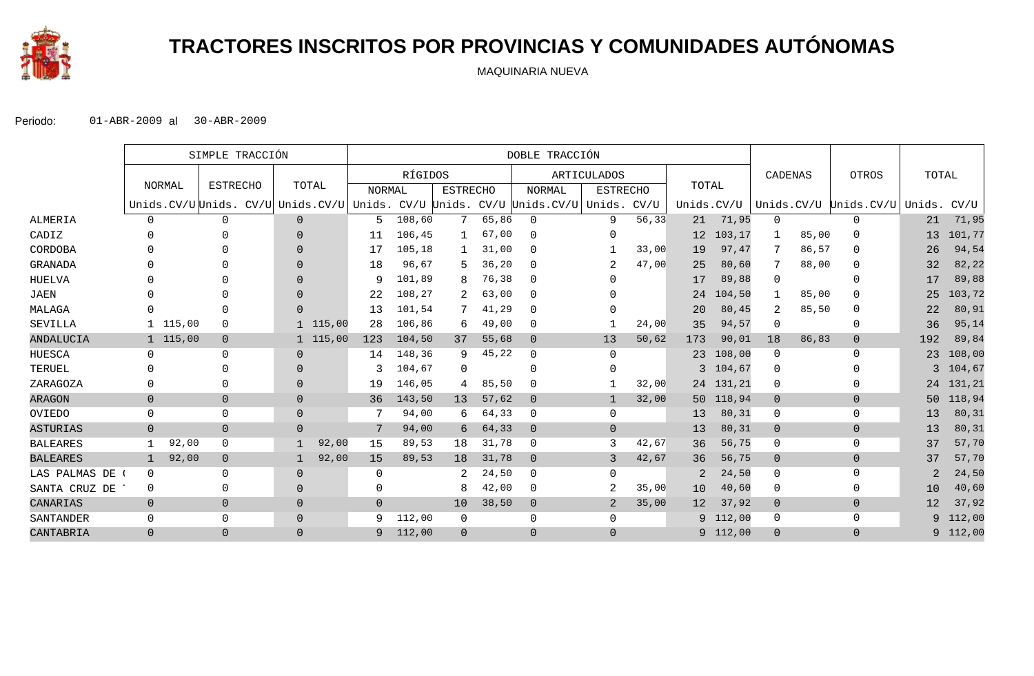# TRACTORES INSCRITOS POR PROVINCIAS Y COMUNIDADES AUTÓNOMAS

MAQUINARIA NUEVA

Periodo: 01-ABR-2009 al 30-ABR-2009

| | SIMPLE TRACCIÓN | | | | | | DOBLE TRACCIÓN | | | | | | | | | | | | | | | | | |
|---|---|---|---|---|---|---|---|---|---|---|---|---|---|---|---|---|---|---|---|---|---|---|---|---|
| | NORMAL | | ESTRECHO | | TOTAL | | RÍGIDOS | | | | ARTICULADOS | | | | TOTAL | | CADENAS | | OTROS | | TOTAL | |
| | | | | | | | NORMAL | | ESTRECHO | | NORMAL | | ESTRECHO | | | | | | | | | |
| | Unids. | CV/U | Unids. | CV/U | Unids. | CV/U | Unids. | CV/U | Unids. | CV/U | Unids. | CV/U | Unids. | CV/U | Unids. | CV/U | Unids. | CV/U | Unids. | CV/U | Unids. | CV/U |
| ALMERIA | 0 | | 0 | | 0 | | 5 | 108,60 | 7 | 65,86 | 0 | | 9 | 56,33 | 21 | 71,95 | 0 | | 0 | | 21 | 71,95 |
| CADIZ | 0 | | 0 | | 0 | | 11 | 106,45 | 1 | 67,00 | 0 | | 0 | | 12 | 103,17 | 1 | 85,00 | 0 | | 13 | 101,77 |
| CORDOBA | 0 | | 0 | | 0 | | 17 | 105,18 | 1 | 31,00 | 0 | | 1 | 33,00 | 19 | 97,47 | 7 | 86,57 | 0 | | 26 | 94,54 |
| GRANADA | 0 | | 0 | | 0 | | 18 | 96,67 | 5 | 36,20 | 0 | | 2 | 47,00 | 25 | 80,60 | 7 | 88,00 | 0 | | 32 | 82,22 |
| HUELVA | 0 | | 0 | | 0 | | 9 | 101,89 | 8 | 76,38 | 0 | | 0 | | 17 | 89,88 | 0 | | 0 | | 17 | 89,88 |
| JAEN | 0 | | 0 | | 0 | | 22 | 108,27 | 2 | 63,00 | 0 | | 0 | | 24 | 104,50 | 1 | 85,00 | 0 | | 25 | 103,72 |
| MALAGA | 0 | | 0 | | 0 | | 13 | 101,54 | 7 | 41,29 | 0 | | 0 | | 20 | 80,45 | 2 | 85,50 | 0 | | 22 | 80,91 |
| SEVILLA | 1 | 115,00 | 0 | | 1 | 115,00 | 28 | 106,86 | 6 | 49,00 | 0 | | 1 | 24,00 | 35 | 94,57 | 0 | | 0 | | 36 | 95,14 |
| ANDALUCIA | 1 | 115,00 | 0 | | 1 | 115,00 | 123 | 104,50 | 37 | 55,68 | 0 | | 13 | 50,62 | 173 | 90,01 | 18 | 86,83 | 0 | | 192 | 89,84 |
| HUESCA | 0 | | 0 | | 0 | | 14 | 148,36 | 9 | 45,22 | 0 | | 0 | | 23 | 108,00 | 0 | | 0 | | 23 | 108,00 |
| TERUEL | 0 | | 0 | | 0 | | 3 | 104,67 | 0 | | 0 | | 0 | | 3 | 104,67 | 0 | | 0 | | 3 | 104,67 |
| ZARAGOZA | 0 | | 0 | | 0 | | 19 | 146,05 | 4 | 85,50 | 0 | | 1 | 32,00 | 24 | 131,21 | 0 | | 0 | | 24 | 131,21 |
| ARAGON | 0 | | 0 | | 0 | | 36 | 143,50 | 13 | 57,62 | 0 | | 1 | 32,00 | 50 | 118,94 | 0 | | 0 | | 50 | 118,94 |
| OVIEDO | 0 | | 0 | | 0 | | 7 | 94,00 | 6 | 64,33 | 0 | | 0 | | 13 | 80,31 | 0 | | 0 | | 13 | 80,31 |
| ASTURIAS | 0 | | 0 | | 0 | | 7 | 94,00 | 6 | 64,33 | 0 | | 0 | | 13 | 80,31 | 0 | | 0 | | 13 | 80,31 |
| BALEARES | 1 | 92,00 | 0 | | 1 | 92,00 | 15 | 89,53 | 18 | 31,78 | 0 | | 3 | 42,67 | 36 | 56,75 | 0 | | 0 | | 37 | 57,70 |
| BALEARES | 1 | 92,00 | 0 | | 1 | 92,00 | 15 | 89,53 | 18 | 31,78 | 0 | | 3 | 42,67 | 36 | 56,75 | 0 | | 0 | | 37 | 57,70 |
| LAS PALMAS DE ( | 0 | | 0 | | 0 | | 0 | | 2 | 24,50 | 0 | | 0 | | 2 | 24,50 | 0 | | 0 | | 2 | 24,50 |
| SANTA CRUZ DE | 0 | | 0 | | 0 | | 0 | | 8 | 42,00 | 0 | | 2 | 35,00 | 10 | 40,60 | 0 | | 0 | | 10 | 40,60 |
| CANARIAS | 0 | | 0 | | 0 | | 0 | | 10 | 38,50 | 0 | | 2 | 35,00 | 12 | 37,92 | 0 | | 0 | | 12 | 37,92 |
| SANTANDER | 0 | | 0 | | 0 | | 9 | 112,00 | 0 | | 0 | | 0 | | 9 | 112,00 | 0 | | 0 | | 9 | 112,00 |
| CANTABRIA | 0 | | 0 | | 0 | | 9 | 112,00 | 0 | | 0 | | 0 | | 9 | 112,00 | 0 | | 0 | | 9 | 112,00 |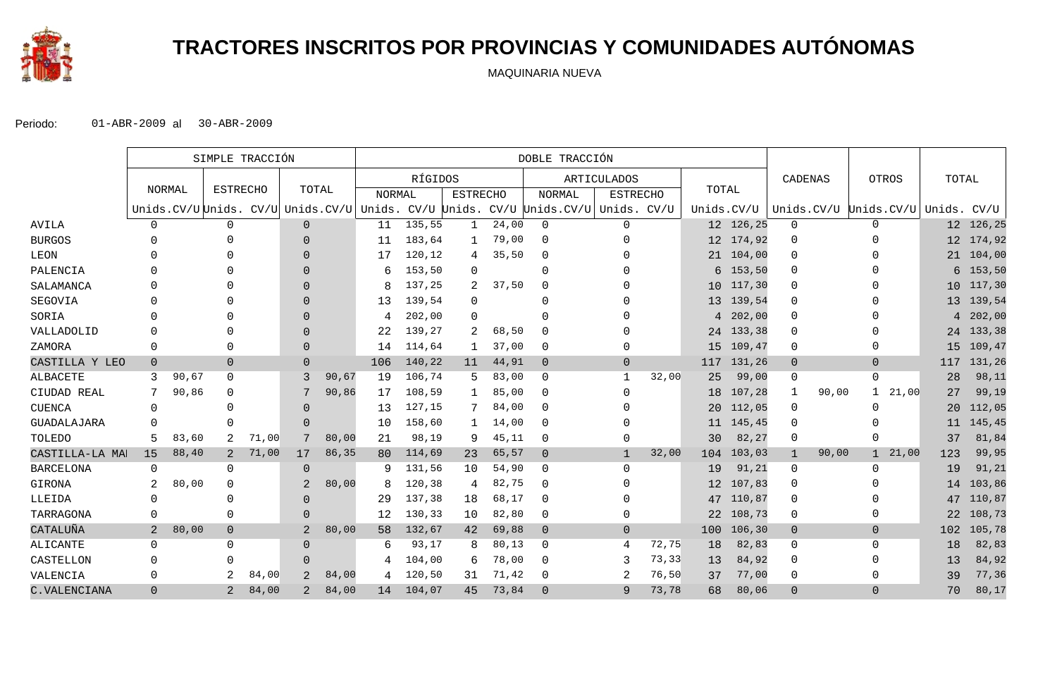# TRACTORES INSCRITOS POR PROVINCIAS Y COMUNIDADES AUTÓNOMAS

MAQUINARIA NUEVA

Periodo: 01-ABR-2009 al 30-ABR-2009

| | SIMPLE TRACCIÓN | | | | | | DOBLE TRACCIÓN | | | | | | | | | | | | CADENAS | | OTROS | | TOTAL | |
|---|---|---|---|---|---|---|---|---|---|---|---|---|---|---|---|---|---|---|---|---|---|---|---|---|
| | NORMAL | | ESTRECHO | | TOTAL | | RÍGIDOS | | | | | | ARTICULADOS | | | | TOTAL | | | | | | | |
| | | | | | | | NORMAL | | ESTRECHO | | | | NORMAL | | ESTRECHO | | | | | | | | | |
| | Unids. | CV/U | Unids. | CV/U | Unids. | CV/U | Unids. | CV/U | Unids. | CV/U | | | Unids. | CV/U | Unids. | CV/U | Unids. | CV/U | Unids. | CV/U | Unids. | CV/U | Unids. | CV/U |
| AVILA | 0 | | 0 | | 0 | | 11 | 135,55 | 1 | 24,00 | | | 0 | | 0 | | 12 | 126,25 | 0 | | 0 | | 12 | 126,25 |
| BURGOS | 0 | | 0 | | 0 | | 11 | 183,64 | 1 | 79,00 | | | 0 | | 0 | | 12 | 174,92 | 0 | | 0 | | 12 | 174,92 |
| LEON | 0 | | 0 | | 0 | | 17 | 120,12 | 4 | 35,50 | | | 0 | | 0 | | 21 | 104,00 | 0 | | 0 | | 21 | 104,00 |
| PALENCIA | 0 | | 0 | | 0 | | 6 | 153,50 | 0 | | | | 0 | | 0 | | 6 | 153,50 | 0 | | 0 | | 6 | 153,50 |
| SALAMANCA | 0 | | 0 | | 0 | | 8 | 137,25 | 2 | 37,50 | | | 0 | | 0 | | 10 | 117,30 | 0 | | 0 | | 10 | 117,30 |
| SEGOVIA | 0 | | 0 | | 0 | | 13 | 139,54 | 0 | | | | 0 | | 0 | | 13 | 139,54 | 0 | | 0 | | 13 | 139,54 |
| SORIA | 0 | | 0 | | 0 | | 4 | 202,00 | 0 | | | | 0 | | 0 | | 4 | 202,00 | 0 | | 0 | | 4 | 202,00 |
| VALLADOLID | 0 | | 0 | | 0 | | 22 | 139,27 | 2 | 68,50 | | | 0 | | 0 | | 24 | 133,38 | 0 | | 0 | | 24 | 133,38 |
| ZAMORA | 0 | | 0 | | 0 | | 14 | 114,64 | 1 | 37,00 | | | 0 | | 0 | | 15 | 109,47 | 0 | | 0 | | 15 | 109,47 |
| CASTILLA Y LEO | 0 | | 0 | | 0 | | 106 | 140,22 | 11 | 44,91 | | | 0 | | 0 | | 117 | 131,26 | 0 | | 0 | | 117 | 131,26 |
| ALBACETE | 3 | 90,67 | 0 | | 3 | 90,67 | 19 | 106,74 | 5 | 83,00 | | | 0 | | 1 | 32,00 | 25 | 99,00 | 0 | | 0 | | 28 | 98,11 |
| CIUDAD REAL | 7 | 90,86 | 0 | | 7 | 90,86 | 17 | 108,59 | 1 | 85,00 | | | 0 | | 0 | | 18 | 107,28 | 1 | 90,00 | 1 | 21,00 | 27 | 99,19 |
| CUENCA | 0 | | 0 | | 0 | | 13 | 127,15 | 7 | 84,00 | | | 0 | | 0 | | 20 | 112,05 | 0 | | 0 | | 20 | 112,05 |
| GUADALAJARA | 0 | | 0 | | 0 | | 10 | 158,60 | 1 | 14,00 | | | 0 | | 0 | | 11 | 145,45 | 0 | | 0 | | 11 | 145,45 |
| TOLEDO | 5 | 83,60 | 2 | 71,00 | 7 | 80,00 | 21 | 98,19 | 9 | 45,11 | | | 0 | | 0 | | 30 | 82,27 | 0 | | 0 | | 37 | 81,84 |
| CASTILLA-LA MAI | 15 | 88,40 | 2 | 71,00 | 17 | 86,35 | 80 | 114,69 | 23 | 65,57 | | | 0 | | 1 | 32,00 | 104 | 103,03 | 1 | 90,00 | 1 | 21,00 | 123 | 99,95 |
| BARCELONA | 0 | | 0 | | 0 | | 9 | 131,56 | 10 | 54,90 | | | 0 | | 0 | | 19 | 91,21 | 0 | | 0 | | 19 | 91,21 |
| GIRONA | 2 | 80,00 | 0 | | 2 | 80,00 | 8 | 120,38 | 4 | 82,75 | | | 0 | | 0 | | 12 | 107,83 | 0 | | 0 | | 14 | 103,86 |
| LLEIDA | 0 | | 0 | | 0 | | 29 | 137,38 | 18 | 68,17 | | | 0 | | 0 | | 47 | 110,87 | 0 | | 0 | | 47 | 110,87 |
| TARRAGONA | 0 | | 0 | | 0 | | 12 | 130,33 | 10 | 82,80 | | | 0 | | 0 | | 22 | 108,73 | 0 | | 0 | | 22 | 108,73 |
| CATALUÑA | 2 | 80,00 | 0 | | 2 | 80,00 | 58 | 132,67 | 42 | 69,88 | | | 0 | | 0 | | 100 | 106,30 | 0 | | 0 | | 102 | 105,78 |
| ALICANTE | 0 | | 0 | | 0 | | 6 | 93,17 | 8 | 80,13 | | | 0 | | 4 | 72,75 | 18 | 82,83 | 0 | | 0 | | 18 | 82,83 |
| CASTELLON | 0 | | 0 | | 0 | | 4 | 104,00 | 6 | 78,00 | | | 0 | | 3 | 73,33 | 13 | 84,92 | 0 | | 0 | | 13 | 84,92 |
| VALENCIA | 0 | | 2 | 84,00 | 2 | 84,00 | 4 | 120,50 | 31 | 71,42 | | | 0 | | 2 | 76,50 | 37 | 77,00 | 0 | | 0 | | 39 | 77,36 |
| C.VALENCIANA | 0 | | 2 | 84,00 | 2 | 84,00 | 14 | 104,07 | 45 | 73,84 | | | 0 | | 9 | 73,78 | 68 | 80,06 | 0 | | 0 | | 70 | 80,17 |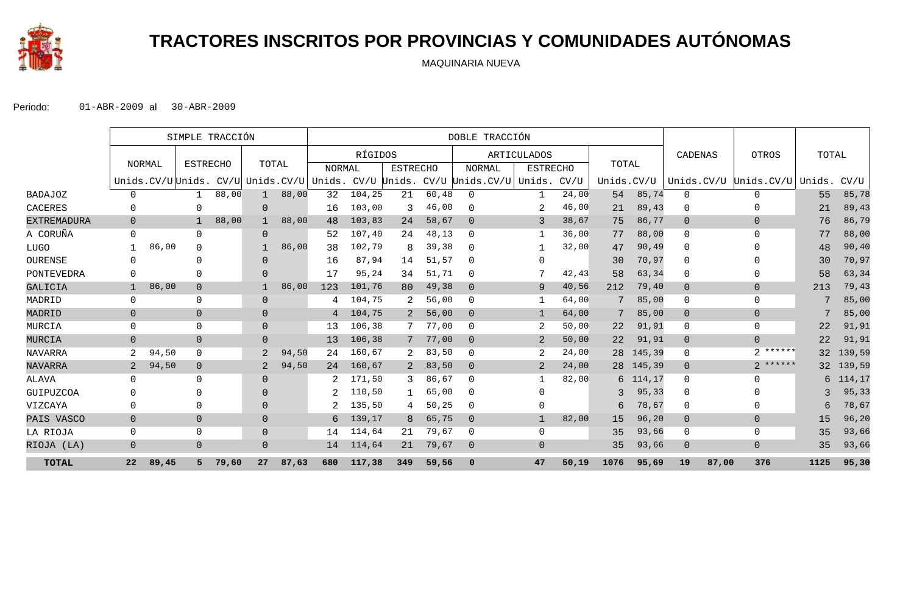# TRACTORES INSCRITOS POR PROVINCIAS Y COMUNIDADES AUTÓNOMAS

MAQUINARIA NUEVA

Periodo: 01-ABR-2009 al 30-ABR-2009

| | SIMPLE TRACCIÓN | | | | | | DOBLE TRACCIÓN | | | | | | | | | | | | | | | | | |
|---|---|---|---|---|---|---|---|---|---|---|---|---|---|---|---|---|---|---|---|---|---|---|---|---|
| | NORMAL | | ESTRECHO | | TOTAL | | RÍGIDOS | | | | ARTICULADOS | | | | TOTAL | | CADENAS | | OTROS | | TOTAL | |
| | | | | | | | NORMAL | | ESTRECHO | | NORMAL | | ESTRECHO | | | | | | | | | |
| | Unids. | CV/U | Unids. | CV/U | Unids. | CV/U | Unids. | CV/U | Unids. | CV/U | Unids. | CV/U | Unids. | CV/U | Unids. | CV/U | Unids. | CV/U | Unids. | CV/U | Unids. | CV/U |
| BADAJOZ | 0 | | 1 | 88,00 | 1 | 88,00 | 32 | 104,25 | 21 | 60,48 | 0 | | 1 | 24,00 | 54 | 85,74 | 0 | | 0 | | 55 | 85,78 |
| CACERES | 0 | | 0 | | 0 | | 16 | 103,00 | 3 | 46,00 | 0 | | 2 | 46,00 | 21 | 89,43 | 0 | | 0 | | 21 | 89,43 |
| EXTREMADURA | 0 | | 1 | 88,00 | 1 | 88,00 | 48 | 103,83 | 24 | 58,67 | 0 | | 3 | 38,67 | 75 | 86,77 | 0 | | 0 | | 76 | 86,79 |
| A CORUÑA | 0 | | 0 | | 0 | | 52 | 107,40 | 24 | 48,13 | 0 | | 1 | 36,00 | 77 | 88,00 | 0 | | 0 | | 77 | 88,00 |
| LUGO | 1 | 86,00 | 0 | | 1 | 86,00 | 38 | 102,79 | 8 | 39,38 | 0 | | 1 | 32,00 | 47 | 90,49 | 0 | | 0 | | 48 | 90,40 |
| OURENSE | 0 | | 0 | | 0 | | 16 | 87,94 | 14 | 51,57 | 0 | | 0 | | 30 | 70,97 | 0 | | 0 | | 30 | 70,97 |
| PONTEVEDRA | 0 | | 0 | | 0 | | 17 | 95,24 | 34 | 51,71 | 0 | | 7 | 42,43 | 58 | 63,34 | 0 | | 0 | | 58 | 63,34 |
| GALICIA | 1 | 86,00 | 0 | | 1 | 86,00 | 123 | 101,76 | 80 | 49,38 | 0 | | 9 | 40,56 | 212 | 79,40 | 0 | | 0 | | 213 | 79,43 |
| MADRID | 0 | | 0 | | 0 | | 4 | 104,75 | 2 | 56,00 | 0 | | 1 | 64,00 | 7 | 85,00 | 0 | | 0 | | 7 | 85,00 |
| MADRID | 0 | | 0 | | 0 | | 4 | 104,75 | 2 | 56,00 | 0 | | 1 | 64,00 | 7 | 85,00 | 0 | | 0 | | 7 | 85,00 |
| MURCIA | 0 | | 0 | | 0 | | 13 | 106,38 | 7 | 77,00 | 0 | | 2 | 50,00 | 22 | 91,91 | 0 | | 0 | | 22 | 91,91 |
| MURCIA | 0 | | 0 | | 0 | | 13 | 106,38 | 7 | 77,00 | 0 | | 2 | 50,00 | 22 | 91,91 | 0 | | 0 | | 22 | 91,91 |
| NAVARRA | 2 | 94,50 | 0 | | 2 | 94,50 | 24 | 160,67 | 2 | 83,50 | 0 | | 2 | 24,00 | 28 | 145,39 | 0 | | 2 | ****** | 32 | 139,59 |
| NAVARRA | 2 | 94,50 | 0 | | 2 | 94,50 | 24 | 160,67 | 2 | 83,50 | 0 | | 2 | 24,00 | 28 | 145,39 | 0 | | 2 | ****** | 32 | 139,59 |
| ALAVA | 0 | | 0 | | 0 | | 2 | 171,50 | 3 | 86,67 | 0 | | 1 | 82,00 | 6 | 114,17 | 0 | | 0 | | 6 | 114,17 |
| GUIPUZCOA | 0 | | 0 | | 0 | | 2 | 110,50 | 1 | 65,00 | 0 | | 0 | | 3 | 95,33 | 0 | | 0 | | 3 | 95,33 |
| VIZCAYA | 0 | | 0 | | 0 | | 2 | 135,50 | 4 | 50,25 | 0 | | 0 | | 6 | 78,67 | 0 | | 0 | | 6 | 78,67 |
| PAIS VASCO | 0 | | 0 | | 0 | | 6 | 139,17 | 8 | 65,75 | 0 | | 1 | 82,00 | 15 | 96,20 | 0 | | 0 | | 15 | 96,20 |
| LA RIOJA | 0 | | 0 | | 0 | | 14 | 114,64 | 21 | 79,67 | 0 | | 0 | | 35 | 93,66 | 0 | | 0 | | 35 | 93,66 |
| RIOJA (LA) | 0 | | 0 | | 0 | | 14 | 114,64 | 21 | 79,67 | 0 | | 0 | | 35 | 93,66 | 0 | | 0 | | 35 | 93,66 |
| **TOTAL** | **22** | **89,45** | **5** | **79,60** | **27** | **87,63** | **680** | **117,38** | **349** | **59,56** | **0** | | **47** | **50,19** | **1076** | **95,69** | **19** | **87,00** | **376** | | **1125** | **95,30** |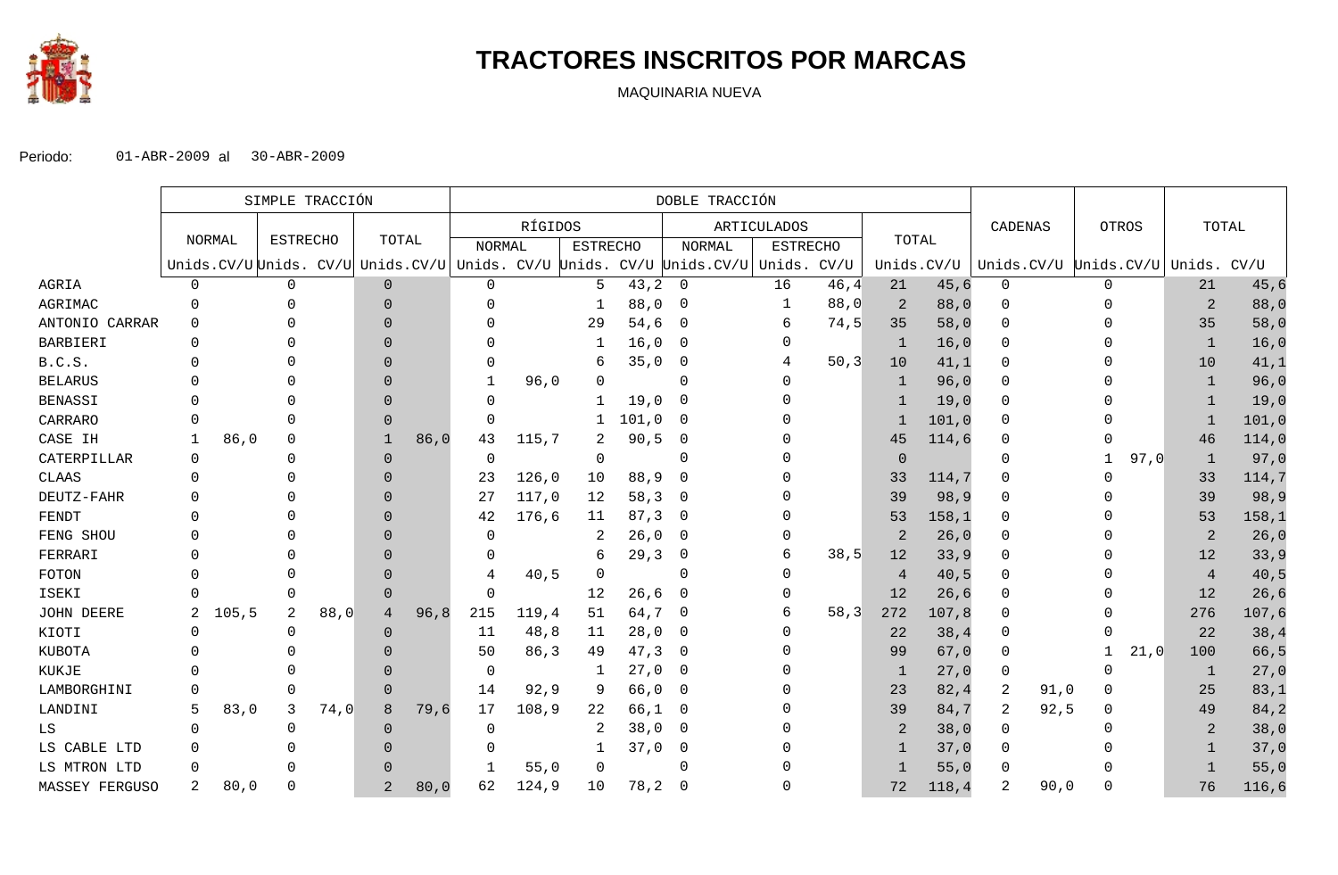# TRACTORES INSCRITOS POR MARCAS

MAQUINARIA NUEVA

Periodo: 01-ABR-2009 al 30-ABR-2009

| | SIMPLE TRACCIÓN | | | | | | DOBLE TRACCIÓN | | | | | | | | | | | | CADENAS | | OTROS | | TOTAL | |
|---|---|---|---|---|---|---|---|---|---|---|---|---|---|---|---|---|---|---|---|---|---|---|---|---|
| | NORMAL | | ESTRECHO | | TOTAL | | RÍGIDOS | | | | ARTICULADOS | | | | TOTAL | | | | | | | | | |
| | | | | | | | NORMAL | | ESTRECHO | | NORMAL | | ESTRECHO | | | | | | | | | | | |
| | Unids. | CV/U | Unids. | CV/U | Unids. | CV/U | Unids. | CV/U | Unids. | CV/U | Unids. | CV/U | Unids. | CV/U | Unids. | CV/U | | | Unids. | CV/U | Unids. | CV/U | Unids. | CV/U |
| AGRIA | 0 | | 0 | | 0 | | 0 | | 5 | 43,2 | 0 | | 16 | 46,4 | 21 | 45,6 | | | 0 | | 0 | | 21 | 45,6 |
| AGRIMAC | 0 | | 0 | | 0 | | 0 | | 1 | 88,0 | 0 | | 1 | 88,0 | 2 | 88,0 | | | 0 | | 0 | | 2 | 88,0 |
| ANTONIO CARRAR | 0 | | 0 | | 0 | | 0 | | 29 | 54,6 | 0 | | 6 | 74,5 | 35 | 58,0 | | | 0 | | 0 | | 35 | 58,0 |
| BARBIERI | 0 | | 0 | | 0 | | 0 | | 1 | 16,0 | 0 | | 0 | | 1 | 16,0 | | | 0 | | 0 | | 1 | 16,0 |
| B.C.S. | 0 | | 0 | | 0 | | 0 | | 6 | 35,0 | 0 | | 4 | 50,3 | 10 | 41,1 | | | 0 | | 0 | | 10 | 41,1 |
| BELARUS | 0 | | 0 | | 0 | | 1 | 96,0 | 0 | | 0 | | 0 | | 1 | 96,0 | | | 0 | | 0 | | 1 | 96,0 |
| BENASSI | 0 | | 0 | | 0 | | 0 | | 1 | 19,0 | 0 | | 0 | | 1 | 19,0 | | | 0 | | 0 | | 1 | 19,0 |
| CARRARO | 0 | | 0 | | 0 | | 0 | | 1 | 101,0 | 0 | | 0 | | 1 | 101,0 | | | 0 | | 0 | | 1 | 101,0 |
| CASE IH | 1 | 86,0 | 0 | | 1 | 86,0 | 43 | 115,7 | 2 | 90,5 | 0 | | 0 | | 45 | 114,6 | | | 0 | | 0 | | 46 | 114,0 |
| CATERPILLAR | 0 | | 0 | | 0 | | 0 | | 0 | | 0 | | 0 | | 0 | | | | 0 | | 1 | 97,0 | 1 | 97,0 |
| CLAAS | 0 | | 0 | | 0 | | 23 | 126,0 | 10 | 88,9 | 0 | | 0 | | 33 | 114,7 | | | 0 | | 0 | | 33 | 114,7 |
| DEUTZ-FAHR | 0 | | 0 | | 0 | | 27 | 117,0 | 12 | 58,3 | 0 | | 0 | | 39 | 98,9 | | | 0 | | 0 | | 39 | 98,9 |
| FENDT | 0 | | 0 | | 0 | | 42 | 176,6 | 11 | 87,3 | 0 | | 0 | | 53 | 158,1 | | | 0 | | 0 | | 53 | 158,1 |
| FENG SHOU | 0 | | 0 | | 0 | | 0 | | 2 | 26,0 | 0 | | 0 | | 2 | 26,0 | | | 0 | | 0 | | 2 | 26,0 |
| FERRARI | 0 | | 0 | | 0 | | 0 | | 6 | 29,3 | 0 | | 6 | 38,5 | 12 | 33,9 | | | 0 | | 0 | | 12 | 33,9 |
| FOTON | 0 | | 0 | | 0 | | 4 | 40,5 | 0 | | 0 | | 0 | | 4 | 40,5 | | | 0 | | 0 | | 4 | 40,5 |
| ISEKI | 0 | | 0 | | 0 | | 0 | | 12 | 26,6 | 0 | | 0 | | 12 | 26,6 | | | 0 | | 0 | | 12 | 26,6 |
| JOHN DEERE | 2 | 105,5 | 2 | 88,0 | 4 | 96,8 | 215 | 119,4 | 51 | 64,7 | 0 | | 6 | 58,3 | 272 | 107,8 | | | 0 | | 0 | | 276 | 107,6 |
| KIOTI | 0 | | 0 | | 0 | | 11 | 48,8 | 11 | 28,0 | 0 | | 0 | | 22 | 38,4 | | | 0 | | 0 | | 22 | 38,4 |
| KUBOTA | 0 | | 0 | | 0 | | 50 | 86,3 | 49 | 47,3 | 0 | | 0 | | 99 | 67,0 | | | 0 | | 1 | 21,0 | 100 | 66,5 |
| KUKJE | 0 | | 0 | | 0 | | 0 | | 1 | 27,0 | 0 | | 0 | | 1 | 27,0 | | | 0 | | 0 | | 1 | 27,0 |
| LAMBORGHINI | 0 | | 0 | | 0 | | 14 | 92,9 | 9 | 66,0 | 0 | | 0 | | 23 | 82,4 | | | 2 | 91,0 | 0 | | 25 | 83,1 |
| LANDINI | 5 | 83,0 | 3 | 74,0 | 8 | 79,6 | 17 | 108,9 | 22 | 66,1 | 0 | | 0 | | 39 | 84,7 | | | 2 | 92,5 | 0 | | 49 | 84,2 |
| LS | 0 | | 0 | | 0 | | 0 | | 2 | 38,0 | 0 | | 0 | | 2 | 38,0 | | | 0 | | 0 | | 2 | 38,0 |
| LS CABLE LTD | 0 | | 0 | | 0 | | 0 | | 1 | 37,0 | 0 | | 0 | | 1 | 37,0 | | | 0 | | 0 | | 1 | 37,0 |
| LS MTRON LTD | 0 | | 0 | | 0 | | 1 | 55,0 | 0 | | 0 | | 0 | | 1 | 55,0 | | | 0 | | 0 | | 1 | 55,0 |
| MASSEY FERGUSO | 2 | 80,0 | 0 | | 2 | 80,0 | 62 | 124,9 | 10 | 78,2 | 0 | | 0 | | 72 | 118,4 | | | 2 | 90,0 | 0 | | 76 | 116,6 |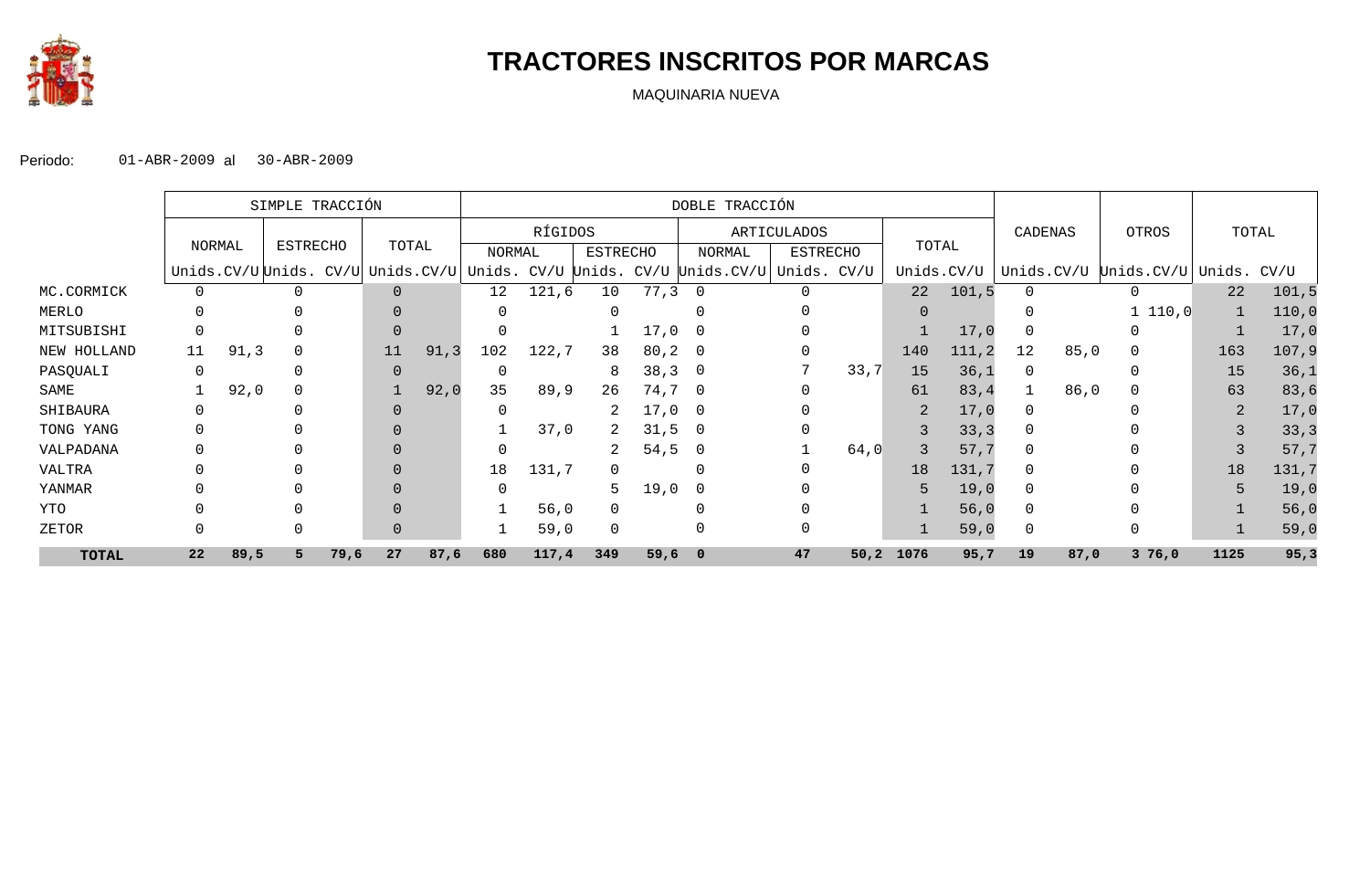# TRACTORES INSCRITOS POR MARCAS

MAQUINARIA NUEVA

Periodo: 01-ABR-2009 al 30-ABR-2009

| | SIMPLE TRACCIÓN | | | | | | DOBLE TRACCIÓN | | | | | | | | | | | | | | | | | |
|---|---|---|---|---|---|---|---|---|---|---|---|---|---|---|---|---|---|---|---|---|---|---|---|---|
| | NORMAL | | ESTRECHO | | TOTAL | | RÍGIDOS | | | | ARTICULADOS | | | | TOTAL | | CADENAS | | OTROS | | TOTAL | |
| | | | | | | | NORMAL | | ESTRECHO | | NORMAL | | ESTRECHO | | | | | | | | | |
| | Unids. | CV/U | Unids. | CV/U | Unids. | CV/U | Unids. | CV/U | Unids. | CV/U | Unids. | CV/U | Unids. | CV/U | Unids. | CV/U | Unids. | CV/U | Unids. | CV/U | Unids. | CV/U |
| MC.CORMICK | 0 | | 0 | | 0 | | 12 | 121,6 | 10 | 77,3 | 0 | | 0 | | 22 | 101,5 | 0 | | 0 | | 22 | 101,5 |
| MERLO | 0 | | 0 | | 0 | | 0 | | 0 | | 0 | | 0 | | 0 | | 0 | | 1 | 110,0 | 1 | 110,0 |
| MITSUBISHI | 0 | | 0 | | 0 | | 0 | | 1 | 17,0 | 0 | | 0 | | 1 | 17,0 | 0 | | 0 | | 1 | 17,0 |
| NEW HOLLAND | 11 | 91,3 | 0 | | 11 | 91,3 | 102 | 122,7 | 38 | 80,2 | 0 | | 0 | | 140 | 111,2 | 12 | 85,0 | 0 | | 163 | 107,9 |
| PASQUALI | 0 | | 0 | | 0 | | 0 | | 8 | 38,3 | 0 | | 7 | 33,7 | 15 | 36,1 | 0 | | 0 | | 15 | 36,1 |
| SAME | 1 | 92,0 | 0 | | 1 | 92,0 | 35 | 89,9 | 26 | 74,7 | 0 | | 0 | | 61 | 83,4 | 1 | 86,0 | 0 | | 63 | 83,6 |
| SHIBAURA | 0 | | 0 | | 0 | | 0 | | 2 | 17,0 | 0 | | 0 | | 2 | 17,0 | 0 | | 0 | | 2 | 17,0 |
| TONG YANG | 0 | | 0 | | 0 | | 1 | 37,0 | 2 | 31,5 | 0 | | 0 | | 3 | 33,3 | 0 | | 0 | | 3 | 33,3 |
| VALPADANA | 0 | | 0 | | 0 | | 0 | | 2 | 54,5 | 0 | | 1 | 64,0 | 3 | 57,7 | 0 | | 0 | | 3 | 57,7 |
| VALTRA | 0 | | 0 | | 0 | | 18 | 131,7 | 0 | | 0 | | 0 | | 18 | 131,7 | 0 | | 0 | | 18 | 131,7 |
| YANMAR | 0 | | 0 | | 0 | | 0 | | 5 | 19,0 | 0 | | 0 | | 5 | 19,0 | 0 | | 0 | | 5 | 19,0 |
| YTO | 0 | | 0 | | 0 | | 1 | 56,0 | 0 | | 0 | | 0 | | 1 | 56,0 | 0 | | 0 | | 1 | 56,0 |
| ZETOR | 0 | | 0 | | 0 | | 1 | 59,0 | 0 | | 0 | | 0 | | 1 | 59,0 | 0 | | 0 | | 1 | 59,0 |
| **TOTAL** | **22** | **89,5** | **5** | **79,6** | **27** | **87,6** | **680** | **117,4** | **349** | **59,6** | **0** | | **47** | **50,2** | **1076** | **95,7** | **19** | **87,0** | **3** | **76,0** | **1125** | **95,3** |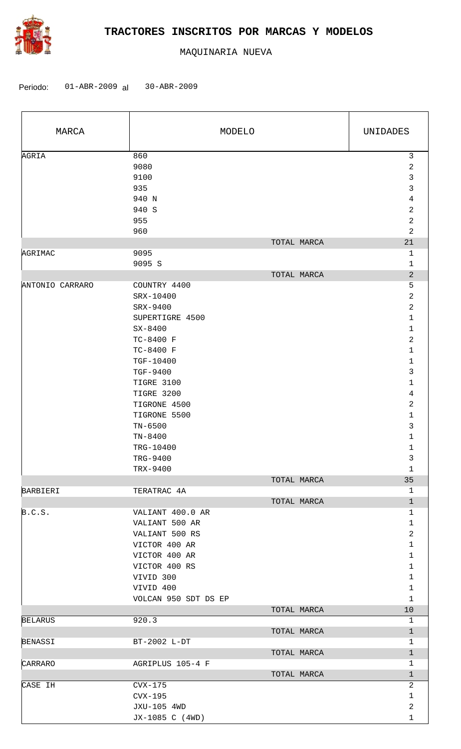# TRACTORES INSCRITOS POR MARCAS Y MODELOS

MAQUINARIA NUEVA

Periodo: 01-ABR-2009 al 30-ABR-2009

| MARCA | MODELO | UNIDADES |
|---|---|---|
| AGRIA | 860 | 3 |
| | 9080 | 2 |
| | 9100 | 3 |
| | 935 | 3 |
| | 940 N | 4 |
| | 940 S | 2 |
| | 955 | 2 |
| | 960 | 2 |
| | TOTAL MARCA | 21 |
| AGRIMAC | 9095 | 1 |
| | 9095 S | 1 |
| | TOTAL MARCA | 2 |
| ANTONIO CARRARO | COUNTRY 4400 | 5 |
| | SRX-10400 | 2 |
| | SRX-9400 | 2 |
| | SUPERTIGRE 4500 | 1 |
| | SX-8400 | 1 |
| | TC-8400 F | 2 |
| | TC-8400 F | 1 |
| | TGF-10400 | 1 |
| | TGF-9400 | 3 |
| | TIGRE 3100 | 1 |
| | TIGRE 3200 | 4 |
| | TIGRONE 4500 | 2 |
| | TIGRONE 5500 | 1 |
| | TN-6500 | 3 |
| | TN-8400 | 1 |
| | TRG-10400 | 1 |
| | TRG-9400 | 3 |
| | TRX-9400 | 1 |
| | TOTAL MARCA | 35 |
| BARBIERI | TERATRAC 4A | 1 |
| | TOTAL MARCA | 1 |
| B.C.S. | VALIANT 400.0 AR | 1 |
| | VALIANT 500 AR | 1 |
| | VALIANT 500 RS | 2 |
| | VICTOR 400 AR | 1 |
| | VICTOR 400 AR | 1 |
| | VICTOR 400 RS | 1 |
| | VIVID 300 | 1 |
| | VIVID 400 | 1 |
| | VOLCAN 950 SDT DS EP | 1 |
| | TOTAL MARCA | 10 |
| BELARUS | 920.3 | 1 |
| | TOTAL MARCA | 1 |
| BENASSI | BT-2002 L-DT | 1 |
| | TOTAL MARCA | 1 |
| CARRARO | AGRIPLUS 105-4 F | 1 |
| | TOTAL MARCA | 1 |
| CASE IH | CVX-175 | 2 |
| | CVX-195 | 1 |
| | JXU-105 4WD | 2 |
| | JX-1085 C (4WD) | 1 |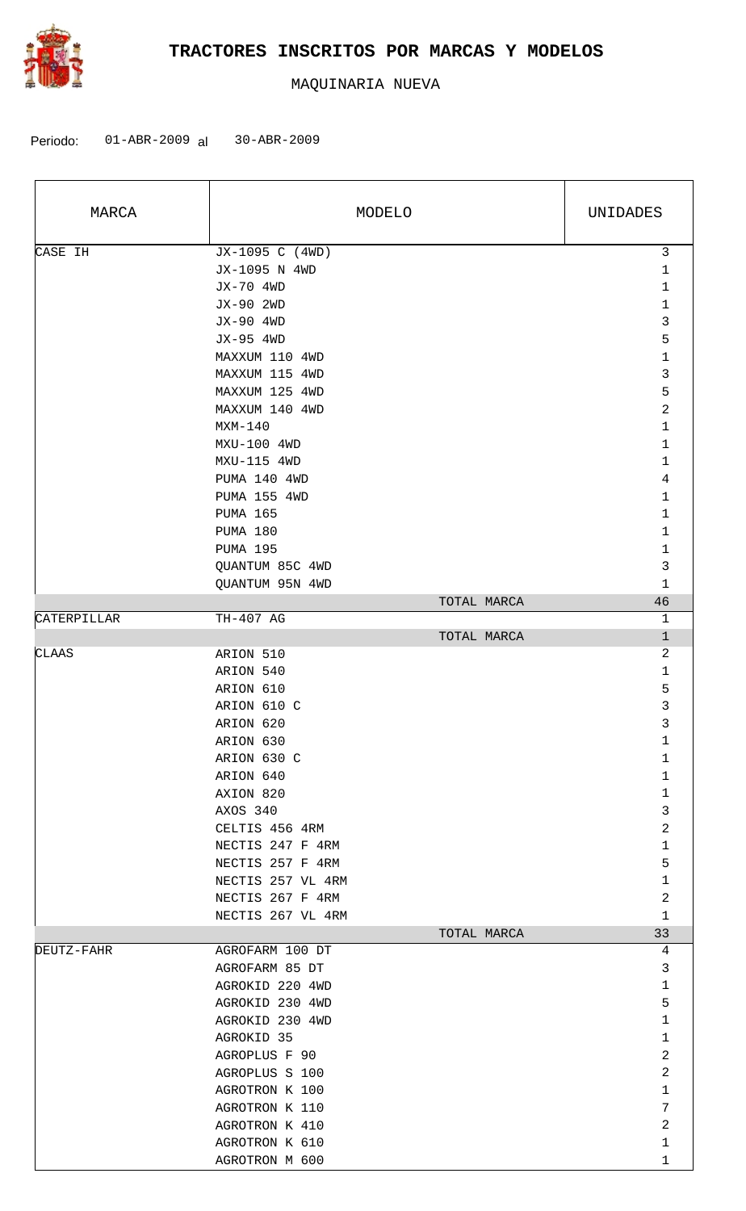# TRACTORES INSCRITOS POR MARCAS Y MODELOS

MAQUINARIA NUEVA

Periodo: 01-ABR-2009 al 30-ABR-2009

| MARCA | MODELO | UNIDADES |
|---|---|---|
| CASE IH | JX-1095 C (4WD) | 3 |
| | JX-1095 N 4WD | 1 |
| | JX-70 4WD | 1 |
| | JX-90 2WD | 1 |
| | JX-90 4WD | 3 |
| | JX-95 4WD | 5 |
| | MAXXUM 110 4WD | 1 |
| | MAXXUM 115 4WD | 3 |
| | MAXXUM 125 4WD | 5 |
| | MAXXUM 140 4WD | 2 |
| | MXM-140 | 1 |
| | MXU-100 4WD | 1 |
| | MXU-115 4WD | 1 |
| | PUMA 140 4WD | 4 |
| | PUMA 155 4WD | 1 |
| | PUMA 165 | 1 |
| | PUMA 180 | 1 |
| | PUMA 195 | 1 |
| | QUANTUM 85C 4WD | 3 |
| | QUANTUM 95N 4WD | 1 |
| | TOTAL MARCA | 46 |
| CATERPILLAR | TH-407 AG | 1 |
| | TOTAL MARCA | 1 |
| CLAAS | ARION 510 | 2 |
| | ARION 540 | 1 |
| | ARION 610 | 5 |
| | ARION 610 C | 3 |
| | ARION 620 | 3 |
| | ARION 630 | 1 |
| | ARION 630 C | 1 |
| | ARION 640 | 1 |
| | AXION 820 | 1 |
| | AXOS 340 | 3 |
| | CELTIS 456 4RM | 2 |
| | NECTIS 247 F 4RM | 1 |
| | NECTIS 257 F 4RM | 5 |
| | NECTIS 257 VL 4RM | 1 |
| | NECTIS 267 F 4RM | 2 |
| | NECTIS 267 VL 4RM | 1 |
| | TOTAL MARCA | 33 |
| DEUTZ-FAHR | AGROFARM 100 DT | 4 |
| | AGROFARM 85 DT | 3 |
| | AGROKID 220 4WD | 1 |
| | AGROKID 230 4WD | 5 |
| | AGROKID 230 4WD | 1 |
| | AGROKID 35 | 1 |
| | AGROPLUS F 90 | 2 |
| | AGROPLUS S 100 | 2 |
| | AGROTRON K 100 | 1 |
| | AGROTRON K 110 | 7 |
| | AGROTRON K 410 | 2 |
| | AGROTRON K 610 | 1 |
| | AGROTRON M 600 | 1 |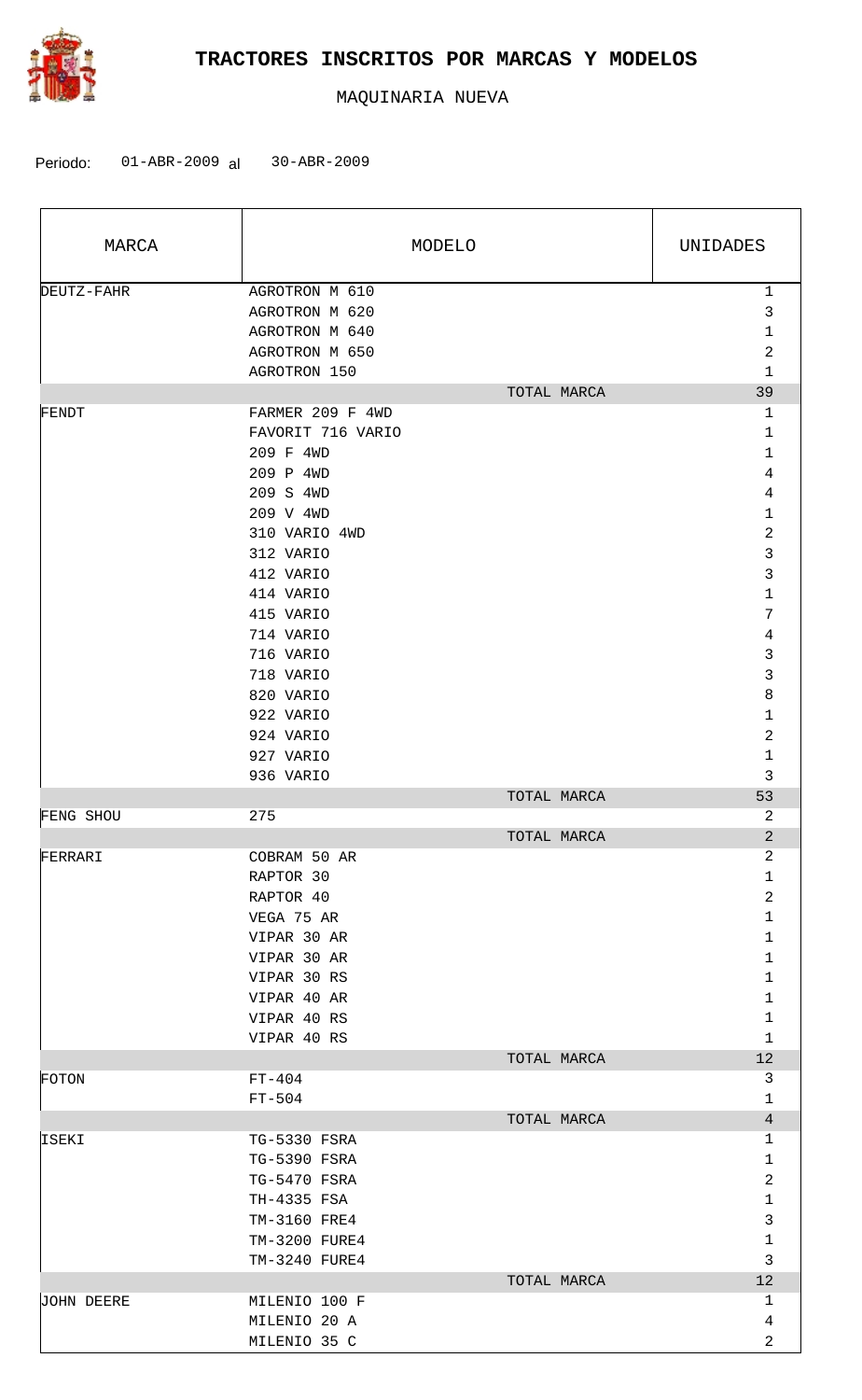# TRACTORES INSCRITOS POR MARCAS Y MODELOS

MAQUINARIA NUEVA

Periodo: 01-ABR-2009 al 30-ABR-2009

| MARCA | MODELO | UNIDADES |
|---|---|---|
| DEUTZ-FAHR | AGROTRON M 610 | 1 |
| | AGROTRON M 620 | 3 |
| | AGROTRON M 640 | 1 |
| | AGROTRON M 650 | 2 |
| | AGROTRON 150 | 1 |
| | TOTAL MARCA | 39 |
| FENDT | FARMER 209 F 4WD | 1 |
| | FAVORIT 716 VARIO | 1 |
| | 209 F 4WD | 1 |
| | 209 P 4WD | 4 |
| | 209 S 4WD | 4 |
| | 209 V 4WD | 1 |
| | 310 VARIO 4WD | 2 |
| | 312 VARIO | 3 |
| | 412 VARIO | 3 |
| | 414 VARIO | 1 |
| | 415 VARIO | 7 |
| | 714 VARIO | 4 |
| | 716 VARIO | 3 |
| | 718 VARIO | 3 |
| | 820 VARIO | 8 |
| | 922 VARIO | 1 |
| | 924 VARIO | 2 |
| | 927 VARIO | 1 |
| | 936 VARIO | 3 |
| | TOTAL MARCA | 53 |
| FENG SHOU | 275 | 2 |
| | TOTAL MARCA | 2 |
| FERRARI | COBRAM 50 AR | 2 |
| | RAPTOR 30 | 1 |
| | RAPTOR 40 | 2 |
| | VEGA 75 AR | 1 |
| | VIPAR 30 AR | 1 |
| | VIPAR 30 AR | 1 |
| | VIPAR 30 RS | 1 |
| | VIPAR 40 AR | 1 |
| | VIPAR 40 RS | 1 |
| | VIPAR 40 RS | 1 |
| | TOTAL MARCA | 12 |
| FOTON | FT-404 | 3 |
| | FT-504 | 1 |
| | TOTAL MARCA | 4 |
| ISEKI | TG-5330 FSRA | 1 |
| | TG-5390 FSRA | 1 |
| | TG-5470 FSRA | 2 |
| | TH-4335 FSA | 1 |
| | TM-3160 FRE4 | 3 |
| | TM-3200 FURE4 | 1 |
| | TM-3240 FURE4 | 3 |
| | TOTAL MARCA | 12 |
| JOHN DEERE | MILENIO 100 F | 1 |
| | MILENIO 20 A | 4 |
| | MILENIO 35 C | 2 |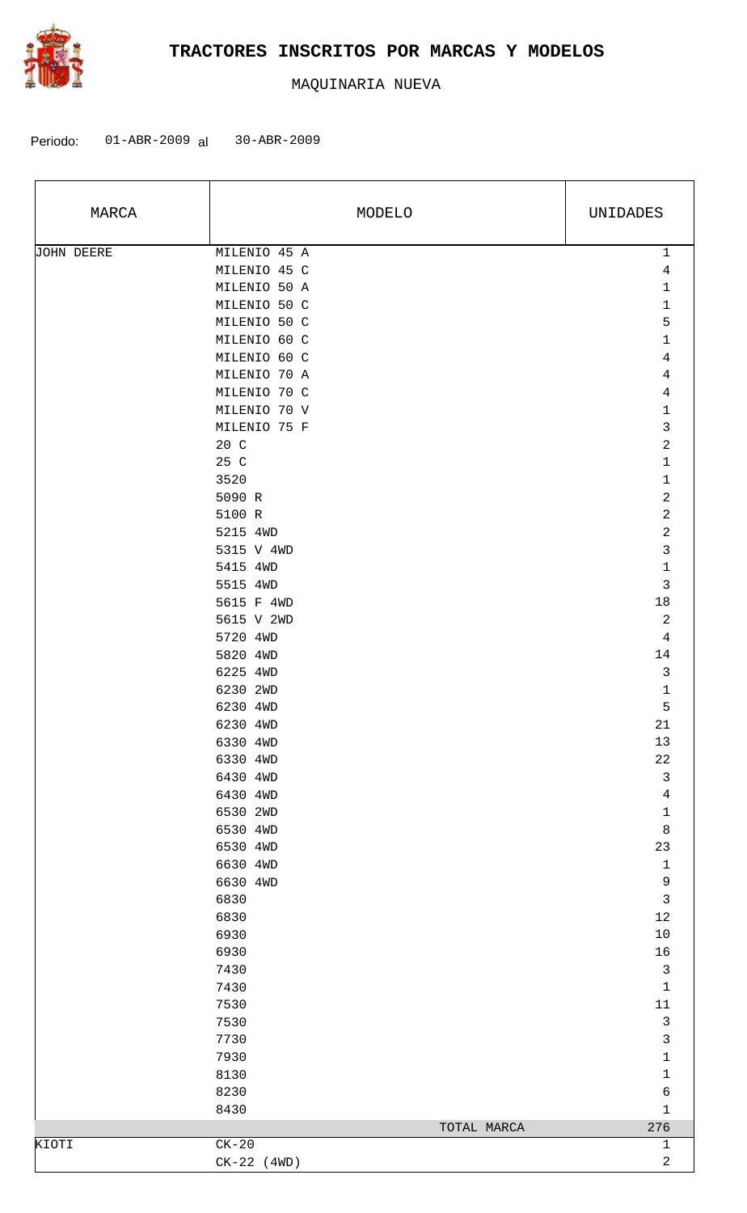# TRACTORES INSCRITOS POR MARCAS Y MODELOS

MAQUINARIA NUEVA

Periodo: 01-ABR-2009 al 30-ABR-2009

| MARCA | MODELO | UNIDADES |
|---|---|---|
| JOHN DEERE | MILENIO 45 A | 1 |
| | MILENIO 45 C | 4 |
| | MILENIO 50 A | 1 |
| | MILENIO 50 C | 1 |
| | MILENIO 50 C | 5 |
| | MILENIO 60 C | 1 |
| | MILENIO 60 C | 4 |
| | MILENIO 70 A | 4 |
| | MILENIO 70 C | 4 |
| | MILENIO 70 V | 1 |
| | MILENIO 75 F | 3 |
| | 20 C | 2 |
| | 25 C | 1 |
| | 3520 | 1 |
| | 5090 R | 2 |
| | 5100 R | 2 |
| | 5215 4WD | 2 |
| | 5315 V 4WD | 3 |
| | 5415 4WD | 1 |
| | 5515 4WD | 3 |
| | 5615 F 4WD | 18 |
| | 5615 V 2WD | 2 |
| | 5720 4WD | 4 |
| | 5820 4WD | 14 |
| | 6225 4WD | 3 |
| | 6230 2WD | 1 |
| | 6230 4WD | 5 |
| | 6230 4WD | 21 |
| | 6330 4WD | 13 |
| | 6330 4WD | 22 |
| | 6430 4WD | 3 |
| | 6430 4WD | 4 |
| | 6530 2WD | 1 |
| | 6530 4WD | 8 |
| | 6530 4WD | 23 |
| | 6630 4WD | 1 |
| | 6630 4WD | 9 |
| | 6830 | 3 |
| | 6830 | 12 |
| | 6930 | 10 |
| | 6930 | 16 |
| | 7430 | 3 |
| | 7430 | 1 |
| | 7530 | 11 |
| | 7530 | 3 |
| | 7730 | 3 |
| | 7930 | 1 |
| | 8130 | 1 |
| | 8230 | 6 |
| | 8430 | 1 |
| | TOTAL MARCA | 276 |
| KIOTI | CK-20 | 1 |
| | CK-22 (4WD) | 2 |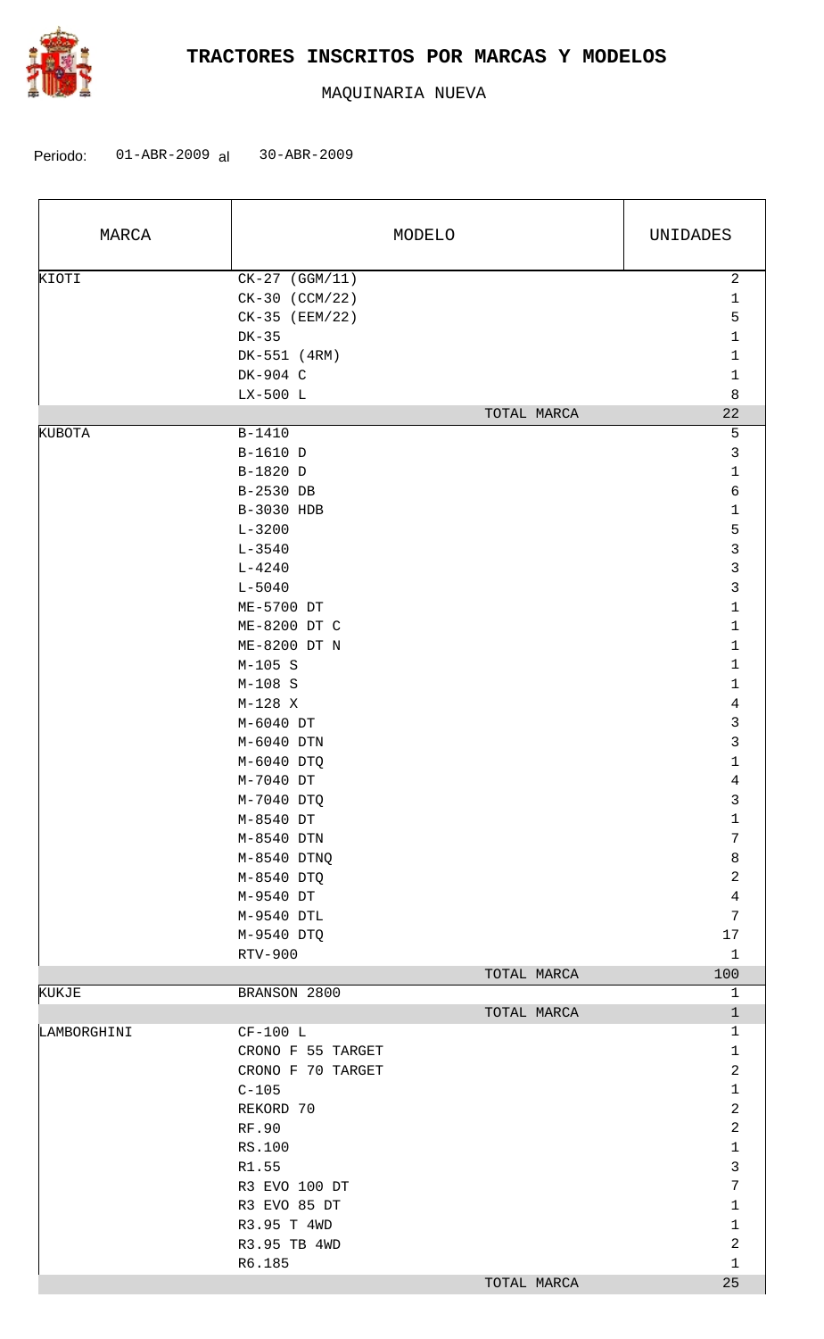# TRACTORES INSCRITOS POR MARCAS Y MODELOS

MAQUINARIA NUEVA

Periodo: 01-ABR-2009 al 30-ABR-2009

| MARCA | MODELO | UNIDADES |
|---|---|---|
| KIOTI | CK-27 (GGM/11) | 2 |
| | CK-30 (CCM/22) | 1 |
| | CK-35 (EEM/22) | 5 |
| | DK-35 | 1 |
| | DK-551 (4RM) | 1 |
| | DK-904 C | 1 |
| | LX-500 L | 8 |
| | TOTAL MARCA | 22 |
| KUBOTA | B-1410 | 5 |
| | B-1610 D | 3 |
| | B-1820 D | 1 |
| | B-2530 DB | 6 |
| | B-3030 HDB | 1 |
| | L-3200 | 5 |
| | L-3540 | 3 |
| | L-4240 | 3 |
| | L-5040 | 3 |
| | ME-5700 DT | 1 |
| | ME-8200 DT C | 1 |
| | ME-8200 DT N | 1 |
| | M-105 S | 1 |
| | M-108 S | 1 |
| | M-128 X | 4 |
| | M-6040 DT | 3 |
| | M-6040 DTN | 3 |
| | M-6040 DTQ | 1 |
| | M-7040 DT | 4 |
| | M-7040 DTQ | 3 |
| | M-8540 DT | 1 |
| | M-8540 DTN | 7 |
| | M-8540 DTNQ | 8 |
| | M-8540 DTQ | 2 |
| | M-9540 DT | 4 |
| | M-9540 DTL | 7 |
| | M-9540 DTQ | 17 |
| | RTV-900 | 1 |
| | TOTAL MARCA | 100 |
| KUKJE | BRANSON 2800 | 1 |
| | TOTAL MARCA | 1 |
| LAMBORGHINI | CF-100 L | 1 |
| | CRONO F 55 TARGET | 1 |
| | CRONO F 70 TARGET | 2 |
| | C-105 | 1 |
| | REKORD 70 | 2 |
| | RF.90 | 2 |
| | RS.100 | 1 |
| | R1.55 | 3 |
| | R3 EVO 100 DT | 7 |
| | R3 EVO 85 DT | 1 |
| | R3.95 T 4WD | 1 |
| | R3.95 TB 4WD | 2 |
| | R6.185 | 1 |
| | TOTAL MARCA | 25 |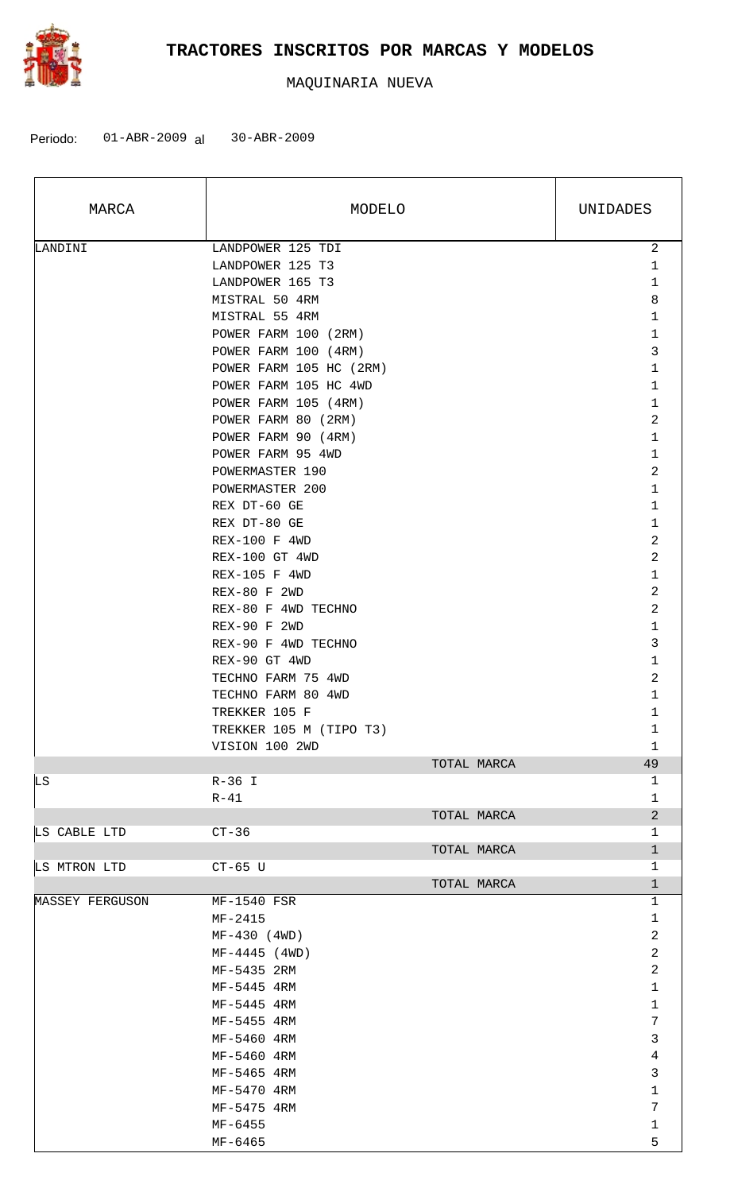# TRACTORES INSCRITOS POR MARCAS Y MODELOS

MAQUINARIA NUEVA

Periodo: 01-ABR-2009 al 30-ABR-2009

| MARCA | MODELO | UNIDADES |
|---|---|---|
| LANDINI | LANDPOWER 125 TDI | 2 |
| | LANDPOWER 125 T3 | 1 |
| | LANDPOWER 165 T3 | 1 |
| | MISTRAL 50 4RM | 8 |
| | MISTRAL 55 4RM | 1 |
| | POWER FARM 100 (2RM) | 1 |
| | POWER FARM 100 (4RM) | 3 |
| | POWER FARM 105 HC (2RM) | 1 |
| | POWER FARM 105 HC 4WD | 1 |
| | POWER FARM 105 (4RM) | 1 |
| | POWER FARM 80 (2RM) | 2 |
| | POWER FARM 90 (4RM) | 1 |
| | POWER FARM 95 4WD | 1 |
| | POWERMASTER 190 | 2 |
| | POWERMASTER 200 | 1 |
| | REX DT-60 GE | 1 |
| | REX DT-80 GE | 1 |
| | REX-100 F 4WD | 2 |
| | REX-100 GT 4WD | 2 |
| | REX-105 F 4WD | 1 |
| | REX-80 F 2WD | 2 |
| | REX-80 F 4WD TECHNO | 2 |
| | REX-90 F 2WD | 1 |
| | REX-90 F 4WD TECHNO | 3 |
| | REX-90 GT 4WD | 1 |
| | TECHNO FARM 75 4WD | 2 |
| | TECHNO FARM 80 4WD | 1 |
| | TREKKER 105 F | 1 |
| | TREKKER 105 M (TIPO T3) | 1 |
| | VISION 100 2WD | 1 |
| | TOTAL MARCA | 49 |
| LS | R-36 I | 1 |
| | R-41 | 1 |
| | TOTAL MARCA | 2 |
| LS CABLE LTD | CT-36 | 1 |
| | TOTAL MARCA | 1 |
| LS MTRON LTD | CT-65 U | 1 |
| | TOTAL MARCA | 1 |
| MASSEY FERGUSON | MF-1540 FSR | 1 |
| | MF-2415 | 1 |
| | MF-430 (4WD) | 2 |
| | MF-4445 (4WD) | 2 |
| | MF-5435 2RM | 2 |
| | MF-5445 4RM | 1 |
| | MF-5445 4RM | 1 |
| | MF-5455 4RM | 7 |
| | MF-5460 4RM | 3 |
| | MF-5460 4RM | 4 |
| | MF-5465 4RM | 3 |
| | MF-5470 4RM | 1 |
| | MF-5475 4RM | 7 |
| | MF-6455 | 1 |
| | MF-6465 | 5 |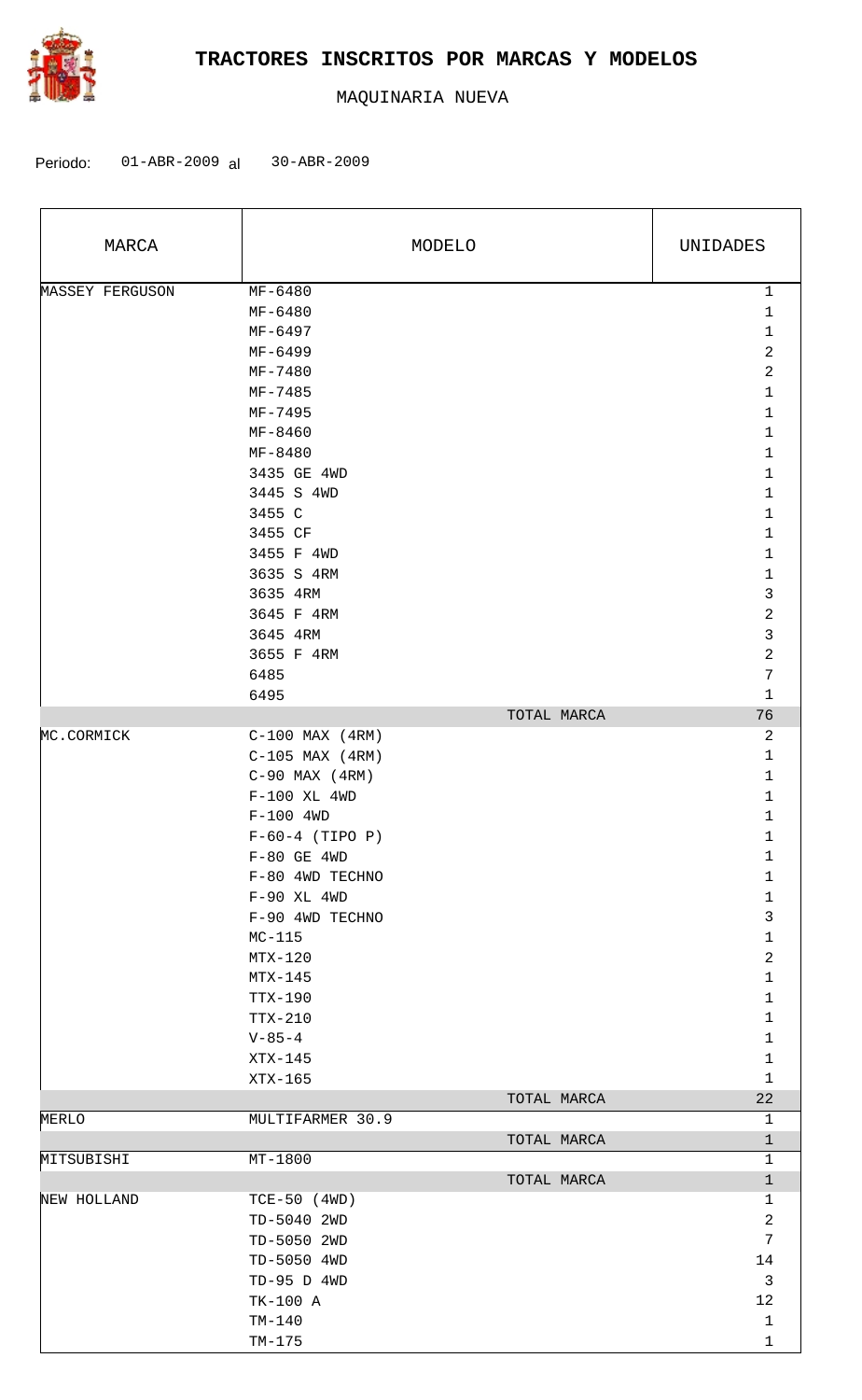# TRACTORES INSCRITOS POR MARCAS Y MODELOS

MAQUINARIA NUEVA

Periodo: 01-ABR-2009 al 30-ABR-2009

| MARCA | MODELO | UNIDADES |
|---|---|---|
| MASSEY FERGUSON | MF-6480 | 1 |
| | MF-6480 | 1 |
| | MF-6497 | 1 |
| | MF-6499 | 2 |
| | MF-7480 | 2 |
| | MF-7485 | 1 |
| | MF-7495 | 1 |
| | MF-8460 | 1 |
| | MF-8480 | 1 |
| | 3435 GE 4WD | 1 |
| | 3445 S 4WD | 1 |
| | 3455 C | 1 |
| | 3455 CF | 1 |
| | 3455 F 4WD | 1 |
| | 3635 S 4RM | 1 |
| | 3635 4RM | 3 |
| | 3645 F 4RM | 2 |
| | 3645 4RM | 3 |
| | 3655 F 4RM | 2 |
| | 6485 | 7 |
| | 6495 | 1 |
| | TOTAL MARCA | 76 |
| MC.CORMICK | C-100 MAX (4RM) | 2 |
| | C-105 MAX (4RM) | 1 |
| | C-90 MAX (4RM) | 1 |
| | F-100 XL 4WD | 1 |
| | F-100 4WD | 1 |
| | F-60-4 (TIPO P) | 1 |
| | F-80 GE 4WD | 1 |
| | F-80 4WD TECHNO | 1 |
| | F-90 XL 4WD | 1 |
| | F-90 4WD TECHNO | 3 |
| | MC-115 | 1 |
| | MTX-120 | 2 |
| | MTX-145 | 1 |
| | TTX-190 | 1 |
| | TTX-210 | 1 |
| | V-85-4 | 1 |
| | XTX-145 | 1 |
| | XTX-165 | 1 |
| | TOTAL MARCA | 22 |
| MERLO | MULTIFARMER 30.9 | 1 |
| | TOTAL MARCA | 1 |
| MITSUBISHI | MT-1800 | 1 |
| | TOTAL MARCA | 1 |
| NEW HOLLAND | TCE-50 (4WD) | 1 |
| | TD-5040 2WD | 2 |
| | TD-5050 2WD | 7 |
| | TD-5050 4WD | 14 |
| | TD-95 D 4WD | 3 |
| | TK-100 A | 12 |
| | TM-140 | 1 |
| | TM-175 | 1 |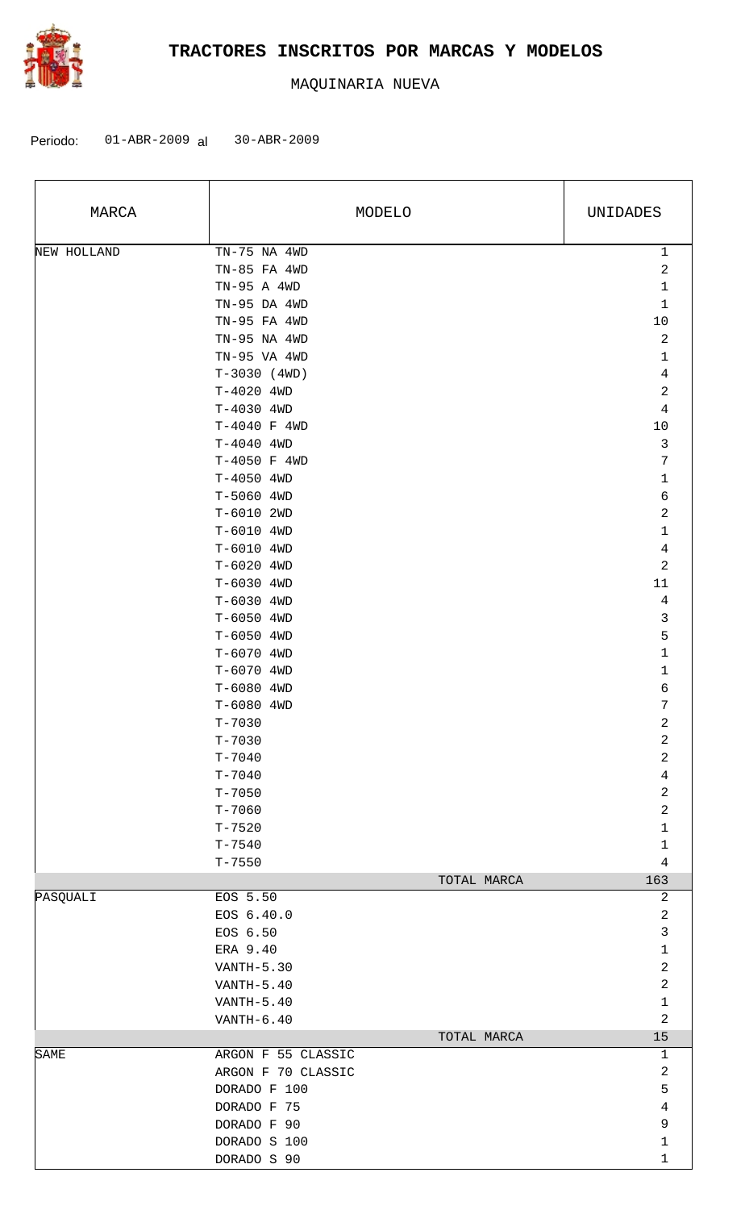# TRACTORES INSCRITOS POR MARCAS Y MODELOS

MAQUINARIA NUEVA

Periodo: 01-ABR-2009 al 30-ABR-2009

| MARCA | MODELO | UNIDADES |
| --- | --- | --- |
| NEW HOLLAND | TN-75 NA 4WD | 1 |
| | TN-85 FA 4WD | 2 |
| | TN-95 A 4WD | 1 |
| | TN-95 DA 4WD | 1 |
| | TN-95 FA 4WD | 10 |
| | TN-95 NA 4WD | 2 |
| | TN-95 VA 4WD | 1 |
| | T-3030 (4WD) | 4 |
| | T-4020 4WD | 2 |
| | T-4030 4WD | 4 |
| | T-4040 F 4WD | 10 |
| | T-4040 4WD | 3 |
| | T-4050 F 4WD | 7 |
| | T-4050 4WD | 1 |
| | T-5060 4WD | 6 |
| | T-6010 2WD | 2 |
| | T-6010 4WD | 1 |
| | T-6010 4WD | 4 |
| | T-6020 4WD | 2 |
| | T-6030 4WD | 11 |
| | T-6030 4WD | 4 |
| | T-6050 4WD | 3 |
| | T-6050 4WD | 5 |
| | T-6070 4WD | 1 |
| | T-6070 4WD | 1 |
| | T-6080 4WD | 6 |
| | T-6080 4WD | 7 |
| | T-7030 | 2 |
| | T-7030 | 2 |
| | T-7040 | 2 |
| | T-7040 | 4 |
| | T-7050 | 2 |
| | T-7060 | 2 |
| | T-7520 | 1 |
| | T-7540 | 1 |
| | T-7550 | 4 |
| | TOTAL MARCA | 163 |
| PASQUALI | EOS 5.50 | 2 |
| | EOS 6.40.0 | 2 |
| | EOS 6.50 | 3 |
| | ERA 9.40 | 1 |
| | VANTH-5.30 | 2 |
| | VANTH-5.40 | 2 |
| | VANTH-5.40 | 1 |
| | VANTH-6.40 | 2 |
| | TOTAL MARCA | 15 |
| SAME | ARGON F 55 CLASSIC | 1 |
| | ARGON F 70 CLASSIC | 2 |
| | DORADO F 100 | 5 |
| | DORADO F 75 | 4 |
| | DORADO F 90 | 9 |
| | DORADO S 100 | 1 |
| | DORADO S 90 | 1 |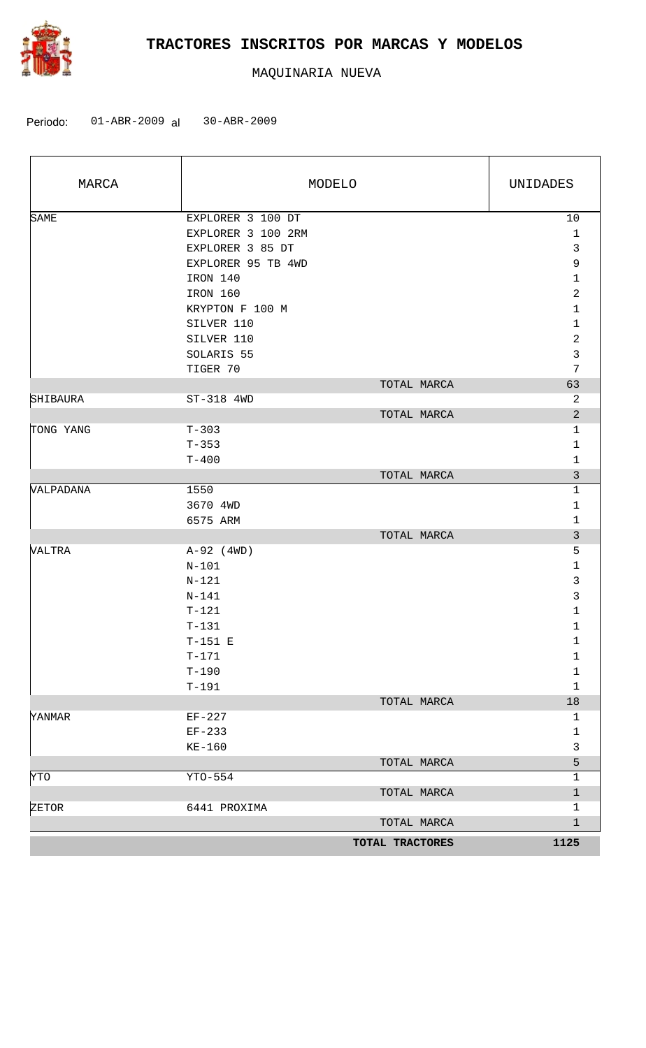# TRACTORES INSCRITOS POR MARCAS Y MODELOS

MAQUINARIA NUEVA

Periodo: 01-ABR-2009 al 30-ABR-2009

| MARCA | MODELO | UNIDADES |
|---|---|---|
| SAME | EXPLORER 3 100 DT | 10 |
| | EXPLORER 3 100 2RM | 1 |
| | EXPLORER 3 85 DT | 3 |
| | EXPLORER 95 TB 4WD | 9 |
| | IRON 140 | 1 |
| | IRON 160 | 2 |
| | KRYPTON F 100 M | 1 |
| | SILVER 110 | 1 |
| | SILVER 110 | 2 |
| | SOLARIS 55 | 3 |
| | TIGER 70 | 7 |
| | TOTAL MARCA | 63 |
| SHIBAURA | ST-318 4WD | 2 |
| | TOTAL MARCA | 2 |
| TONG YANG | T-303 | 1 |
| | T-353 | 1 |
| | T-400 | 1 |
| | TOTAL MARCA | 3 |
| VALPADANA | 1550 | 1 |
| | 3670 4WD | 1 |
| | 6575 ARM | 1 |
| | TOTAL MARCA | 3 |
| VALTRA | A-92 (4WD) | 5 |
| | N-101 | 1 |
| | N-121 | 3 |
| | N-141 | 3 |
| | T-121 | 1 |
| | T-131 | 1 |
| | T-151 E | 1 |
| | T-171 | 1 |
| | T-190 | 1 |
| | T-191 | 1 |
| | TOTAL MARCA | 18 |
| YANMAR | EF-227 | 1 |
| | EF-233 | 1 |
| | KE-160 | 3 |
| | TOTAL MARCA | 5 |
| YTO | YTO-554 | 1 |
| | TOTAL MARCA | 1 |
| ZETOR | 6441 PROXIMA | 1 |
| | TOTAL MARCA | 1 |
| | **TOTAL TRACTORES** | **1125** |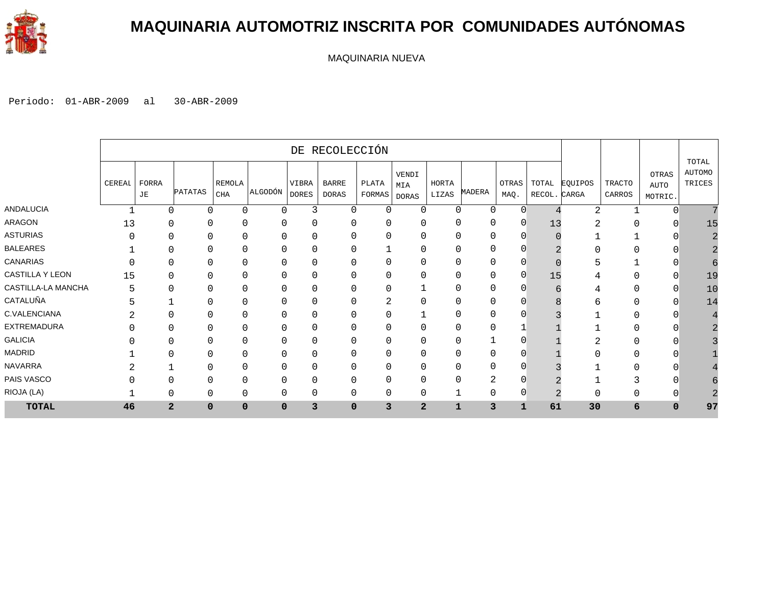# MAQUINARIA AUTOMOTRIZ INSCRITA POR COMUNIDADES AUTÓNOMAS

MAQUINARIA NUEVA

Periodo: 01-ABR-2009 al 30-ABR-2009

| | DE RECOLECCIÓN | | | | | | | | | | | | | | | | |
|---|---|---|---|---|---|---|---|---|---|---|---|---|---|---|---|---|---|
| | CEREAL | FORRAJE | PATATAS | REMOLACHA | ALGODÓN | VIBRADORES | BARREDORAS | PLATAFORMAS | VENDIMIADORAS | HORTALIZAS | MADERA | OTRAS MAQ. | TOTAL RECOL. | EQUIPOS CARGA | TRACTOCARROS | OTRAS AUTOMOTRIC. | TOTAL AUTOMOTRICES |
| ANDALUCIA | 1 | 0 | 0 | 0 | 0 | 3 | 0 | 0 | 0 | 0 | 0 | 0 | 4 | 2 | 1 | 0 | 7 |
| ARAGON | 13 | 0 | 0 | 0 | 0 | 0 | 0 | 0 | 0 | 0 | 0 | 0 | 13 | 2 | 0 | 0 | 15 |
| ASTURIAS | 0 | 0 | 0 | 0 | 0 | 0 | 0 | 0 | 0 | 0 | 0 | 0 | 0 | 1 | 1 | 0 | 2 |
| BALEARES | 1 | 0 | 0 | 0 | 0 | 0 | 0 | 1 | 0 | 0 | 0 | 0 | 2 | 0 | 0 | 0 | 2 |
| CANARIAS | 0 | 0 | 0 | 0 | 0 | 0 | 0 | 0 | 0 | 0 | 0 | 0 | 0 | 5 | 1 | 0 | 6 |
| CASTILLA Y LEON | 15 | 0 | 0 | 0 | 0 | 0 | 0 | 0 | 0 | 0 | 0 | 0 | 15 | 4 | 0 | 0 | 19 |
| CASTILLA-LA MANCHA | 5 | 0 | 0 | 0 | 0 | 0 | 0 | 0 | 1 | 0 | 0 | 0 | 6 | 4 | 0 | 0 | 10 |
| CATALUÑA | 5 | 1 | 0 | 0 | 0 | 0 | 0 | 2 | 0 | 0 | 0 | 0 | 8 | 6 | 0 | 0 | 14 |
| C.VALENCIANA | 2 | 0 | 0 | 0 | 0 | 0 | 0 | 0 | 1 | 0 | 0 | 0 | 3 | 1 | 0 | 0 | 4 |
| EXTREMADURA | 0 | 0 | 0 | 0 | 0 | 0 | 0 | 0 | 0 | 0 | 0 | 1 | 1 | 1 | 0 | 0 | 2 |
| GALICIA | 0 | 0 | 0 | 0 | 0 | 0 | 0 | 0 | 0 | 0 | 1 | 0 | 1 | 2 | 0 | 0 | 3 |
| MADRID | 1 | 0 | 0 | 0 | 0 | 0 | 0 | 0 | 0 | 0 | 0 | 0 | 1 | 0 | 0 | 0 | 1 |
| NAVARRA | 2 | 1 | 0 | 0 | 0 | 0 | 0 | 0 | 0 | 0 | 0 | 0 | 3 | 1 | 0 | 0 | 4 |
| PAIS VASCO | 0 | 0 | 0 | 0 | 0 | 0 | 0 | 0 | 0 | 0 | 2 | 0 | 2 | 1 | 3 | 0 | 6 |
| RIOJA (LA) | 1 | 0 | 0 | 0 | 0 | 0 | 0 | 0 | 0 | 1 | 0 | 0 | 2 | 0 | 0 | 0 | 2 |
| **TOTAL** | **46** | **2** | **0** | **0** | **0** | **3** | **0** | **3** | **2** | **1** | **3** | **1** | **61** | **30** | **6** | **0** | **97** |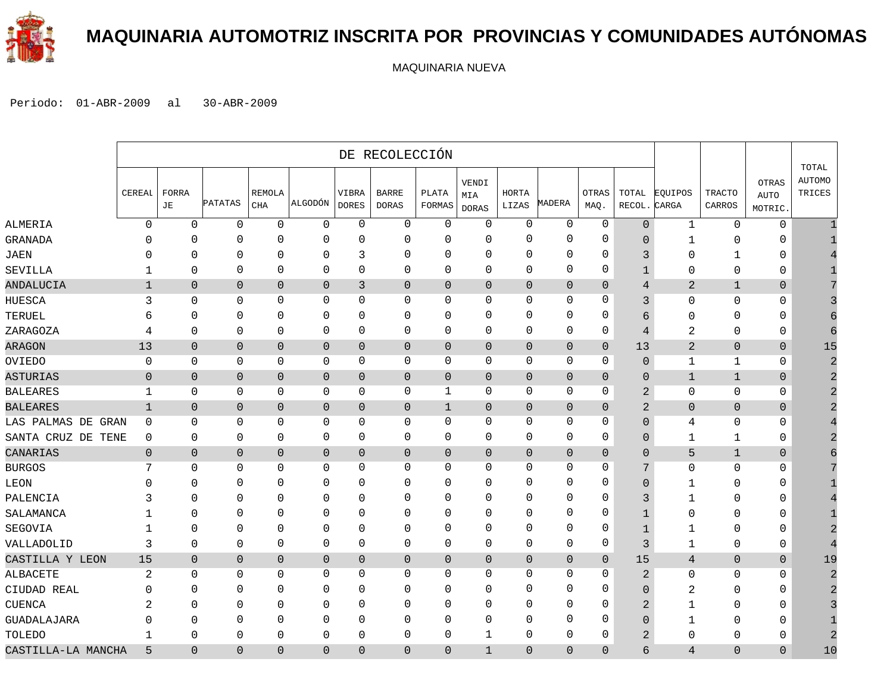# MAQUINARIA AUTOMOTRIZ INSCRITA POR PROVINCIAS Y COMUNIDADES AUTÓNOMAS

MAQUINARIA NUEVA

Periodo: 01-ABR-2009 al 30-ABR-2009

| | DE RECOLECCIÓN | | | | | | | | | | | | | | | | |
|---|---|---|---|---|---|---|---|---|---|---|---|---|---|---|---|---|---|
| | CEREAL | FORRAJE | PATATAS | REMOLACHA | ALGODÓN | VIBRADORES | BARREDORAS | PLATAFORMAS | VENDIMIADORAS | HORTALIZAS | MADERA | OTRAS MAQ. | TOTAL RECOL. | EQUIPOS CARGA | TRACTOCARROS | OTRAS AUTOMOTRIC. | TOTAL AUTOMOTRICES |
| ALMERIA | 0 | 0 | 0 | 0 | 0 | 0 | 0 | 0 | 0 | 0 | 0 | 0 | 0 | 1 | 0 | 0 | 1 |
| GRANADA | 0 | 0 | 0 | 0 | 0 | 0 | 0 | 0 | 0 | 0 | 0 | 0 | 0 | 1 | 0 | 0 | 1 |
| JAEN | 0 | 0 | 0 | 0 | 0 | 3 | 0 | 0 | 0 | 0 | 0 | 0 | 3 | 0 | 1 | 0 | 4 |
| SEVILLA | 1 | 0 | 0 | 0 | 0 | 0 | 0 | 0 | 0 | 0 | 0 | 0 | 1 | 0 | 0 | 0 | 1 |
| ANDALUCIA | 1 | 0 | 0 | 0 | 0 | 3 | 0 | 0 | 0 | 0 | 0 | 0 | 4 | 2 | 1 | 0 | 7 |
| HUESCA | 3 | 0 | 0 | 0 | 0 | 0 | 0 | 0 | 0 | 0 | 0 | 0 | 3 | 0 | 0 | 0 | 3 |
| TERUEL | 6 | 0 | 0 | 0 | 0 | 0 | 0 | 0 | 0 | 0 | 0 | 0 | 6 | 0 | 0 | 0 | 6 |
| ZARAGOZA | 4 | 0 | 0 | 0 | 0 | 0 | 0 | 0 | 0 | 0 | 0 | 0 | 4 | 2 | 0 | 0 | 6 |
| ARAGON | 13 | 0 | 0 | 0 | 0 | 0 | 0 | 0 | 0 | 0 | 0 | 0 | 13 | 2 | 0 | 0 | 15 |
| OVIEDO | 0 | 0 | 0 | 0 | 0 | 0 | 0 | 0 | 0 | 0 | 0 | 0 | 0 | 1 | 1 | 0 | 2 |
| ASTURIAS | 0 | 0 | 0 | 0 | 0 | 0 | 0 | 0 | 0 | 0 | 0 | 0 | 0 | 1 | 1 | 0 | 2 |
| BALEARES | 1 | 0 | 0 | 0 | 0 | 0 | 0 | 1 | 0 | 0 | 0 | 0 | 2 | 0 | 0 | 0 | 2 |
| BALEARES | 1 | 0 | 0 | 0 | 0 | 0 | 0 | 1 | 0 | 0 | 0 | 0 | 2 | 0 | 0 | 0 | 2 |
| LAS PALMAS DE GRAN | 0 | 0 | 0 | 0 | 0 | 0 | 0 | 0 | 0 | 0 | 0 | 0 | 0 | 4 | 0 | 0 | 4 |
| SANTA CRUZ DE TENE | 0 | 0 | 0 | 0 | 0 | 0 | 0 | 0 | 0 | 0 | 0 | 0 | 0 | 1 | 1 | 0 | 2 |
| CANARIAS | 0 | 0 | 0 | 0 | 0 | 0 | 0 | 0 | 0 | 0 | 0 | 0 | 0 | 5 | 1 | 0 | 6 |
| BURGOS | 7 | 0 | 0 | 0 | 0 | 0 | 0 | 0 | 0 | 0 | 0 | 0 | 7 | 0 | 0 | 0 | 7 |
| LEON | 0 | 0 | 0 | 0 | 0 | 0 | 0 | 0 | 0 | 0 | 0 | 0 | 0 | 1 | 0 | 0 | 1 |
| PALENCIA | 3 | 0 | 0 | 0 | 0 | 0 | 0 | 0 | 0 | 0 | 0 | 0 | 3 | 1 | 0 | 0 | 4 |
| SALAMANCA | 1 | 0 | 0 | 0 | 0 | 0 | 0 | 0 | 0 | 0 | 0 | 0 | 1 | 0 | 0 | 0 | 1 |
| SEGOVIA | 1 | 0 | 0 | 0 | 0 | 0 | 0 | 0 | 0 | 0 | 0 | 0 | 1 | 1 | 0 | 0 | 2 |
| VALLADOLID | 3 | 0 | 0 | 0 | 0 | 0 | 0 | 0 | 0 | 0 | 0 | 0 | 3 | 1 | 0 | 0 | 4 |
| CASTILLA Y LEON | 15 | 0 | 0 | 0 | 0 | 0 | 0 | 0 | 0 | 0 | 0 | 0 | 15 | 4 | 0 | 0 | 19 |
| ALBACETE | 2 | 0 | 0 | 0 | 0 | 0 | 0 | 0 | 0 | 0 | 0 | 0 | 2 | 0 | 0 | 0 | 2 |
| CIUDAD REAL | 0 | 0 | 0 | 0 | 0 | 0 | 0 | 0 | 0 | 0 | 0 | 0 | 0 | 2 | 0 | 0 | 2 |
| CUENCA | 2 | 0 | 0 | 0 | 0 | 0 | 0 | 0 | 0 | 0 | 0 | 0 | 2 | 1 | 0 | 0 | 3 |
| GUADALAJARA | 0 | 0 | 0 | 0 | 0 | 0 | 0 | 0 | 0 | 0 | 0 | 0 | 0 | 1 | 0 | 0 | 1 |
| TOLEDO | 1 | 0 | 0 | 0 | 0 | 0 | 0 | 0 | 1 | 0 | 0 | 0 | 2 | 0 | 0 | 0 | 2 |
| CASTILLA-LA MANCHA | 5 | 0 | 0 | 0 | 0 | 0 | 0 | 0 | 1 | 0 | 0 | 0 | 6 | 4 | 0 | 0 | 10 |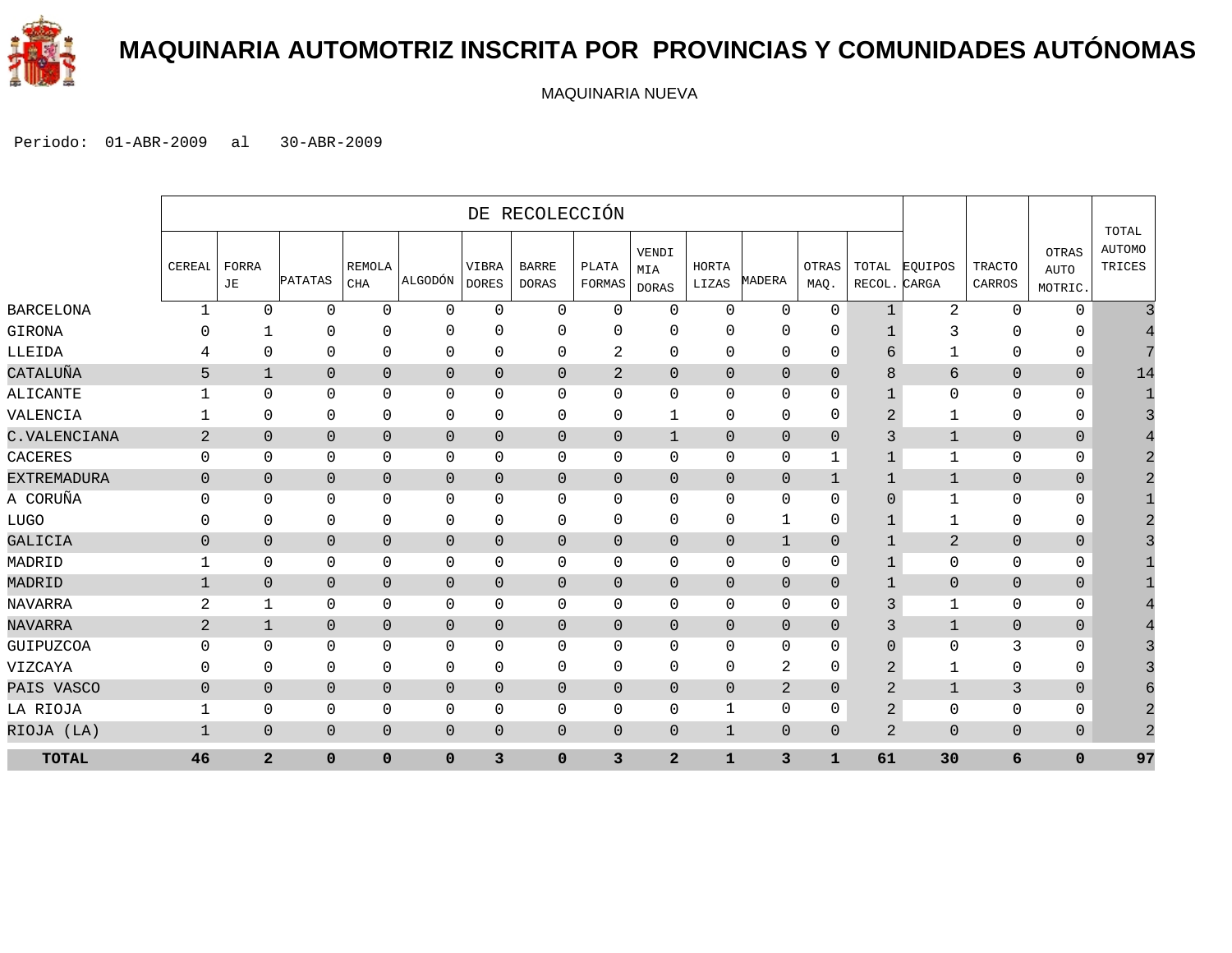# MAQUINARIA AUTOMOTRIZ INSCRITA POR PROVINCIAS Y COMUNIDADES AUTÓNOMAS

MAQUINARIA NUEVA

Periodo: 01-ABR-2009 al 30-ABR-2009

| | DE RECOLECCIÓN | | | | | | | | | | | | | | | | |
|---|---|---|---|---|---|---|---|---|---|---|---|---|---|---|---|---|---|
| | CEREAL | FORRAJE | PATATAS | REMOLACHA | ALGODÓN | VIBRADORES | BARREDORAS | PLATAFORMAS | VENDIMIADORAS | HORTALIZAS | MADERA | OTRAS MAQ. | TOTAL RECOL. | EQUIPOS CARGA | TRACTOCARROS | OTRAS AUTOMOTRIC. | TOTAL AUTOMOTRICES |
| BARCELONA | 1 | 0 | 0 | 0 | 0 | 0 | 0 | 0 | 0 | 0 | 0 | 0 | 1 | 2 | 0 | 0 | 3 |
| GIRONA | 0 | 1 | 0 | 0 | 0 | 0 | 0 | 0 | 0 | 0 | 0 | 0 | 1 | 3 | 0 | 0 | 4 |
| LLEIDA | 4 | 0 | 0 | 0 | 0 | 0 | 0 | 2 | 0 | 0 | 0 | 0 | 6 | 1 | 0 | 0 | 7 |
| CATALUÑA | 5 | 1 | 0 | 0 | 0 | 0 | 0 | 2 | 0 | 0 | 0 | 0 | 8 | 6 | 0 | 0 | 14 |
| ALICANTE | 1 | 0 | 0 | 0 | 0 | 0 | 0 | 0 | 0 | 0 | 0 | 0 | 1 | 0 | 0 | 0 | 1 |
| VALENCIA | 1 | 0 | 0 | 0 | 0 | 0 | 0 | 0 | 1 | 0 | 0 | 0 | 2 | 1 | 0 | 0 | 3 |
| C.VALENCIANA | 2 | 0 | 0 | 0 | 0 | 0 | 0 | 0 | 1 | 0 | 0 | 0 | 3 | 1 | 0 | 0 | 4 |
| CACERES | 0 | 0 | 0 | 0 | 0 | 0 | 0 | 0 | 0 | 0 | 0 | 1 | 1 | 1 | 0 | 0 | 2 |
| EXTREMADURA | 0 | 0 | 0 | 0 | 0 | 0 | 0 | 0 | 0 | 0 | 0 | 1 | 1 | 1 | 0 | 0 | 2 |
| A CORUÑA | 0 | 0 | 0 | 0 | 0 | 0 | 0 | 0 | 0 | 0 | 0 | 0 | 0 | 1 | 0 | 0 | 1 |
| LUGO | 0 | 0 | 0 | 0 | 0 | 0 | 0 | 0 | 0 | 0 | 1 | 0 | 1 | 1 | 0 | 0 | 2 |
| GALICIA | 0 | 0 | 0 | 0 | 0 | 0 | 0 | 0 | 0 | 0 | 1 | 0 | 1 | 2 | 0 | 0 | 3 |
| MADRID | 1 | 0 | 0 | 0 | 0 | 0 | 0 | 0 | 0 | 0 | 0 | 0 | 1 | 0 | 0 | 0 | 1 |
| MADRID | 1 | 0 | 0 | 0 | 0 | 0 | 0 | 0 | 0 | 0 | 0 | 0 | 1 | 0 | 0 | 0 | 1 |
| NAVARRA | 2 | 1 | 0 | 0 | 0 | 0 | 0 | 0 | 0 | 0 | 0 | 0 | 3 | 1 | 0 | 0 | 4 |
| NAVARRA | 2 | 1 | 0 | 0 | 0 | 0 | 0 | 0 | 0 | 0 | 0 | 0 | 3 | 1 | 0 | 0 | 4 |
| GUIPUZCOA | 0 | 0 | 0 | 0 | 0 | 0 | 0 | 0 | 0 | 0 | 0 | 0 | 0 | 0 | 3 | 0 | 3 |
| VIZCAYA | 0 | 0 | 0 | 0 | 0 | 0 | 0 | 0 | 0 | 0 | 2 | 0 | 2 | 1 | 0 | 0 | 3 |
| PAIS VASCO | 0 | 0 | 0 | 0 | 0 | 0 | 0 | 0 | 0 | 0 | 2 | 0 | 2 | 1 | 3 | 0 | 6 |
| LA RIOJA | 1 | 0 | 0 | 0 | 0 | 0 | 0 | 0 | 0 | 1 | 0 | 0 | 2 | 0 | 0 | 0 | 2 |
| RIOJA (LA) | 1 | 0 | 0 | 0 | 0 | 0 | 0 | 0 | 0 | 1 | 0 | 0 | 2 | 0 | 0 | 0 | 2 |
| **TOTAL** | **46** | **2** | **0** | **0** | **0** | **3** | **0** | **3** | **2** | **1** | **3** | **1** | **61** | **30** | **6** | **0** | **97** |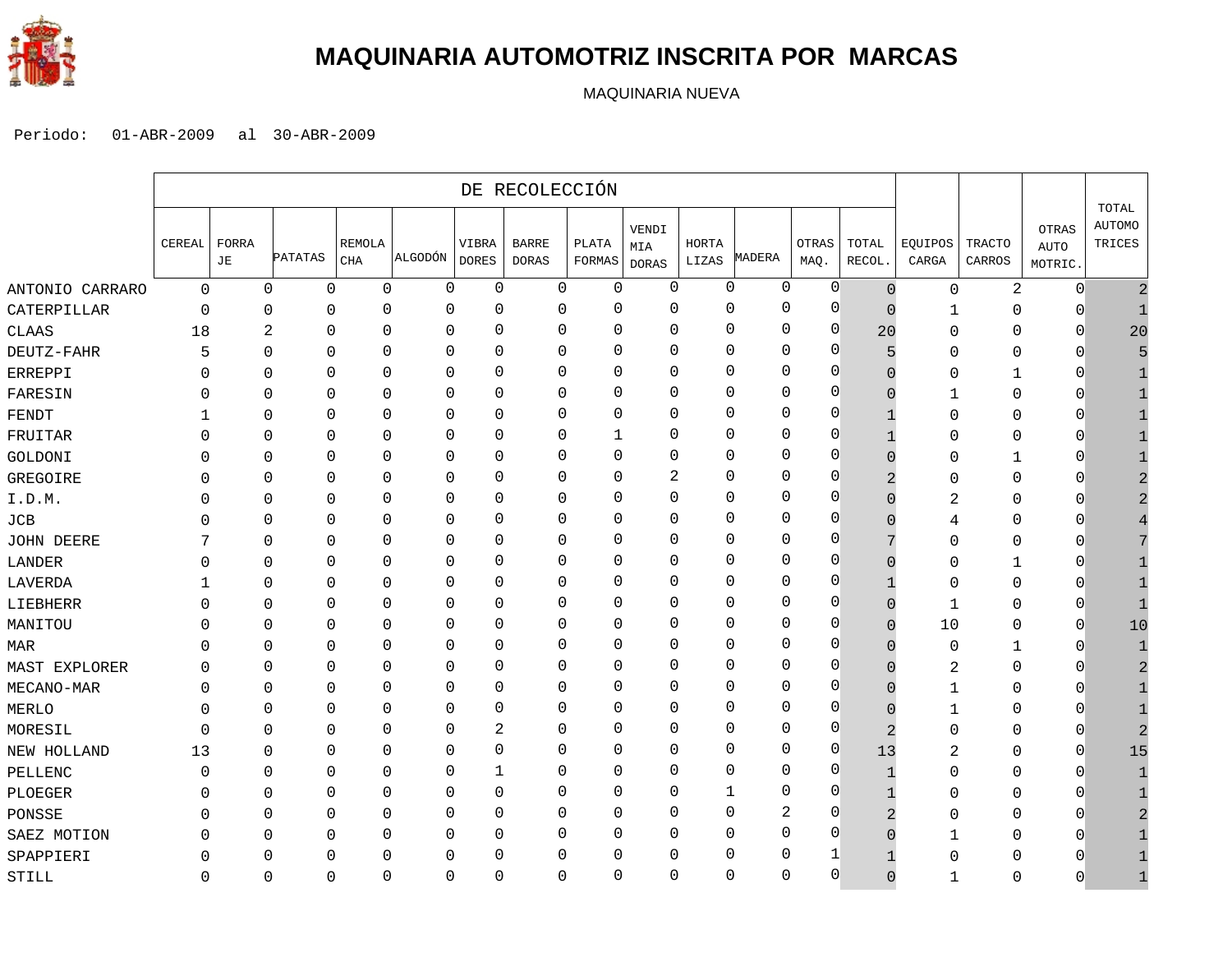# MAQUINARIA AUTOMOTRIZ INSCRITA POR MARCAS

MAQUINARIA NUEVA

Periodo: 01-ABR-2009 al 30-ABR-2009

| | DE RECOLECCIÓN | | | | | | | | | | | | | | | | |
|---|---|---|---|---|---|---|---|---|---|---|---|---|---|---|---|---|---|
| | CEREAL | FORRAJE | PATATAS | REMOLACHA | ALGODÓN | VIBRADORES | BARREDORAS | PLATAFORMAS | VENDIMIADORAS | HORTALIZAS | MADERA | OTRAS MAQ. | TOTAL RECOL. | EQUIPOS CARGA | TRACTOCARROS | OTRAS AUTOMOTRIC. | TOTAL AUTOMOTRICES |
| ANTONIO CARRARO | 0 | 0 | 0 | 0 | 0 | 0 | 0 | 0 | 0 | 0 | 0 | 0 | 0 | 0 | 2 | 0 | 2 |
| CATERPILLAR | 0 | 0 | 0 | 0 | 0 | 0 | 0 | 0 | 0 | 0 | 0 | 0 | 0 | 1 | 0 | 0 | 1 |
| CLAAS | 18 | 2 | 0 | 0 | 0 | 0 | 0 | 0 | 0 | 0 | 0 | 0 | 20 | 0 | 0 | 0 | 20 |
| DEUTZ-FAHR | 5 | 0 | 0 | 0 | 0 | 0 | 0 | 0 | 0 | 0 | 0 | 0 | 5 | 0 | 0 | 0 | 5 |
| ERREPPI | 0 | 0 | 0 | 0 | 0 | 0 | 0 | 0 | 0 | 0 | 0 | 0 | 0 | 0 | 1 | 0 | 1 |
| FARESIN | 0 | 0 | 0 | 0 | 0 | 0 | 0 | 0 | 0 | 0 | 0 | 0 | 0 | 1 | 0 | 0 | 1 |
| FENDT | 1 | 0 | 0 | 0 | 0 | 0 | 0 | 0 | 0 | 0 | 0 | 0 | 1 | 0 | 0 | 0 | 1 |
| FRUITAR | 0 | 0 | 0 | 0 | 0 | 0 | 0 | 1 | 0 | 0 | 0 | 0 | 1 | 0 | 0 | 0 | 1 |
| GOLDONI | 0 | 0 | 0 | 0 | 0 | 0 | 0 | 0 | 0 | 0 | 0 | 0 | 0 | 0 | 1 | 0 | 1 |
| GREGOIRE | 0 | 0 | 0 | 0 | 0 | 0 | 0 | 0 | 2 | 0 | 0 | 0 | 2 | 0 | 0 | 0 | 2 |
| I.D.M. | 0 | 0 | 0 | 0 | 0 | 0 | 0 | 0 | 0 | 0 | 0 | 0 | 0 | 2 | 0 | 0 | 2 |
| JCB | 0 | 0 | 0 | 0 | 0 | 0 | 0 | 0 | 0 | 0 | 0 | 0 | 0 | 4 | 0 | 0 | 4 |
| JOHN DEERE | 7 | 0 | 0 | 0 | 0 | 0 | 0 | 0 | 0 | 0 | 0 | 0 | 7 | 0 | 0 | 0 | 7 |
| LANDER | 0 | 0 | 0 | 0 | 0 | 0 | 0 | 0 | 0 | 0 | 0 | 0 | 0 | 0 | 1 | 0 | 1 |
| LAVERDA | 1 | 0 | 0 | 0 | 0 | 0 | 0 | 0 | 0 | 0 | 0 | 0 | 1 | 0 | 0 | 0 | 1 |
| LIEBHERR | 0 | 0 | 0 | 0 | 0 | 0 | 0 | 0 | 0 | 0 | 0 | 0 | 0 | 1 | 0 | 0 | 1 |
| MANITOU | 0 | 0 | 0 | 0 | 0 | 0 | 0 | 0 | 0 | 0 | 0 | 0 | 0 | 10 | 0 | 0 | 10 |
| MAR | 0 | 0 | 0 | 0 | 0 | 0 | 0 | 0 | 0 | 0 | 0 | 0 | 0 | 0 | 1 | 0 | 1 |
| MAST EXPLORER | 0 | 0 | 0 | 0 | 0 | 0 | 0 | 0 | 0 | 0 | 0 | 0 | 0 | 2 | 0 | 0 | 2 |
| MECANO-MAR | 0 | 0 | 0 | 0 | 0 | 0 | 0 | 0 | 0 | 0 | 0 | 0 | 0 | 1 | 0 | 0 | 1 |
| MERLO | 0 | 0 | 0 | 0 | 0 | 0 | 0 | 0 | 0 | 0 | 0 | 0 | 0 | 1 | 0 | 0 | 1 |
| MORESIL | 0 | 0 | 0 | 0 | 0 | 2 | 0 | 0 | 0 | 0 | 0 | 0 | 2 | 0 | 0 | 0 | 2 |
| NEW HOLLAND | 13 | 0 | 0 | 0 | 0 | 0 | 0 | 0 | 0 | 0 | 0 | 0 | 13 | 2 | 0 | 0 | 15 |
| PELLENC | 0 | 0 | 0 | 0 | 0 | 1 | 0 | 0 | 0 | 0 | 0 | 0 | 1 | 0 | 0 | 0 | 1 |
| PLOEGER | 0 | 0 | 0 | 0 | 0 | 0 | 0 | 0 | 0 | 1 | 0 | 0 | 1 | 0 | 0 | 0 | 1 |
| PONSSE | 0 | 0 | 0 | 0 | 0 | 0 | 0 | 0 | 0 | 0 | 2 | 0 | 2 | 0 | 0 | 0 | 2 |
| SAEZ MOTION | 0 | 0 | 0 | 0 | 0 | 0 | 0 | 0 | 0 | 0 | 0 | 0 | 0 | 1 | 0 | 0 | 1 |
| SPAPPIERI | 0 | 0 | 0 | 0 | 0 | 0 | 0 | 0 | 0 | 0 | 0 | 1 | 1 | 0 | 0 | 0 | 1 |
| STILL | 0 | 0 | 0 | 0 | 0 | 0 | 0 | 0 | 0 | 0 | 0 | 0 | 0 | 1 | 0 | 0 | 1 |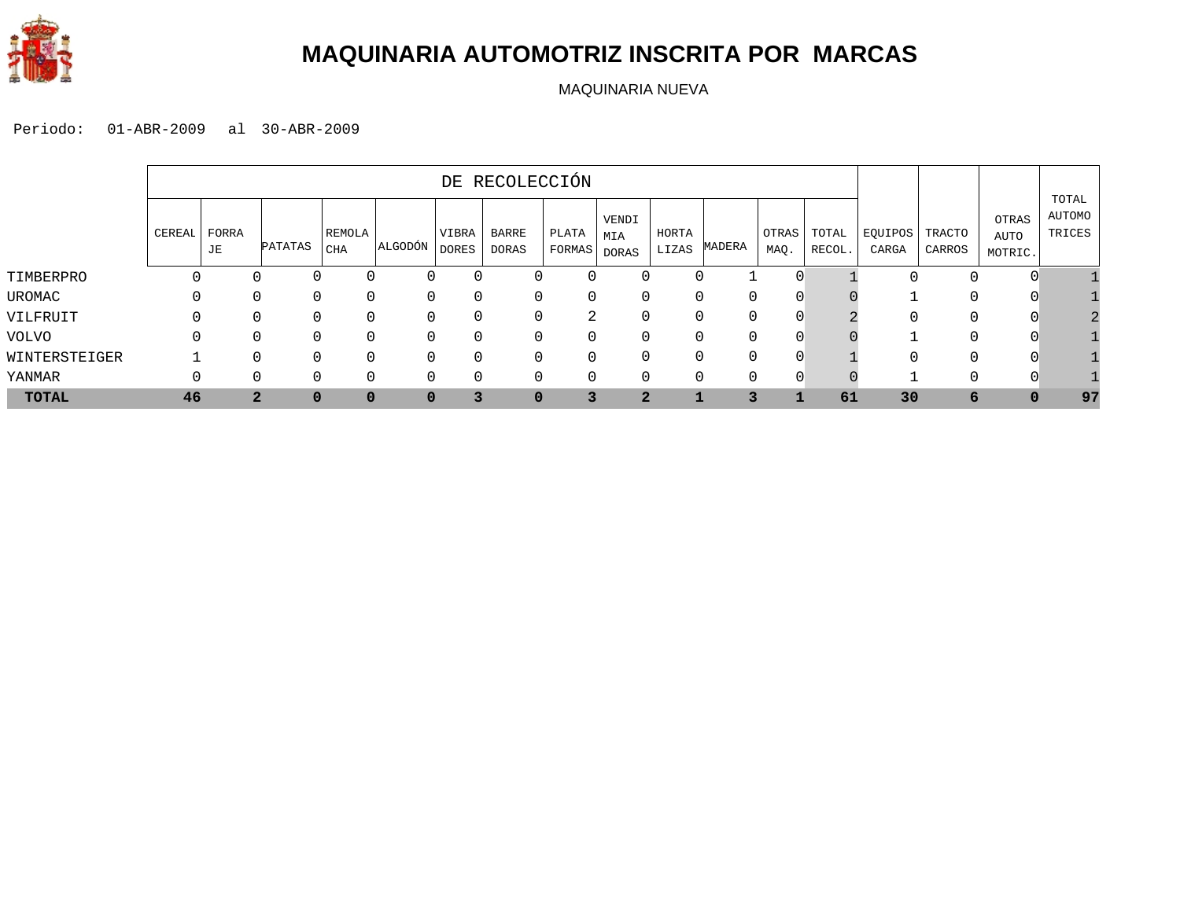# MAQUINARIA AUTOMOTRIZ INSCRITA POR MARCAS

MAQUINARIA NUEVA

Periodo: 01-ABR-2009 al 30-ABR-2009

| | DE RECOLECCIÓN | | | | | | | | | | | | | | | | |
|---|---|---|---|---|---|---|---|---|---|---|---|---|---|---|---|---|
| | CEREAL | FORRAJE | PATATAS | REMOLACHA | ALGODÓN | VIBRADORES | BARREDORAS | PLATAFORMAS | VENDIMIADORAS | HORTALIZAS | MADERA | OTRAS MAQ. | TOTAL RECOL. | EQUIPOS CARGA | TRACTOCARROS | OTRAS AUTOMOTRIC. | TOTAL AUTOMOTRICES |
| TIMBERPRO | 0 | 0 | 0 | 0 | 0 | 0 | 0 | 0 | 0 | 0 | 1 | 0 | 1 | 0 | 0 | 0 | 1 |
| UROMAC | 0 | 0 | 0 | 0 | 0 | 0 | 0 | 0 | 0 | 0 | 0 | 0 | 0 | 1 | 0 | 0 | 1 |
| VILFRUIT | 0 | 0 | 0 | 0 | 0 | 0 | 0 | 2 | 0 | 0 | 0 | 0 | 2 | 0 | 0 | 0 | 2 |
| VOLVO | 0 | 0 | 0 | 0 | 0 | 0 | 0 | 0 | 0 | 0 | 0 | 0 | 0 | 1 | 0 | 0 | 1 |
| WINTERSTEIGER | 1 | 0 | 0 | 0 | 0 | 0 | 0 | 0 | 0 | 0 | 0 | 0 | 1 | 0 | 0 | 0 | 1 |
| YANMAR | 0 | 0 | 0 | 0 | 0 | 0 | 0 | 0 | 0 | 0 | 0 | 0 | 0 | 1 | 0 | 0 | 1 |
| **TOTAL** | **46** | **2** | **0** | **0** | **0** | **3** | **0** | **3** | **2** | **1** | **3** | **1** | **61** | **30** | **6** | **0** | **97** |